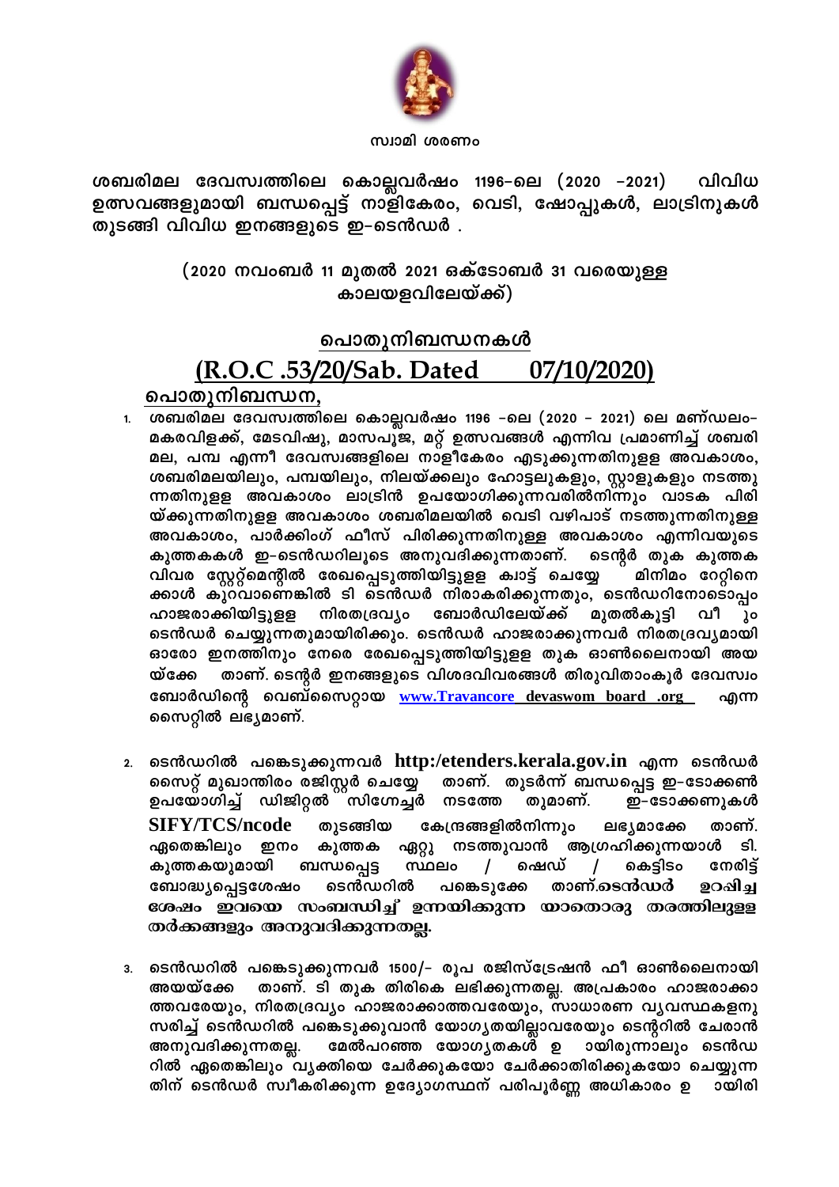സ്വാമി ശരണം

**ശബരിമല ദേവസ്വത്തിലെ കൊല്ലവർഷം 1196-ലെ (2020 -2021) വിവിധ ഉത്സവങ്ങളുമായി ബന്ധപ്പെട്ട് നാളികേരം, വെടി, ഷോപ്പുകൾ, ലാട്രിനുകൾ തുടങ്ങി വിവിധ ഇനങ്ങളുടെ ഇ-ടെൻഡർ .**

**(2020 നവംബർ 11 മുതൽ 2021 ഒക്ടോബർ 31 വരെയുള്ള കാലയളവിലേയ്ക്ക്)**

## പൊതുനിബന്ധനകൾ

## (R.O.C .53/20/Sab. Dated 07/10/2020)

### പൊതുനിബന്ധന,

1. ശബരിമല ദേവസ്വത്തിലെ കൊല്ലവർഷം 1196 -ലെ (2020 - 2021) ലെ മണ്ഡലം-മകരവിളക്ക്, മേടവിഷു, മാസപൂജ, മറ്റ് ഉത്സവങ്ങൾ എന്നിവ പ്രമാണിച്ച് ശബരി മല, പമ്പ എന്നീ ദേവസ്വങ്ങളിലെ നാളികേരം എടുക്കുന്നതിനുള്ള അവകാശം, ശബരിമലയിലും, പമ്പയിലും, നിലയ്ക്കലും ഹോട്ടലുകളും, സ്റ്റാളുകളും നടത്തു ന്നതിനുള്ള അവകാശം ലാട്രിൻ ഉപയോഗിക്കുന്നവരിൽനിന്നും വാടക പിരി യ്ക്കുന്നതിനുള്ള അവകാശം ശബരിമലയിൽ വെടി വഴിപാട് നടത്തുന്നതിനുള്ള അവകാശം, പാർക്കിംഗ് ഫീസ് പിരിക്കുന്നതിനുള്ള അവകാശം എന്നിവയുടെ കുത്തകകൾ ഇ-ടെൻഡറിലൂടെ അനുവദിക്കുന്നതാണ്. ടെന്റർ തുക കുത്തക വിവര സ്റ്റേറ്റ്മെന്റിൽ രേഖപ്പെടുത്തിയിട്ടുള്ള ക്വാട്ട് ചെയ്യേ മിനിമം റേറ്റിനെ ക്കാൾ കുറവാണെങ്കിൽ ടി ടെൻഡർ നിരാകരിക്കുന്നതും, ടെൻഡറിനോടൊപ്പം ഹാജരാക്കിയിട്ടുള്ള നിരതദ്രവ്യം ബോർഡിലേയ്ക്ക് മുതൽകൂട്ടി വീ ും ടെൻഡർ ചെയ്യുന്നതുമായിരിക്കും. ടെൻഡർ ഹാജരാക്കുന്നവർ നിരതദ്രവ്യമായി ഓരോ ഇനത്തിനും നേരെ രേഖപ്പെടുത്തിയിട്ടുള്ള തുക ഓൺലൈനായി അയ യ്ക്കേ താണ്. ടെന്റർ ഇനങ്ങളുടെ വിശദവിവരങ്ങൾ തിരുവിതാംകൂർ ദേവസ്വം ബോർഡിന്റെ വെബ്സൈറ്റായ www.Travancore devaswom board .org എന്ന സൈറ്റിൽ ലഭ്യമാണ്.

2. ടെൻഡറിൽ പങ്കെടുക്കുന്നവർ http:/etenders.kerala.gov.in എന്ന ടെൻഡർ സൈറ്റ് മുഖാന്തിരം രജിസ്റ്റർ ചെയ്യേ താണ്. തുടർന്ന് ബന്ധപ്പെട്ട ഇ-ടോക്കൺ ഉപയോഗിച്ച് ഡിജിറ്റൽ സിഗ്നേച്ചർ നടത്തേ തുമാണ്. ഇ-ടോക്കണുകൾ SIFY/TCS/ncode തുടങ്ങിയ കേന്ദ്രങ്ങളിൽനിന്നും ലഭ്യമാക്കേ താണ്. ഏതെങ്കിലും ഇനം കുത്തക ഏറ്റു നടത്തുവാൻ ആഗ്രഹിക്കുന്നയാൾ ടി. കുത്തകയുമായി ബന്ധപ്പെട്ട സ്ഥലം / ഷെഡ് / കെട്ടിടം നേരിട്ട് ബോദ്ധ്യപ്പെട്ടശേഷം ടെൻഡറിൽ പങ്കെടുക്കേ താണ്.**ടെൻഡർ ഉറപ്പിച്ച ശേഷം ഇവയെ സംബന്ധിച്ച് ഉന്നയിക്കുന്ന യാതൊരു തരത്തിലുള്ള തർക്കങ്ങളും അനുവദിക്കുന്നതല്ല.**

3. ടെൻഡറിൽ പങ്കെടുക്കുന്നവർ 1500/- രൂപ രജിസ്ട്രേഷൻ ഫീ ഓൺലൈനായി അയയ്ക്കേ താണ്. ടി തുക തിരികെ ലഭിക്കുന്നതല്ല. അപ്രകാരം ഹാജരാക്കാ ത്തവരേയും, നിരതദ്രവ്യം ഹാജരാക്കാത്തവരേയും, സാധാരണ വ്യവസ്ഥകളനു സരിച്ച് ടെൻഡറിൽ പങ്കെടുക്കുവാൻ യോഗ്യതയില്ലാവരേയും ടെന്ററിൽ ചേരാൻ അനുവദിക്കുന്നതല്ല. മേൽപറഞ്ഞ യോഗ്യതകൾ ഉ ായിരുന്നാലും ടെൻഡ റിൽ ഏതെങ്കിലും വ്യക്തിയെ ചേർക്കുകയോ ചേർക്കാതിരിക്കുകയോ ചെയ്യുന്ന തിന് ടെൻഡർ സ്വീകരിക്കുന്ന ഉദ്യോഗസ്ഥന് പരിപൂർണ്ണ അധികാരം ഉ ായിരി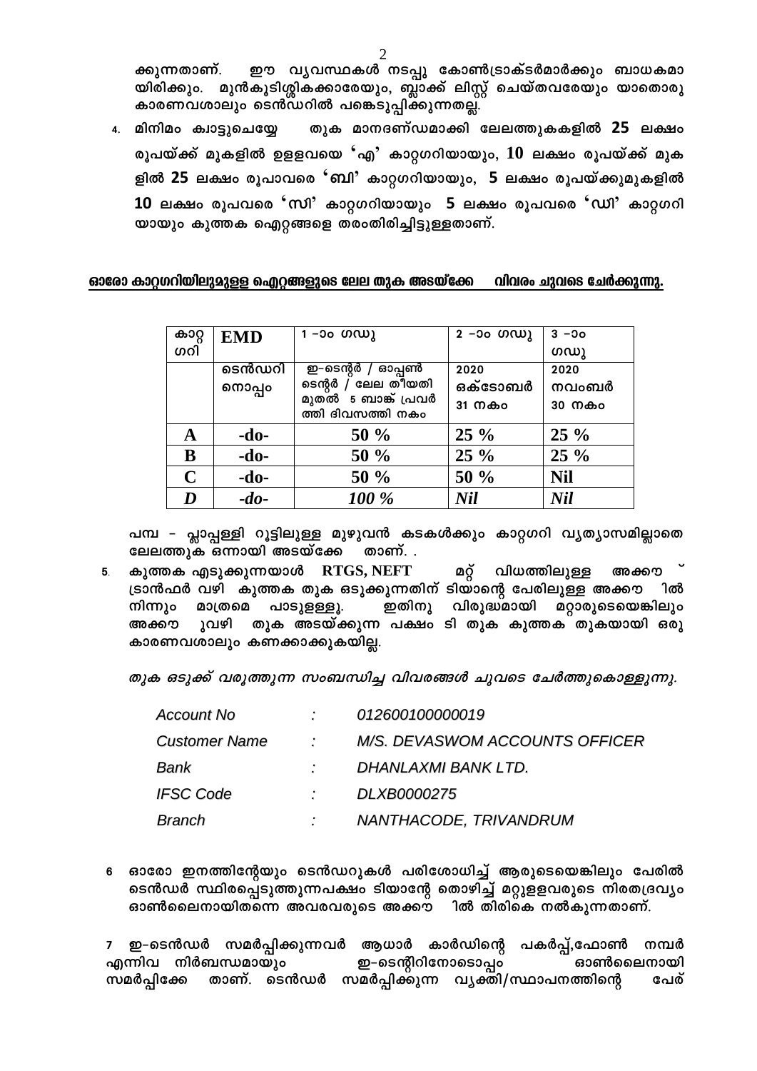ക്കുന്നതാണ്. ഈ വ്യവസ്ഥകൾ നടപ്പു കോൺട്രാക്ടർമാർക്കും ബാധകമായിരിക്കും. മുൻകൂടിശ്ശികക്കാരേയും, ബ്ലാക്ക് ലിസ്റ്റ് ചെയ്തവരേയും യാതൊരു കാരണവശാലും ടെൻഡറിൽ പങ്കെടുപ്പിക്കുന്നതല്ല.

4. മിനിമം ക്വാട്ടുചെയ്യേ തുക മാനദണ്ഡമാക്കി ലേലത്തുകകളിൽ **25** ലക്ഷം രൂപയ്ക്ക് മുകളിൽ ഉള്ളവയെ **'എ'** കാറ്റഗറിയായും, **10** ലക്ഷം രൂപയ്ക്ക് മുകളിൽ **25** ലക്ഷം രൂപാവരെ **'ബി'** കാറ്റഗറിയായും, **5** ലക്ഷം രൂപയ്ക്കുമുകളിൽ **10** ലക്ഷം രൂപവരെ **'സി'** കാറ്റഗറിയായും **5** ലക്ഷം രൂപവരെ **'ഡി'** കാറ്റഗറിയായും കുത്തക ഐറ്റങ്ങളെ തരംതിരിച്ചിട്ടുള്ളതാണ്.

<u>**ഓരോ കാറ്റഗറിയിലുമുള്ള ഐറ്റങ്ങളുടെ ലേല തുക അടയ്ക്കേ വിവരം ചുവടെ ചേർക്കുന്നു.**</u>

| കാറ്റഗറി | EMD | 1 -ാം ഗഡു | 2 -ാം ഗഡു | 3 -ാം ഗഡു |
|---|---|---|---|---|
| | ടെൻഡറിനൊപ്പം | ഇ-ടെന്റർ / ഓപ്പൺ ടെന്റർ / ലേല തീയതി മുതൽ 5 ബാങ്ക് പ്രവർത്തി ദിവസത്തി നകം | 2020 ഒക്ടോബർ 31 നകം | 2020 നവംബർ 30 നകം |
| **A** | **-do-** | **50 %** | **25 %** | **25 %** |
| **B** | **-do-** | **50 %** | **25 %** | **25 %** |
| **C** | **-do-** | **50 %** | **50 %** | **Nil** |
| ***D*** | ***-do-*** | ***100 %*** | ***Nil*** | ***Nil*** |

പമ്പ – പ്ലാപ്പള്ളി റൂട്ടിലുള്ള മുഴുവൻ കടകൾക്കും കാറ്റഗറി വ്യത്യാസമില്ലാതെ ലേലത്തുക ഒന്നായി അടയ്ക്കേ താണ്. .

5. കുത്തക എടുക്കുന്നയാൾ **RTGS, NEFT** മറ്റ് വിധത്തിലുള്ള അക്കൗ ട്രാൻഫർ വഴി കുത്തക തുക ഒടുക്കുന്നതിന് ടിയാന്റെ പേരിലുള്ള അക്കൗ ിൽ നിന്നും മാത്രമെ പാടുള്ളൂ. ഇതിനു വിരുദ്ധമായി മറ്റാരുടെയെങ്കിലും അക്കൗ ുവഴി തുക അടയ്ക്കുന്ന പക്ഷം ടി തുക കുത്തക തുകയായി ഒരു കാരണവശാലും കണക്കാക്കുകയില്ല.

*തുക ഒടുക്ക് വരുത്തുന്ന സംബന്ധിച്ച വിവരങ്ങൾ ചുവടെ ചേർത്തുകൊള്ളുന്നു.*

| | | |
|---|---|---|
| *Account No* | *:* | *012600100000019* |
| *Customer Name* | *:* | *M/S. DEVASWOM ACCOUNTS OFFICER* |
| *Bank* | *:* | *DHANLAXMI BANK LTD.* |
| *IFSC Code* | *:* | *DLXB0000275* |
| *Branch* | *:* | *NANTHACODE, TRIVANDRUM* |

6 ഓരോ ഇനത്തിന്റേയും ടെൻഡറുകൾ പരിശോധിച്ച് ആരുടെയെങ്കിലും പേരിൽ ടെൻഡർ സ്ഥിരപ്പെടുത്തുന്നപക്ഷം ടിയാന്റേ തൊഴിച്ച് മറ്റുള്ളവരുടെ നിരതദ്രവ്യം ഓൺലൈനായിതന്നെ അവരവരുടെ അക്കൗ ിൽ തിരികെ നൽകുന്നതാണ്.

7 ഇ-ടെൻഡർ സമർപ്പിക്കുന്നവർ ആധാർ കാർഡിന്റെ പകർപ്പ്,ഫോൺ നമ്പർ എന്നിവ നിർബന്ധമായും ഇ-ടെന്ററിനോടൊപ്പം ഓൺലൈനായി സമർപ്പിക്കേ താണ്. ടെൻഡർ സമർപ്പിക്കുന്ന വ്യക്തി/സ്ഥാപനത്തിന്റെ പേര്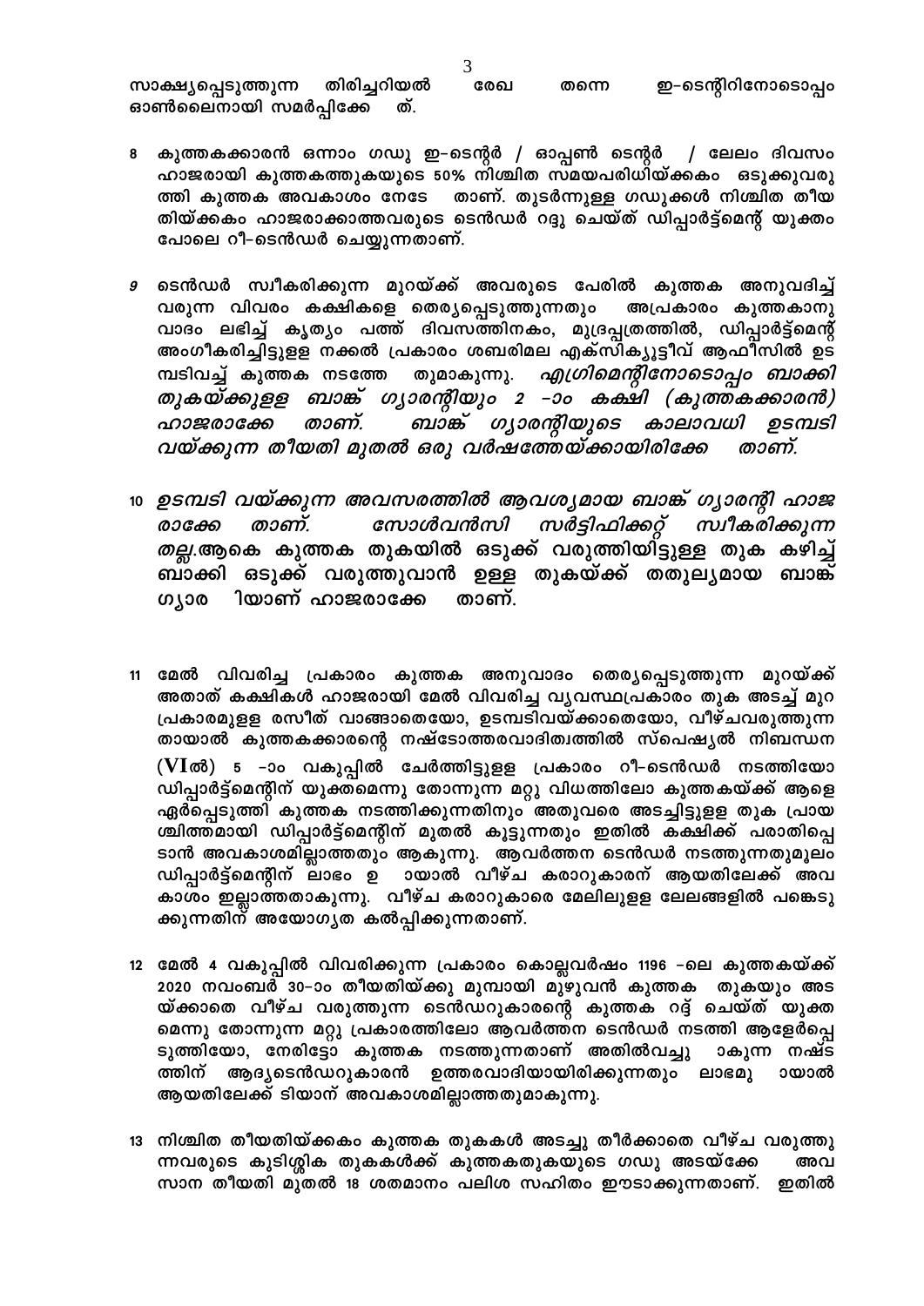സാക്ഷ്യപ്പെടുത്തുന്ന തിരിച്ചറിയൽ രേഖ തന്നെ ഇ-ടെന്റിറിനോടൊപ്പം ഓൺലൈനായി സമർപ്പിക്കേ ത്.

8 കുത്തകക്കാരൻ ഒന്നാം ഗഡു ഇ-ടെന്റർ / ഓപ്പൺ ടെന്റർ / ലേലം ദിവസം ഹാജരായി കുത്തകത്തുകയുടെ 50% നിശ്ചിത സമയപരിധിയ്ക്കകം ഒടുക്കുവരുത്തി കുത്തക അവകാശം നേടേ താണ്. തുടർന്നുള്ള ഗഡുക്കൾ നിശ്ചിത തീയതിയ്ക്കകം ഹാജരാക്കാത്തവരുടെ ടെൻഡർ റദ്ദു ചെയ്ത് ഡിപ്പാർട്ട്മെന്റ് യുക്തം പോലെ റീ-ടെൻഡർ ചെയ്യുന്നതാണ്.

9 ടെൻഡർ സ്വീകരിക്കുന്ന മുറയ്ക്ക് അവരുടെ പേരിൽ കുത്തക അനുവദിച്ച് വരുന്ന വിവരം കക്ഷികളെ തെര്യപ്പെടുത്തുന്നതും അപ്രകാരം കുത്തകാനുവാദം ലഭിച്ച് കൃത്യം പത്ത് ദിവസത്തിനകം, മുദ്രപ്പത്രത്തിൽ, ഡിപ്പാർട്ട്മെന്റ് അംഗീകരിച്ചിട്ടുളള നക്കൽ പ്രകാരം ശബരിമല എക്സിക്യൂട്ടീവ് ആഫീസിൽ ഉടമ്പടിവച്ച് കുത്തക നടത്തേ തുമാകുന്നു. *എഗ്രിമെന്റിനോടൊപ്പം ബാക്കി തുകയ്ക്കുളള ബാങ്ക് ഗ്യാരന്റിയും 2 -ാം കക്ഷി (കുത്തകക്കാരൻ) ഹാജരാക്കേ താണ്. ബാങ്ക് ഗ്യാരന്റിയുടെ കാലാവധി ഉടമ്പടി വയ്ക്കുന്ന തീയതി മുതൽ ഒരു വർഷത്തേയ്ക്കായിരിക്കേ താണ്.*

10 *ഉടമ്പടി വയ്ക്കുന്ന അവസരത്തിൽ ആവശ്യമായ ബാങ്ക് ഗ്യാരന്റി ഹാജരാക്കേ താണ്. സോൾവൻസി സർട്ടിഫിക്കറ്റ് സ്വീകരിക്കുന്നതല്ല.*ആകെ കുത്തക തുകയിൽ ഒടുക്ക് വരുത്തിയിട്ടുള്ള തുക കഴിച്ച് ബാക്കി ഒടുക്ക് വരുത്തുവാൻ ഉള്ള തുകയ്ക്ക് തതുല്യമായ ബാങ്ക് ഗ്യാര ിയാണ് ഹാജരാക്കേ താണ്.

11 മേൽ വിവരിച്ച പ്രകാരം കുത്തക അനുവാദം തെര്യപ്പെടുത്തുന്ന മുറയ്ക്ക് അതാത് കക്ഷികൾ ഹാജരായി മേൽ വിവരിച്ച വ്യവസ്ഥപ്രകാരം തുക അടച്ച് മുറ പ്രകാരമുളള രസീത് വാങ്ങാതെയോ, ഉടമ്പടിവയ്ക്കാതെയോ, വീഴ്ചവരുത്തുന്നതായാൽ കുത്തകക്കാരന്റെ നഷ്ടോത്തരവാദിത്വത്തിൽ സ്പെഷ്യൽ നിബന്ധന (VIൽ) 5 -ാം വകുപ്പിൽ ചേർത്തിട്ടുളള പ്രകാരം റീ-ടെൻഡർ നടത്തിയോ ഡിപ്പാർട്ട്മെന്റിന് യുക്തമെന്നു തോന്നുന്ന മറ്റു വിധത്തിലോ കുത്തകയ്ക്ക് ആളെ ഏർപ്പെടുത്തി കുത്തക നടത്തിക്കുന്നതിനും അതുവരെ അടച്ചിട്ടുളള തുക പ്രായശ്ചിത്തമായി ഡിപ്പാർട്ട്മെന്റിന് മുതൽ കൂട്ടുന്നതും ഇതിൽ കക്ഷിക്ക് പരാതിപ്പെടാൻ അവകാശമില്ലാത്തതും ആകുന്നു. ആവർത്തന ടെൻഡർ നടത്തുന്നതുമൂലം ഡിപ്പാർട്ട്മെന്റിന് ലാഭം ഉ ായാൽ വീഴ്ച കരാറുകാരന് ആയതിലേക്ക് അവകാശം ഇല്ലാത്തതാകുന്നു. വീഴ്ച കരാറുകാരെ മേലിലുളള ലേലങ്ങളിൽ പങ്കെടുക്കുന്നതിന് അയോഗ്യത കൽപ്പിക്കുന്നതാണ്.

12 മേൽ 4 വകുപ്പിൽ വിവരിക്കുന്ന പ്രകാരം കൊല്ലവർഷം 1196 -ലെ കുത്തകയ്ക്ക് 2020 നവംബർ 30-ാം തീയതിയ്ക്കു മുമ്പായി മുഴുവൻ കുത്തക തുകയും അടയ്ക്കാതെ വീഴ്ച വരുത്തുന്ന ടെൻഡറുകാരന്റെ കുത്തക റദ്ദ് ചെയ്ത് യുക്തമെന്നു തോന്നുന്ന മറ്റു പ്രകാരത്തിലോ ആവർത്തന ടെൻഡർ നടത്തി ആളേർപ്പെടുത്തിയോ, നേരിട്ടോ കുത്തക നടത്തുന്നതാണ് അതിൽവച്ചു ാകുന്ന നഷ്ടത്തിന് ആദ്യടെൻഡറുകാരൻ ഉത്തരവാദിയായിരിക്കുന്നതും ലാഭമു ായാൽ ആയതിലേക്ക് ടിയാന് അവകാശമില്ലാത്തതുമാകുന്നു.

13 നിശ്ചിത തീയതിയ്ക്കകം കുത്തക തുകകൾ അടച്ചു തീർക്കാതെ വീഴ്ച വരുത്തുന്നവരുടെ കുടിശ്ശിക തുകകൾക്ക് കുത്തകതുകയുടെ ഗഡു അടയ്ക്കേ അവസാന തീയതി മുതൽ 18 ശതമാനം പലിശ സഹിതം ഈടാക്കുന്നതാണ്. ഇതിൽ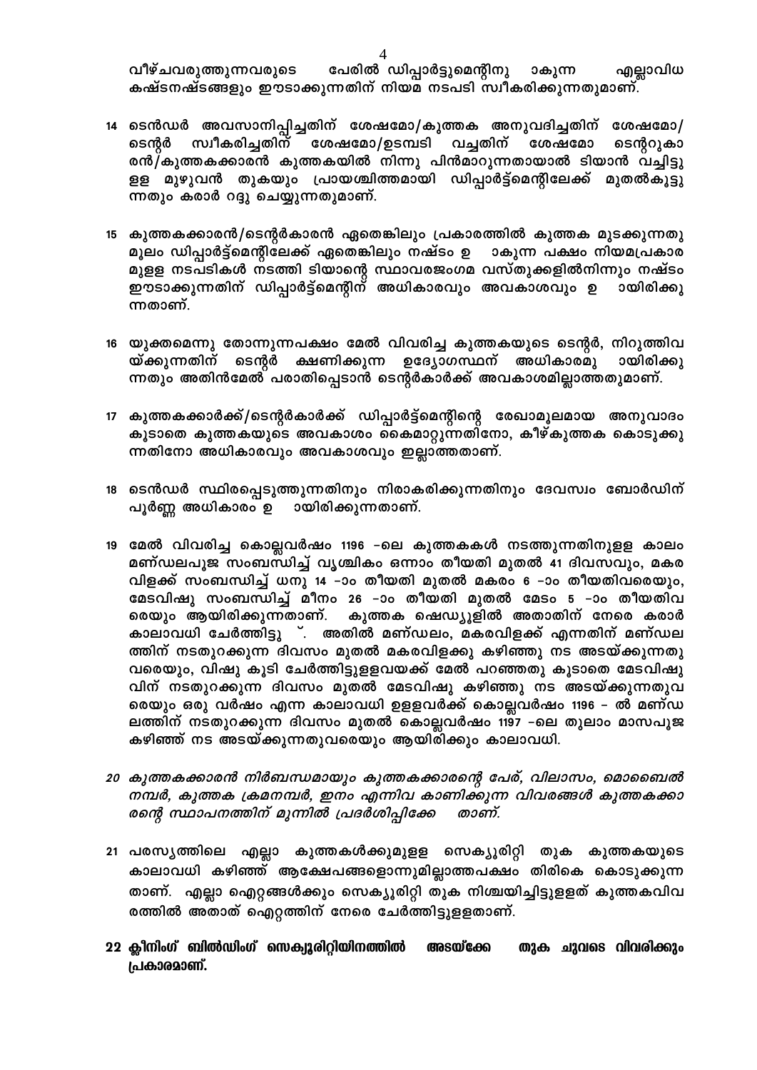വീഴ്ചവരുത്തുന്നവരുടെ പേരിൽ ഡിപ്പാർട്ടുമെന്റിനു ാകുന്ന എല്ലാവിധ കഷ്ടനഷ്ടങ്ങളും ഈടാക്കുന്നതിന് നിയമ നടപടി സ്വീകരിക്കുന്നതുമാണ്.

14 ടെൻഡർ അവസാനിപ്പിച്ചതിന് ശേഷമോ/കുത്തക അനുവദിച്ചതിന് ശേഷമോ/ ടെന്റർ സ്വീകരിച്ചതിന് ശേഷമോ/ഉടമ്പടി വച്ചതിന് ശേഷമോ ടെന്ററുകാരൻ/കുത്തകക്കാരൻ കുത്തകയിൽ നിന്നു പിൻമാറുന്നതായാൽ ടിയാൻ വച്ചിട്ടുള്ള മുഴുവൻ തുകയും പ്രായശ്ചിത്തമായി ഡിപ്പാർട്ട്മെന്റിലേക്ക് മുതൽകൂട്ടുന്നതും കരാർ റദ്ദു ചെയ്യുന്നതുമാണ്.

15 കുത്തകക്കാരൻ/ടെന്റർകാരൻ ഏതെങ്കിലും പ്രകാരത്തിൽ കുത്തക മുടക്കുന്നതു മൂലം ഡിപ്പാർട്ട്മെന്റിലേക്ക് ഏതെങ്കിലും നഷ്ടം ഉ ാകുന്ന പക്ഷം നിയമപ്രകാരമുള്ള നടപടികൾ നടത്തി ടിയാന്റെ സ്ഥാവരജംഗമ വസ്തുക്കളിൽനിന്നും നഷ്ടം ഈടാക്കുന്നതിന് ഡിപ്പാർട്ട്മെന്റിന് അധികാരവും അവകാശവും ഉ ായിരിക്കുന്നതാണ്.

16 യുക്തമെന്നു തോന്നുന്നപക്ഷം മേൽ വിവരിച്ച കുത്തകയുടെ ടെന്റർ, നിറുത്തിവയ്ക്കുന്നതിന് ടെന്റർ ക്ഷണിക്കുന്ന ഉദ്യോഗസ്ഥന് അധികാരമു ായിരിക്കുന്നതും അതിൻമേൽ പരാതിപ്പെടാൻ ടെന്റർകാർക്ക് അവകാശമില്ലാത്തതുമാണ്.

17 കുത്തകക്കാർക്ക്/ടെന്റർകാർക്ക് ഡിപ്പാർട്ട്മെന്റിന്റെ രേഖാമൂലമായ അനുവാദം കൂടാതെ കുത്തകയുടെ അവകാശം കൈമാറ്റുന്നതിനോ, കീഴ്കുത്തക കൊടുക്കുന്നതിനോ അധികാരവും അവകാശവും ഇല്ലാത്തതാണ്.

18 ടെൻഡർ സ്ഥിരപ്പെടുത്തുന്നതിനും നിരാകരിക്കുന്നതിനും ദേവസ്വം ബോർഡിന് പൂർണ്ണ അധികാരം ഉ ായിരിക്കുന്നതാണ്.

19 മേൽ വിവരിച്ച കൊല്ലവർഷം 1196 -ലെ കുത്തകകൾ നടത്തുന്നതിനുള്ള കാലം മണ്ഡലപൂജ സംബന്ധിച്ച് വൃശ്ചികം ഒന്നാം തീയതി മുതൽ 41 ദിവസവും, മകരവിളക്ക് സംബന്ധിച്ച് ധനു 14 -ാം തീയതി മുതൽ മകരം 6 -ാം തീയതിവരെയും, മേടവിഷു സംബന്ധിച്ച് മീനം 26 -ാം തീയതി മുതൽ മേടം 5 -ാം തീയതിവരെയും ആയിരിക്കുന്നതാണ്. കുത്തക ഷെഡ്യൂളിൽ അതാതിന് നേരെ കരാർ കാലാവധി ചേർത്തിട്ടു ്. അതിൽ മണ്ഡലം, മകരവിളക്ക് എന്നതിന് മണ്ഡലത്തിന് നടതുറക്കുന്ന ദിവസം മുതൽ മകരവിളക്കു കഴിഞ്ഞു നട അടയ്ക്കുന്നതുവരെയും, വിഷു കൂടി ചേർത്തിട്ടുളളവയക്ക് മേൽ പറഞ്ഞതു കൂടാതെ മേടവിഷുവിന് നടതുറക്കുന്ന ദിവസം മുതൽ മേടവിഷു കഴിഞ്ഞു നട അടയ്ക്കുന്നതുവരെയും ഒരു വർഷം എന്ന കാലാവധി ഉളളവർക്ക് കൊല്ലവർഷം 1196 - ൽ മണ്ഡലത്തിന് നടതുറക്കുന്ന ദിവസം മുതൽ കൊല്ലവർഷം 1197 -ലെ തുലാം മാസപൂജ കഴിഞ്ഞ് നട അടയ്ക്കുന്നതുവരെയും ആയിരിക്കും കാലാവധി.

*20 കുത്തകക്കാരൻ നിർബന്ധമായും കുത്തകക്കാരന്റെ പേര്, വിലാസം, മൊബൈൽ നമ്പർ, കുത്തക ക്രമനമ്പർ, ഇനം എന്നിവ കാണിക്കുന്ന വിവരങ്ങൾ കുത്തകക്കാരന്റെ സ്ഥാപനത്തിന് മുന്നിൽ പ്രദർശിപ്പിക്കേ താണ്.*

21 പരസ്യത്തിലെ എല്ലാ കുത്തകൾക്കുമുളള സെക്യൂരിറ്റി തുക കുത്തകയുടെ കാലാവധി കഴിഞ്ഞ് ആക്ഷേപങ്ങളൊന്നുമില്ലാത്തപക്ഷം തിരികെ കൊടുക്കുന്നതാണ്. എല്ലാ ഐറ്റങ്ങൾക്കും സെക്യൂരിറ്റി തുക നിശ്ചയിച്ചിട്ടുളളത് കുത്തകവിവരത്തിൽ അതാത് ഐറ്റത്തിന് നേരെ ചേർത്തിട്ടുളളതാണ്.

**22 ക്ലീനിംഗ് ബിൽഡിംഗ് സെക്യൂരിറ്റിയിനത്തിൽ അടയ്ക്കേ തുക ചുവടെ വിവരിക്കും പ്രകാരമാണ്.**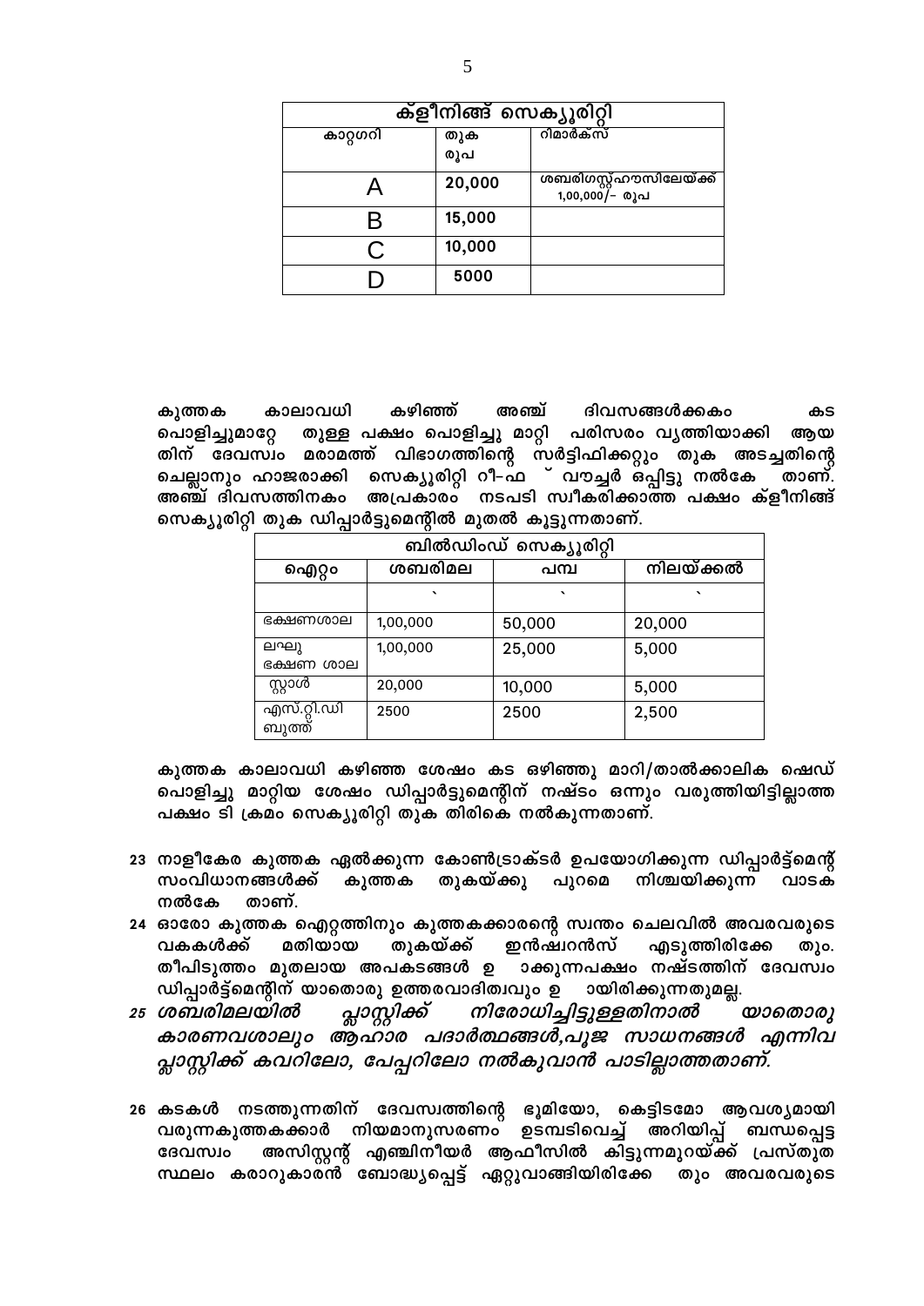| ക്ളീനിങ്ങ് സെക്യൂരിറ്റി | | |
|---|---|---|
| കാറ്റഗറി | തുക രൂപ | റിമാർക്സ് |
| A | **20,000** | ശബരിഗസ്റ്റ്ഹൗസിലേയ്ക്ക് 1,00,000/- രൂപ |
| B | **15,000** | |
| C | **10,000** | |
| D | **5000** | |

**കുത്തക കാലാവധി കഴിഞ്ഞ് അഞ്ച് ദിവസങ്ങൾക്കകം കട പൊളിച്ചുമാറ്റേ തുള്ള പക്ഷം പൊളിച്ചു മാറ്റി പരിസരം വൃത്തിയാക്കി ആയ തിന് ദേവസ്വം മരാമത്ത് വിഭാഗത്തിന്റെ സർട്ടിഫിക്കറ്റും തുക അടച്ചതിന്റെ ചെല്ലാനും ഹാജരാക്കി സെക്യൂരിറ്റി റീ-ഫ ് വൗച്ചർ ഒപ്പിട്ടു നൽകേ താണ്. അഞ്ച് ദിവസത്തിനകം അപ്രകാരം നടപടി സ്വീകരിക്കാത്ത പക്ഷം ക്ളീനിങ്ങ് സെക്യൂരിറ്റി തുക ഡിപ്പാർട്ടുമെന്റിൽ മുതൽ കൂട്ടുന്നതാണ്.**

| ബിൽഡിംഡ് സെക്യൂരിറ്റി | | | |
|---|---|---|---|
| ഐറ്റം | ശബരിമല | പമ്പ | നിലയ്ക്കൽ |
| | ` | ` | ` |
| ഭക്ഷണശാല | 1,00,000 | 50,000 | 20,000 |
| ലഘു ഭക്ഷണ ശാല | 1,00,000 | 25,000 | 5,000 |
| സ്റ്റാൾ | 20,000 | 10,000 | 5,000 |
| എസ്.റ്റി.ഡി ബൂത്ത് | 2500 | 2500 | 2,500 |

**കുത്തക കാലാവധി കഴിഞ്ഞ ശേഷം കട ഒഴിഞ്ഞു മാറി/താൽക്കാലിക ഷെഡ് പൊളിച്ചു മാറ്റിയ ശേഷം ഡിപ്പാർട്ടുമെന്റിന് നഷ്ടം ഒന്നും വരുത്തിയിട്ടില്ലാത്ത പക്ഷം ടി ക്രമം സെക്യൂരിറ്റി തുക തിരികെ നൽകുന്നതാണ്.**

23 **നാളീകേര കുത്തക ഏൽക്കുന്ന കോൺട്രാക്ടർ ഉപയോഗിക്കുന്ന ഡിപ്പാർട്ട്മെന്റ് സംവിധാനങ്ങൾക്ക് കുത്തക തുകയ്ക്കു പുറമെ നിശ്ചയിക്കുന്ന വാടക നൽകേ താണ്.**

24 **ഓരോ കുത്തക ഐറ്റത്തിനും കുത്തകക്കാരന്റെ സ്വന്തം ചെലവിൽ അവരവരുടെ വകകൾക്ക് മതിയായ തുകയ്ക്ക് ഇൻഷ്വറൻസ് എടുത്തിരിക്കേ തും. തീപിടുത്തം മുതലായ അപകടങ്ങൾ ഉ ാക്കുന്നപക്ഷം നഷ്ടത്തിന് ദേവസ്വം ഡിപ്പാർട്ട്മെന്റിന് യാതൊരു ഉത്തരവാദിത്വവും ഉ ായിരിക്കുന്നതുമല്ല.**

25 ***ശബരിമലയിൽ പ്ലാസ്റ്റിക്ക് നിരോധിച്ചിട്ടുള്ളതിനാൽ യാതൊരു കാരണവശാലും ആഹാര പദാർത്ഥങ്ങൾ,പൂജ സാധനങ്ങൾ എന്നിവ പ്ലാസ്റ്റിക്ക് കവറിലോ, പേപ്പറിലോ നൽകുവാൻ പാടില്ലാത്തതാണ്.***

26 **കടകൾ നടത്തുന്നതിന് ദേവസ്വത്തിന്റെ ഭൂമിയോ, കെട്ടിടമോ ആവശ്യമായി വരുന്നകുത്തകക്കാർ നിയമാനുസരണം ഉടമ്പടിവെച്ച് അറിയിപ്പ് ബന്ധപ്പെട്ട ദേവസ്വം അസിസ്റ്റന്റ് എഞ്ചിനീയർ ആഫീസിൽ കിട്ടുന്നമുറയ്ക്ക് പ്രസ്തുത സ്ഥലം കരാറുകാരൻ ബോദ്ധ്യപ്പെട്ട് ഏറ്റുവാങ്ങിയിരിക്കേ തും അവരവരുടെ**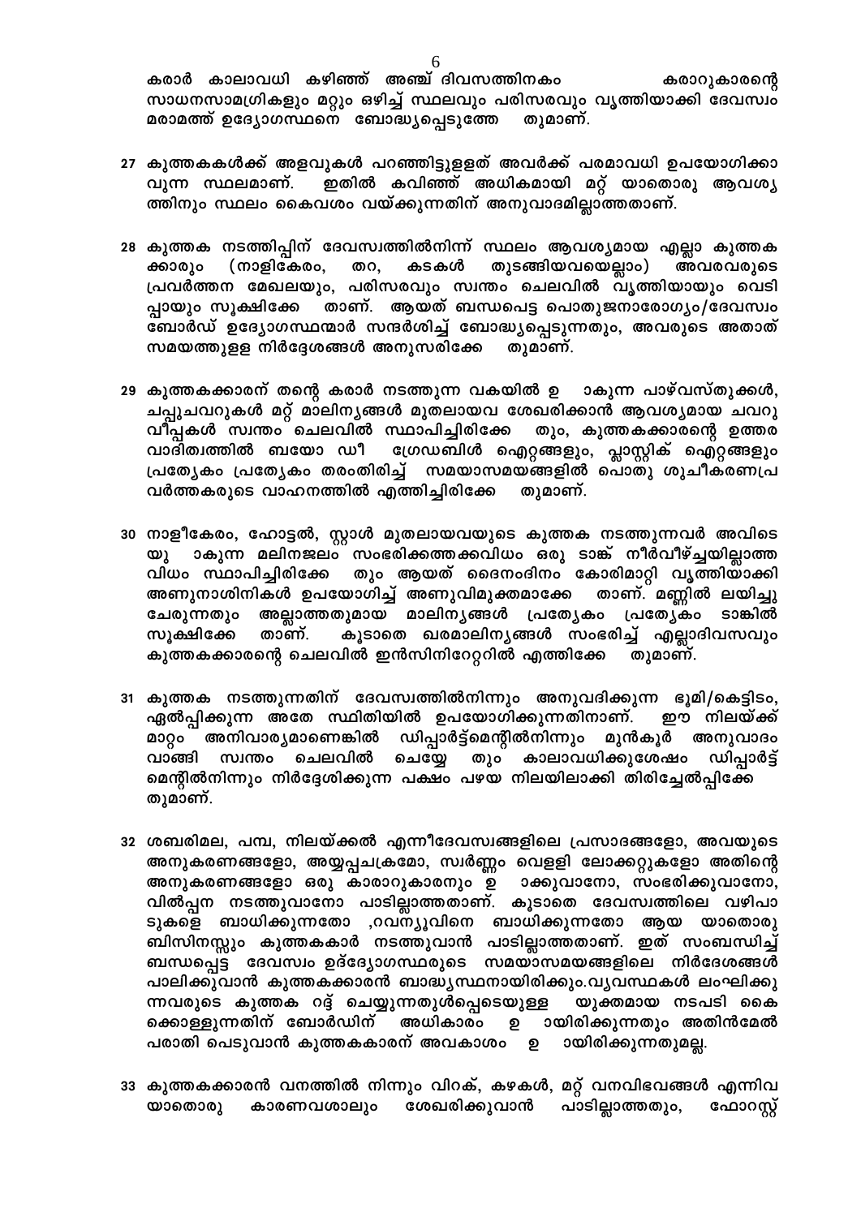കരാർ കാലാവധി കഴിഞ്ഞ് അഞ്ച് ദിവസത്തിനകം കരാറുകാരന്റെ സാധനസാമഗ്രികളും മറ്റും ഒഴിച്ച് സ്ഥലവും പരിസരവും വൃത്തിയാക്കി ദേവസ്വം മരാമത്ത് ഉദ്യോഗസ്ഥനെ ബോദ്ധ്യപ്പെടുത്തേ തുമാണ്.

27 കുത്തകകൾക്ക് അളവുകൾ പറഞ്ഞിട്ടുളളത് അവർക്ക് പരമാവധി ഉപയോഗിക്കാവുന്ന സ്ഥലമാണ്. ഇതിൽ കവിഞ്ഞ് അധികമായി മറ്റ് യാതൊരു ആവശ്യത്തിനും സ്ഥലം കൈവശം വയ്ക്കുന്നതിന് അനുവാദമില്ലാത്തതാണ്.

28 കുത്തക നടത്തിപ്പിന് ദേവസ്വത്തിൽനിന്ന് സ്ഥലം ആവശ്യമായ എല്ലാ കുത്തകക്കാരും (നാളികേരം, തറ, കടകൾ തുടങ്ങിയവയെല്ലാം) അവരവരുടെ പ്രവർത്തന മേഖലയും, പരിസരവും സ്വന്തം ചെലവിൽ വൃത്തിയായും വെടിപ്പായും സൂക്ഷിക്കേ താണ്. ആയത് ബന്ധപെട്ട പൊതുജനാരോഗ്യം/ദേവസ്വം ബോർഡ് ഉദ്യോഗസ്ഥന്മാർ സന്ദർശിച്ച് ബോദ്ധ്യപ്പെടുന്നതും, അവരുടെ അതാത് സമയത്തുളള നിർദ്ദേശങ്ങൾ അനുസരിക്കേ തുമാണ്.

29 കുത്തകക്കാരന് തന്റെ കരാർ നടത്തുന്ന വകയിൽ ഉ ാകുന്ന പാഴ്‌വസ്തുക്കൾ, ചപ്പുചവറുകൾ മറ്റ് മാലിന്യങ്ങൾ മുതലായവ ശേഖരിക്കാൻ ആവശ്യമായ ചവറുവീപ്പകൾ സ്വന്തം ചെലവിൽ സ്ഥാപിച്ചിരിക്കേ തും, കുത്തകക്കാരന്റെ ഉത്തരവാദിത്വത്തിൽ ബയോ ഡീ ഗ്രേഡബിൾ ഐറ്റങ്ങളും, പ്ലാസ്റ്റിക് ഐറ്റങ്ങളും പ്രത്യേകം പ്രത്യേകം തരംതിരിച്ച് സമയാസമയങ്ങളിൽ പൊതു ശുചീകരണപ്രവർത്തകരുടെ വാഹനത്തിൽ എത്തിച്ചിരിക്കേ തുമാണ്.

30 നാളീകേരം, ഹോട്ടൽ, സ്റ്റാൾ മുതലായവയുടെ കുത്തക നടത്തുന്നവർ അവിടെ യു ാകുന്ന മലിനജലം സംഭരിക്കത്തക്കവിധം ഒരു ടാങ്ക് നീർവീഴ്ച്ചയില്ലാത്ത വിധം സ്ഥാപിച്ചിരിക്കേ തും ആയത് ദൈനംദിനം കോരിമാറ്റി വൃത്തിയാക്കി അണുനാശിനികൾ ഉപയോഗിച്ച് അണുവിമുക്തമാക്കേ താണ്. മണ്ണിൽ ലയിച്ചു ചേരുന്നതും അല്ലാത്തതുമായ മാലിന്യങ്ങൾ പ്രത്യേകം പ്രത്യേകം ടാങ്കിൽ സൂക്ഷിക്കേ താണ്. കൂടാതെ ഖരമാലിന്യങ്ങൾ സംഭരിച്ച് എല്ലാദിവസവും കുത്തകക്കാരന്റെ ചെലവിൽ ഇൻസിനിറേറ്ററിൽ എത്തിക്കേ തുമാണ്.

31 കുത്തക നടത്തുന്നതിന് ദേവസ്വത്തിൽനിന്നും അനുവദിക്കുന്ന ഭൂമി/കെട്ടിടം, ഏൽപ്പിക്കുന്ന അതേ സ്ഥിതിയിൽ ഉപയോഗിക്കുന്നതിനാണ്. ഈ നിലയ്ക്ക് മാറ്റം അനിവാര്യമാണെങ്കിൽ ഡിപ്പാർട്ട്മെന്റിൽനിന്നും മുൻകൂർ അനുവാദം വാങ്ങി സ്വന്തം ചെലവിൽ ചെയ്യേ തും കാലാവധിക്കുശേഷം ഡിപ്പാർട്ട്മെന്റിൽനിന്നും നിർദ്ദേശിക്കുന്ന പക്ഷം പഴയ നിലയിലാക്കി തിരിച്ചേൽപ്പിക്കേ തുമാണ്.

32 ശബരിമല, പമ്പ, നിലയ്ക്കൽ എന്നീദേവസ്വങ്ങളിലെ പ്രസാദങ്ങളോ, അവയുടെ അനുകരണങ്ങളോ, അയ്യപ്പചക്രമോ, സ്വർണ്ണം വെളളി ലോക്കറ്റുകളോ അതിന്റെ അനുകരണങ്ങളോ ഒരു കാരാറുകാരനും ഉ ാക്കുവാനോ, സംഭരിക്കുവാനോ, വിൽപ്പന നടത്തുവാനോ പാടില്ലാത്തതാണ്. കൂടാതെ ദേവസ്വത്തിലെ വഴിപാടുകളെ ബാധിക്കുന്നതോ ,റവന്യൂവിനെ ബാധിക്കുന്നതോ ആയ യാതൊരു ബിസിനസ്സും കുത്തകകാർ നടത്തുവാൻ പാടില്ലാത്തതാണ്. ഇത് സംബന്ധിച്ച് ബന്ധപ്പെട്ട ദേവസ്വം ഉദ്ദ്യോഗസ്ഥരുടെ സമയാസമയങ്ങളിലെ നിർദേശങ്ങൾ പാലിക്കുവാൻ കുത്തകക്കാരൻ ബാദ്ധ്യസ്ഥനായിരിക്കും.വ്യവസ്ഥകൾ ലംഘിക്കുന്നവരുടെ കുത്തക റദ്ദ് ചെയ്യുന്നതുൾപ്പെടെയുള്ള യുക്തമായ നടപടി കൈക്കൊള്ളുന്നതിന് ബോർഡിന് അധികാരം ഉ ായിരിക്കുന്നതും അതിൻമേൽ പരാതി പെടുവാൻ കുത്തകകാരന് അവകാശം ഉ ായിരിക്കുന്നതുമല്ല.

33 കുത്തകക്കാരൻ വനത്തിൽ നിന്നും വിറക്, കഴകൾ, മറ്റ് വനവിഭവങ്ങൾ എന്നിവ യാതൊരു കാരണവശാലും ശേഖരിക്കുവാൻ പാടില്ലാത്തതും, ഫോറസ്റ്റ്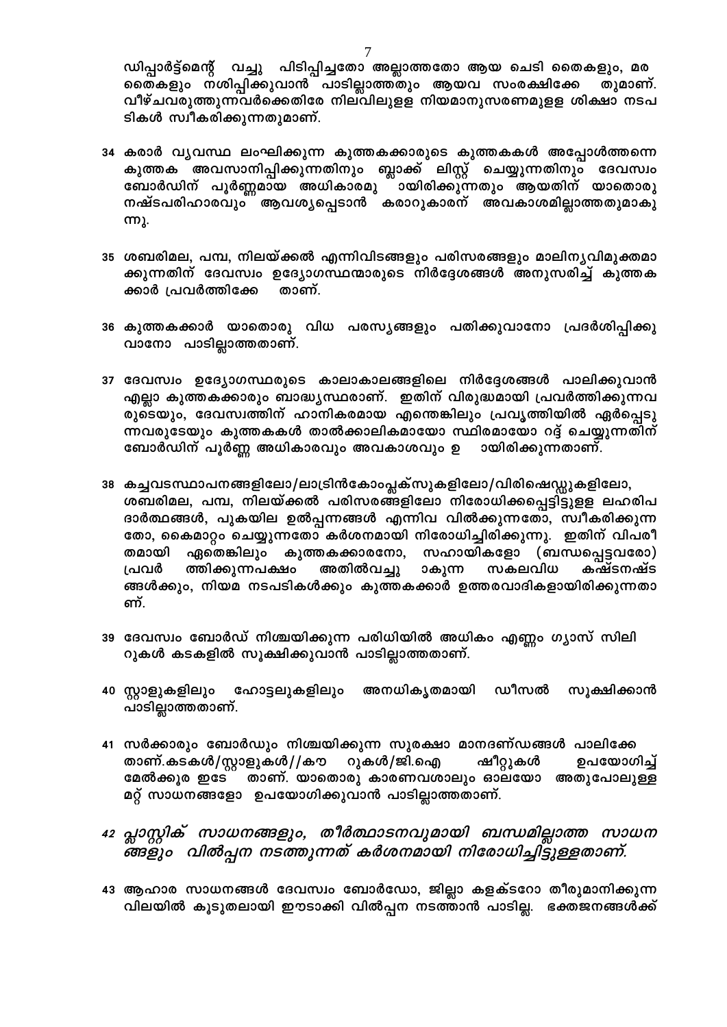ഡിപ്പാർട്ട്മെന്റ് വച്ചു പിടിപ്പിച്ചതോ അല്ലാത്തതോ ആയ ചെടി തൈകളും, മര തൈകളും നശിപ്പിക്കുവാൻ പാടില്ലാത്തതും ആയവ സംരക്ഷിക്കേ തുമാണ്. വീഴ്ചവരുത്തുന്നവർക്കെതിരേ നിലവിലുള്ള നിയമാനുസരണമുള്ള ശിക്ഷാ നടപടികൾ സ്വീകരിക്കുന്നതുമാണ്.

34 കരാർ വ്യവസ്ഥ ലംഘിക്കുന്ന കുത്തകക്കാരുടെ കുത്തകകൾ അപ്പോൾത്തന്നെ കുത്തക അവസാനിപ്പിക്കുന്നതിനും ബ്ലാക്ക് ലിസ്റ്റ് ചെയ്യുന്നതിനും ദേവസ്വം ബോർഡിന് പൂർണ്ണമായ അധികാരമു ായിരിക്കുന്നതും ആയതിന് യാതൊരു നഷ്ടപരിഹാരവും ആവശ്യപ്പെടാൻ കരാറുകാരന് അവകാശമില്ലാത്തതുമാകുന്നു.

35 ശബരിമല, പമ്പ, നിലയ്ക്കൽ എന്നിവിടങ്ങളും പരിസരങ്ങളും മാലിന്യവിമുക്തമാക്കുന്നതിന് ദേവസ്വം ഉദ്യോഗസ്ഥന്മാരുടെ നിർദ്ദേശങ്ങൾ അനുസരിച്ച് കുത്തകക്കാർ പ്രവർത്തിക്കേ താണ്.

36 കുത്തകക്കാർ യാതൊരു വിധ പരസ്യങ്ങളും പതിക്കുവാനോ പ്രദർശിപ്പിക്കുവാനോ പാടില്ലാത്തതാണ്.

37 ദേവസ്വം ഉദ്യോഗസ്ഥരുടെ കാലാകാലങ്ങളിലെ നിർദ്ദേശങ്ങൾ പാലിക്കുവാൻ എല്ലാ കുത്തകക്കാരും ബാദ്ധ്യസ്ഥരാണ്. ഇതിന് വിരുദ്ധമായി പ്രവർത്തിക്കുന്നവരുടെയും, ദേവസ്വത്തിന് ഹാനികരമായ എന്തെങ്കിലും പ്രവൃത്തിയിൽ ഏർപ്പെടുന്നവരുടേയും കുത്തകകൾ താൽക്കാലികമായോ സ്ഥിരമായോ റദ്ദ് ചെയ്യുന്നതിന് ബോർഡിന് പൂർണ്ണ അധികാരവും അവകാശവും ഉ ായിരിക്കുന്നതാണ്.

38 കച്ചവടസ്ഥാപനങ്ങളിലോ/ലാട്രിൻകോംപ്ലക്സുകളിലോ/വിരിഷെഡ്ഡുകളിലോ, ശബരിമല, പമ്പ, നിലയ്ക്കൽ പരിസരങ്ങളിലോ നിരോധിക്കപ്പെട്ടിട്ടുളള ലഹരിപദാർത്ഥങ്ങൾ, പുകയില ഉൽപ്പന്നങ്ങൾ എന്നിവ വിൽക്കുന്നതോ, സ്വീകരിക്കുന്നതോ, കൈമാറ്റം ചെയ്യുന്നതോ കർശനമായി നിരോധിച്ചിരിക്കുന്നു. ഇതിന് വിപരീതമായി ഏതെങ്കിലും കുത്തകക്കാരനോ, സഹായികളോ (ബന്ധപ്പെട്ടവരോ) പ്രവർ ത്തിക്കുന്നപക്ഷം അതിൽവച്ചു ാകുന്ന സകലവിധ കഷ്ടനഷ്ടങ്ങൾക്കും, നിയമ നടപടികൾക്കും കുത്തകക്കാർ ഉത്തരവാദികളായിരിക്കുന്നതാണ്.

39 ദേവസ്വം ബോർഡ് നിശ്ചയിക്കുന്ന പരിധിയിൽ അധികം എണ്ണം ഗ്യാസ് സിലിറുകൾ കടകളിൽ സൂക്ഷിക്കുവാൻ പാടില്ലാത്തതാണ്.

40 സ്റ്റാളുകളിലും ഹോട്ടലുകളിലും അനധികൃതമായി ഡീസൽ സൂക്ഷിക്കാൻ പാടില്ലാത്തതാണ്.

41 സർക്കാരും ബോർഡും നിശ്ചയിക്കുന്ന സുരക്ഷാ മാനദണ്ഡങ്ങൾ പാലിക്കേ താണ്.കടകൾ/സ്റ്റാളുകൾ//കൗ റുകൾ/ജി.ഐ ഷീറ്റുകൾ ഉപയോഗിച്ച് മേൽക്കൂര ഇടേ താണ്. യാതൊരു കാരണവശാലും ഓലയോ അതുപോലുള്ള മറ്റ് സാധനങ്ങളോ ഉപയോഗിക്കുവാൻ പാടില്ലാത്തതാണ്.

42 *പ്ലാസ്റ്റിക് സാധനങ്ങളും, തീർത്ഥാടനവുമായി ബന്ധമില്ലാത്ത സാധനങ്ങളും വിൽപ്പന നടത്തുന്നത് കർശനമായി നിരോധിച്ചിട്ടുള്ളതാണ്.*

43 ആഹാര സാധനങ്ങൾ ദേവസ്വം ബോർഡോ, ജില്ലാ കളക്ടറോ തീരുമാനിക്കുന്ന വിലയിൽ കൂടുതലായി ഈടാക്കി വിൽപ്പന നടത്താൻ പാടില്ല. ഭക്തജനങ്ങൾക്ക്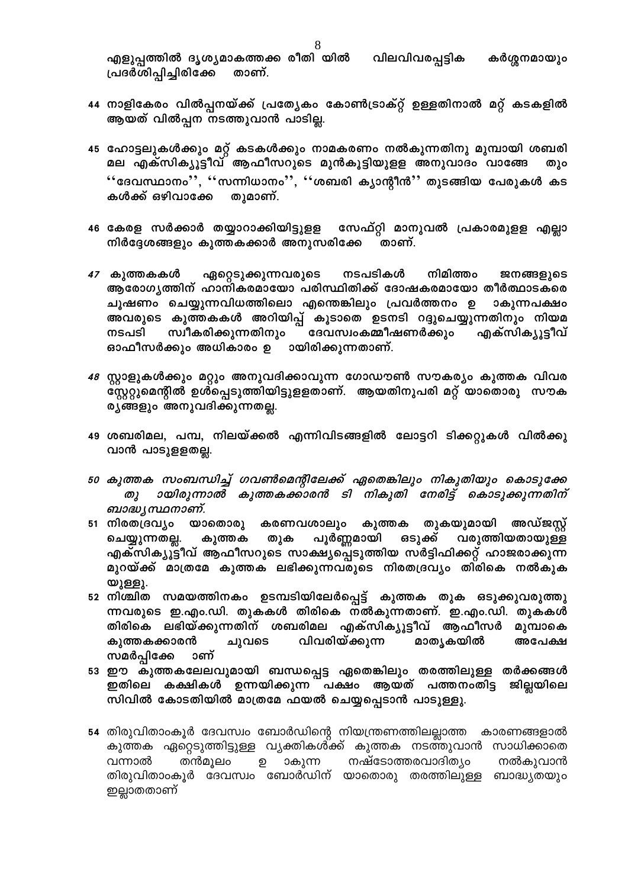എളുപ്പത്തിൽ ദൃശ്യമാകത്തക്ക രീതി യിൽ വിലവിവരപ്പട്ടിക കർശ്ശനമായും പ്രദർശിപ്പിച്ചിരിക്കേ താണ്.

44 നാളികേരം വിൽപ്പനയ്ക്ക് പ്രത്യേകം കോൺട്രാക്റ്റ് ഉള്ളതിനാൽ മറ്റ് കടകളിൽ ആയത് വിൽപ്പന നടത്തുവാൻ പാടില്ല.

45 ഹോട്ടലുകൾക്കും മറ്റ് കടകൾക്കും നാമകരണം നൽകുന്നതിനു മുമ്പായി ശബരി മല എക്സിക്യൂട്ടീവ് ആഫീസറുടെ മുൻകൂട്ടിയുള്ള അനുവാദം വാങ്ങേ തും ''ദേവസ്ഥാനം'', ''സന്നിധാനം'', ''ശബരി ക്യാന്റീൻ'' തുടങ്ങിയ പേരുകൾ കട കൾക്ക് ഒഴിവാക്കേ തുമാണ്.

46 കേരള സർക്കാർ തയ്യാറാക്കിയിട്ടുള്ള സേഫ്റ്റി മാനുവൽ പ്രകാരമുള്ള എല്ലാ നിർദ്ദേശങ്ങളും കുത്തകക്കാർ അനുസരിക്കേ താണ്.

*47* കുത്തകകൾ ഏറ്റെടുക്കുന്നവരുടെ നടപടികൾ നിമിത്തം ജനങ്ങളുടെ ആരോഗ്യത്തിന് ഹാനികരമായോ പരിസ്ഥിതിക്ക് ദോഷകരമായോ തീർത്ഥാടകരെ ചൂഷണം ചെയ്യുന്നവിധത്തിലൊ എന്തെങ്കിലും പ്രവർത്തനം ഉ ാകുന്നപക്ഷം അവരുടെ കുത്തകകൾ അറിയിപ്പ് കൂടാതെ ഉടനടി റദ്ദുചെയ്യുന്നതിനും നിയമ നടപടി സ്വീകരിക്കുന്നതിനും ദേവസ്വംകമ്മീഷണർക്കും എക്സിക്യൂട്ടീവ് ഓഫീസർക്കും അധികാരം ഉ ായിരിക്കുന്നതാണ്.

*48* സ്റ്റാളുകൾക്കും മറ്റും അനുവദിക്കാവുന്ന ഗോഡൗൺ സൗകര്യം കുത്തക വിവര സ്റ്റേറ്റുമെന്റിൽ ഉൾപ്പെടുത്തിയിട്ടുള്ളതാണ്. ആയതിനുപരി മറ്റ് യാതൊരു സൗക ര്യങ്ങളും അനുവദിക്കുന്നതല്ല.

49 ശബരിമല, പമ്പ, നിലയ്ക്കൽ എന്നിവിടങ്ങളിൽ ലോട്ടറി ടിക്കറ്റുകൾ വിൽക്കു വാൻ പാടുള്ളതല്ല.

*50 കുത്തക സംബന്ധിച്ച് ഗവൺമെന്റിലേക്ക് ഏതെങ്കിലും നികുതിയും കൊടുക്കേ തു ായിരുന്നാൽ കുത്തകക്കാരൻ ടി നികുതി നേരിട്ട് കൊടുക്കുന്നതിന് ബാദ്ധ്യസ്ഥനാണ്.*

51 നിരതദ്രവ്യം യാതൊരു കരണവശാലും കുത്തക തുകയുമായി അഡ്ജസ്റ്റ് ചെയ്യുന്നതല്ല. കുത്തക തുക പൂർണ്ണമായി ഒടുക്ക് വരുത്തിയതായുള്ള എക്സിക്യൂട്ടീവ് ആഫീസറുടെ സാക്ഷ്യപ്പെടുത്തിയ സർട്ടിഫിക്കറ്റ് ഹാജരാക്കുന്ന മുറയ്ക്ക് മാത്രമേ കുത്തക ലഭിക്കുന്നവരുടെ നിരതദ്രവ്യം തിരികെ നൽകുക യുള്ളു.

52 നിശ്ചിത സമയത്തിനകം ഉടമ്പടിയിലേർപ്പെട്ട് കുത്തക തുക ഒടുക്കുവരുത്തു ന്നവരുടെ ഇ.എം.ഡി. തുകകൾ തിരികെ നൽകുന്നതാണ്. ഇ.എം.ഡി. തുകകൾ തിരികെ ലഭിയ്ക്കുന്നതിന് ശബരിമല എക്സിക്യൂട്ടീവ് ആഫീസർ മുമ്പാകെ കുത്തകക്കാരൻ ചുവടെ വിവരിയ്ക്കുന്ന മാതൃകയിൽ അപേക്ഷ സമർപ്പിക്കേ ാണ്

53 ഈ കുത്തകലേലവുമായി ബന്ധപ്പെട്ട ഏതെങ്കിലും തരത്തിലുള്ള തർക്കങ്ങൾ ഇതിലെ കക്ഷികൾ ഉന്നയിക്കുന്ന പക്ഷം ആയത് പത്തനംതിട്ട ജില്ലയിലെ സിവിൽ കോടതിയിൽ മാത്രമേ ഫയൽ ചെയ്യപ്പെടാൻ പാടുള്ളു.

54 തിരുവിതാംകൂർ ദേവസ്വം ബോർഡിന്റെ നിയന്ത്രണത്തിലല്ലാത്ത കാരണങ്ങളാൽ കുത്തക ഏറ്റെടുത്തിട്ടുള്ള വ്യക്തികൾക്ക് കുത്തക നടത്തുവാൻ സാധിക്കാതെ വന്നാൽ തൻമൂലം ഉ ാകുന്ന നഷ്ടോത്തരവാദിത്യം നൽകുവാൻ തിരുവിതാംകൂർ ദേവസ്വം ബോർഡിന് യാതൊരു തരത്തിലുള്ള ബാദ്ധ്യതയും ഇല്ലാതതാണ്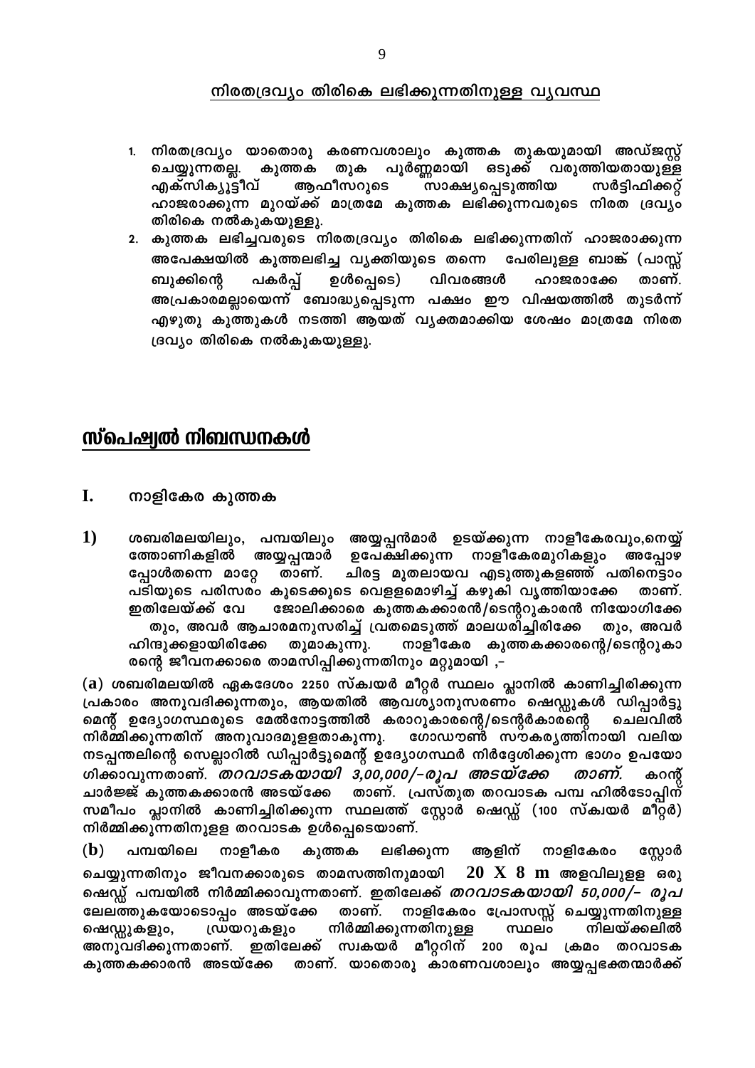## നിരതദ്രവ്യം തിരികെ ലഭിക്കുന്നതിനുള്ള വ്യവസ്ഥ

1. നിരതദ്രവ്യം യാതൊരു കരണവശാലും കുത്തക തുകയുമായി അഡ്ജസ്റ്റ് ചെയ്യുന്നതല്ല. കുത്തക തുക പൂർണ്ണമായി ഒടുക്ക് വരുത്തിയതായുള്ള എക്സിക്യൂട്ടീവ് ആഫീസറുടെ സാക്ഷ്യപ്പെടുത്തിയ സർട്ടിഫിക്കറ്റ് ഹാജരാക്കുന്ന മുറയ്ക്ക് മാത്രമേ കുത്തക ലഭിക്കുന്നവരുടെ നിരത ദ്രവ്യം തിരികെ നൽകുകയുള്ളൂ.
2. കുത്തക ലഭിച്ചവരുടെ നിരതദ്രവ്യം തിരികെ ലഭിക്കുന്നതിന് ഹാജരാക്കുന്ന അപേക്ഷയിൽ കുത്തലഭിച്ച വ്യക്തിയുടെ തന്നെ പേരിലുള്ള ബാങ്ക് (പാസ്സ് ബുക്കിന്റെ പകർപ്പ് ഉൾപ്പെടെ) വിവരങ്ങൾ ഹാജരാക്കേ താണ്. അപ്രകാരമല്ലായെന്ന് ബോദ്ധ്യപ്പെടുന്ന പക്ഷം ഈ വിഷയത്തിൽ തുടർന്ന് എഴുതു കുത്തുകൾ നടത്തി ആയത് വ്യക്തമാക്കിയ ശേഷം മാത്രമേ നിരത ദ്രവ്യം തിരികെ നൽകുകയുള്ളു.

# സ്പെഷ്യൽ നിബന്ധനകൾ

## I. നാളികേര കുത്തക

**1)** ശബരിമലയിലും, പമ്പയിലും അയ്യപ്പൻമാർ ഉടയ്ക്കുന്ന നാളീകേരവും,നെയ്യ് ത്തോണികളിൽ അയ്യപ്പന്മാർ ഉപേക്ഷിക്കുന്ന നാളീകേരമുറികളും അപ്പോഴ പ്പോൾതന്നെ മാറ്റേ താണ്. ചിരട്ട മുതലായവ എടുത്തുകളഞ്ഞ് പതിനെട്ടാം പടിയുടെ പരിസരം കൂടെക്കൂടെ വെള്ളമൊഴിച്ച് കഴുകി വൃത്തിയാക്കേ താണ്. ഇതിലേയ്ക്ക് വേ ജോലിക്കാരെ കുത്തകക്കാരൻ/ടെന്ററുകാരൻ നിയോഗിക്കേ തും, അവർ ആചാരമനുസരിച്ച് വ്രതമെടുത്ത് മാലധരിച്ചിരിക്കേ തും, അവർ ഹിന്ദുക്കളായിരിക്കേ തുമാകുന്നു. നാളീകേര കുത്തകക്കാരന്റെ/ടെന്ററുകാരന്റെ ജീവനക്കാരെ താമസിപ്പിക്കുന്നതിനും മറ്റുമായി ,-

**(a)** ശബരിമലയിൽ ഏകദേശം 2250 സ്ക്വയർ മീറ്റർ സ്ഥലം പ്ലാനിൽ കാണിച്ചിരിക്കുന്ന പ്രകാരം അനുവദിക്കുന്നതും, ആയതിൽ ആവശ്യാനുസരണം ഷെഡ്ഡുകൾ ഡിപ്പാർട്ടുമെന്റ് ഉദ്യോഗസ്ഥരുടെ മേൽനോട്ടത്തിൽ കരാറുകാരന്റെ/ടെന്റർകാരന്റെ ചെലവിൽ നിർമ്മിക്കുന്നതിന് അനുവാദമുളളതാകുന്നു. ഗോഡൗൺ സൗകര്യത്തിനായി വലിയ നടപ്പന്തലിന്റെ സെല്ലാറിൽ ഡിപ്പാർട്ടുമെന്റ് ഉദ്യോഗസ്ഥർ നിർദ്ദേശിക്കുന്ന ഭാഗം ഉപയോഗിക്കാവുന്നതാണ്. *തറവാടകയായി 3,00,000/-രൂപ അടയ്ക്കേ താണ്.* കറന്റ് ചാർജ്ജ് കുത്തകക്കാരൻ അടയ്ക്കേ താണ്. പ്രസ്തുത തറവാടക പമ്പ ഹിൽടോപ്പിന് സമീപം പ്ലാനിൽ കാണിച്ചിരിക്കുന്ന സ്ഥലത്ത് സ്റ്റോർ ഷെഡ്ഡ് (100 സ്ക്വയർ മീറ്റർ) നിർമ്മിക്കുന്നതിനുളള തറവാടക ഉൾപ്പെടെയാണ്.

**(b)** പമ്പയിലെ നാളീകര കുത്തക ലഭിക്കുന്ന ആളിന് നാളികേരം സ്റ്റോർ ചെയ്യുന്നതിനും ജീവനക്കാരുടെ താമസത്തിനുമായി **20 X 8 m** അളവിലുളള ഒരു ഷെഡ്ഡ് പമ്പയിൽ നിർമ്മിക്കാവുന്നതാണ്. ഇതിലേക്ക് *തറവാടകയായി 50,000/- രൂപ* ലേലത്തുകയോടൊപ്പം അടയ്ക്കേ താണ്. നാളികേരം പ്രോസസ്സ് ചെയ്യുന്നതിനുള്ള ഷെഡ്ഡുകളും, ഡ്രയറുകളും നിർമ്മിക്കുന്നതിനുള്ള സ്ഥലം നിലയ്ക്കലിൽ അനുവദിക്കുന്നതാണ്. ഇതിലേക്ക് സ്വകയർ മീറ്ററിന് 200 രൂപ ക്രമം തറവാടക കുത്തകക്കാരൻ അടയ്ക്കേ താണ്. യാതൊരു കാരണവശാലും അയ്യപ്പഭക്തന്മാർക്ക്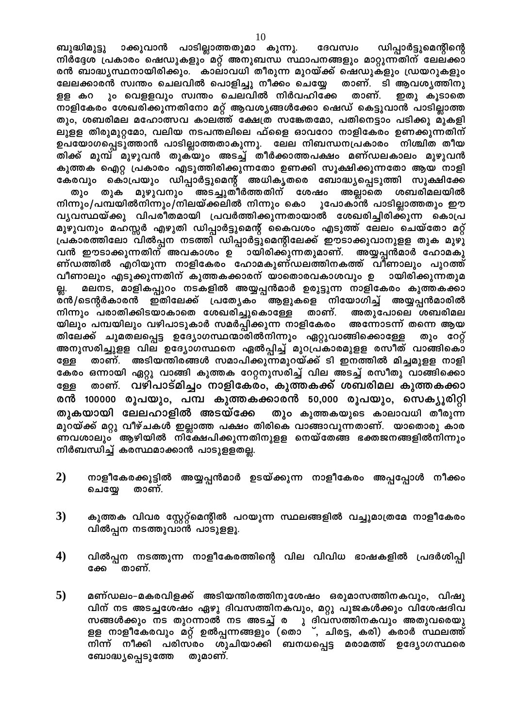ബുദ്ധിമുട്ടു ാക്കുവാൻ പാടില്ലാത്തതുമാ കുന്നു. ദേവസ്വം ഡിപ്പാർട്ടുമെന്റിന്റെ നിർദ്ദേശ പ്രകാരം ഷെഡുകളും മറ്റ് അനുബന്ധ സ്ഥാപനങ്ങളും മാറ്റുന്നതിന് ലേലക്കാരൻ ബാദ്ധ്യസ്ഥനായിരിക്കും. കാലാവധി തീരുന്ന മുറയ്ക്ക് ഷെഡുകളും ഡ്രയറുകളും ലേലക്കാരൻ സ്വന്തം ചെലവിൽ പൊളിച്ചു നീക്കം ചെയ്യേ താണ്. ടി ആവശ്യത്തിനുള്ള കറ ും വെള്ളവും സ്വന്തം ചെലവിൽ നിർവഹിക്കേ താണ്. ഇതു കൂടാതെ നാളികേരം ശേഖരിക്കുന്നതിനോ മറ്റ് ആവശ്യങ്ങൾക്കോ ഷെഡ് കെട്ടുവാൻ പാടില്ലാത്തതും, ശബരിമല മഹോത്സവ കാലത്ത് ക്ഷേത്ര സങ്കേതമോ, പതിനെട്ടാം പടിക്കു മുകളിലുള്ള തിരുമുറ്റമോ, വലിയ നടപന്തലിലെ ഫ്ളൈ ഓവറോ നാളികേരം ഉണക്കുന്നതിന് ഉപയോഗപ്പെടുത്താൻ പാടില്ലാത്തതാകുന്നു. ലേല നിബന്ധനപ്രകാരം നിശ്ചിത തീയതിക്ക് മുമ്പ് മുഴുവൻ തുകയും അടച്ച് തീർക്കാത്തപക്ഷം മണ്ഡലകാലം മുഴുവൻ കുത്തക ഐറ്റ പ്രകാരം എടുത്തിരിക്കുന്നതോ ഉണക്കി സൂക്ഷിക്കുന്നതോ ആയ നാളികേരവും കൊപ്രയും ഡിപ്പാർട്ടുമെന്റ് അധികൃതരെ ബോദ്ധ്യപ്പെടുത്തി സൂക്ഷിക്കേ തും തുക മുഴുവനും അടച്ചുതീർത്തതിന് ശേഷം അല്ലാതെ ശബരിമലയിൽ നിന്നും/പമ്പയിൽനിന്നും/നിലയ്ക്കലിൽ നിന്നും കൊ ുപോകാൻ പാടില്ലാത്തതും ഈ വ്യവസ്ഥയ്ക്കു വിപരീതമായി പ്രവർത്തിക്കുന്നതായാൽ ശേഖരിച്ചിരിക്കുന്ന കൊപ്ര മുഴുവനും മഹസ്സർ എഴുതി ഡിപ്പാർട്ടുമെന്റ് കൈവശം എടുത്ത് ലേലം ചെയ്തോ മറ്റ് പ്രകാരത്തിലോ വിൽപ്പന നടത്തി ഡിപ്പാർട്ടുമെന്റിലേക്ക് ഈടാക്കുവാനുള്ള തുക മുഴുവൻ ഈടാക്കുന്നതിന് അവകാശം ഉ ായിരിക്കുന്നതുമാണ്. അയ്യപ്പൻമാർ ഹോമകുണ്ഡത്തിൽ എറിയുന്ന നാളികേരം ഹോമകുണ്ഡലത്തിനകത്ത് വീണാലും പുറത്ത് വീണാലും എടുക്കുന്നതിന് കുത്തകക്കാരന് യാതൊരവകാശവും ഉ ായിരിക്കുന്നതുമല്ല. മലനട, മാളികപ്പുറം നടകളിൽ അയ്യപ്പൻമാർ ഉരുട്ടുന്ന നാളികേരം കുത്തകക്കാരൻ/ടെന്റർകാരൻ ഇതിലേക്ക് പ്രത്യേകം ആളുകളെ നിയോഗിച്ച് അയ്യപ്പൻമാരിൽ നിന്നും പരാതിക്കിടയാകാതെ ശേഖരിച്ചുകൊള്ളേ താണ്. അതുപോലെ ശബരിമലയിലും പമ്പയിലും വഴിപാടുകാർ സമർപ്പിക്കുന്ന നാളികേരം അന്നോടന്ന് തന്നെ ആയതിലേക്ക് ചുമതലപ്പെട്ട ഉദ്യോഗസ്ഥന്മാരിൽനിന്നും ഏറ്റുവാങ്ങിക്കൊള്ളേ തും റേറ്റ് അനുസരിച്ചുള്ള വില ഉദ്യോഗസ്ഥനെ ഏൽപ്പിച്ച് മുറപ്രകാരമുള്ള രസീത് വാങ്ങികൊള്ളേ താണ്. അടിയന്തിരങ്ങൾ സമാപിക്കുന്നമുറയ്ക്ക് ടി ഇനത്തിൽ മിച്ചമുള്ള നാളികേരം ഒന്നായി ഏറ്റു വാങ്ങി കുത്തക റേറ്റനുസരിച്ച് വില അടച്ച് രസീതു വാങ്ങിക്കൊള്ളേ താണ്. **വഴിപാട്മിച്ചം നാളികേരം, കുത്തകക്ക് ശബരിമല കുത്തകക്കാരൻ 100000 രൂപയും, പമ്പ കുത്തകക്കാരൻ 50,000 രൂപയും, സെക്യൂരിറ്റി തുകയായി ലേലഹാളിൽ അടയ്ക്കേ** തും കുത്തകയുടെ കാലാവധി തീരുന്ന മുറയ്ക്ക് മറ്റു വീഴ്ചകൾ ഇല്ലാത്ത പക്ഷം തിരികെ വാങ്ങാവുന്നതാണ്. യാതൊരു കാരണവശാലും ആഴിയിൽ നിക്ഷേപിക്കുന്നതിനുള്ള നെയ്തേങ്ങ ഭക്തജനങ്ങളിൽനിന്നും നിർബന്ധിച്ച് കരസ്ഥമാക്കാൻ പാടുള്ളതല്ല.

2) നാളീകേരക്കൂട്ടിൽ അയ്യപ്പൻമാർ ഉടയ്ക്കുന്ന നാളീകേരം അപ്പപ്പോൾ നീക്കം ചെയ്യേ താണ്.

3) കുത്തക വിവര സ്റ്റേറ്റ്മെന്റിൽ പറയുന്ന സ്ഥലങ്ങളിൽ വച്ചുമാത്രമേ നാളീകേരം വിൽപ്പന നടത്തുവാൻ പാടുള്ളൂ.

4) വിൽപ്പന നടത്തുന്ന നാളീകേരത്തിന്റെ വില വിവിധ ഭാഷകളിൽ പ്രദർശിപ്പിക്കേ താണ്.

5) മണ്ഡലം-മകരവിളക്ക് അടിയന്തിരത്തിനുശേഷം ഒരുമാസത്തിനകവും, വിഷുവിന് നട അടച്ചശേഷം ഏഴു ദിവസത്തിനകവും, മറ്റു പൂജകൾക്കും വിശേഷദിവസങ്ങൾക്കും നട തുറന്നാൽ നട അടച്ച് ര ു ദിവസത്തിനകവും അതുവരെയുള്ള നാളീകേരവും മറ്റ് ഉൽപ്പന്നങ്ങളും (തൊ ്, ചിരട്ട, കരി) കരാർ സ്ഥലത്ത് നിന്ന് നീക്കി പരിസരം ശുചിയാക്കി ബന്ധപ്പെട്ട മരാമത്ത് ഉദ്യോഗസ്ഥരെ ബോദ്ധ്യപ്പെടുത്തേ തുമാണ്.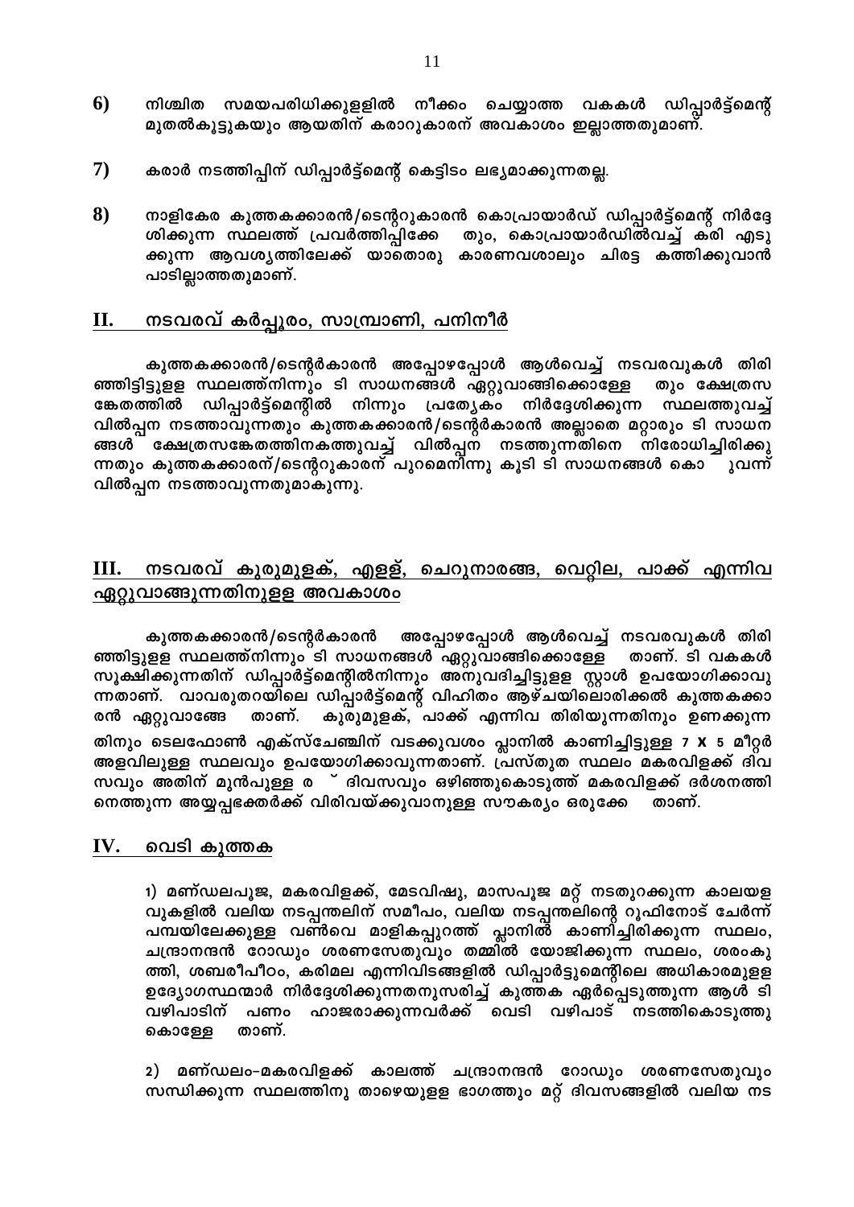6) നിശ്ചിത സമയപരിധിക്കുളളിൽ നീക്കം ചെയ്യാത്ത വകകൾ ഡിപ്പാർട്ട്മെന്റ് മുതൽകൂട്ടുകയും ആയതിന് കരാറുകാരന് അവകാശം ഇല്ലാത്തതുമാണ്.

7) കരാർ നടത്തിപ്പിന് ഡിപ്പാർട്ട്മെന്റ് കെട്ടിടം ലഭ്യമാക്കുന്നതല്ല.

8) നാളികേര കുത്തകക്കാരൻ/ടെന്ററുകാരൻ കൊപ്രായാർഡ് ഡിപ്പാർട്ട്മെന്റ് നിർദ്ദേശിക്കുന്ന സ്ഥലത്ത് പ്രവർത്തിപ്പിക്കേ തും, കൊപ്രായാർഡിൽവച്ച് കരി എടുക്കുന്ന ആവശ്യത്തിലേക്ക് യാതൊരു കാരണവശാലും ചിരട്ട കത്തിക്കുവാൻ പാടില്ലാത്തതുമാണ്.

## II. നടവരവ് കർപ്പൂരം, സാമ്പ്രാണി, പനിനീർ

കുത്തകക്കാരൻ/ടെന്റർകാരൻ അപ്പോഴപ്പോൾ ആൾവെച്ച് നടവരവുകൾ തിരിഞ്ഞിട്ടിട്ടുളള സ്ഥലത്ത്നിന്നും ടി സാധനങ്ങൾ ഏറ്റുവാങ്ങിക്കൊള്ളേ തും ക്ഷേത്രസങ്കേതത്തിൽ ഡിപ്പാർട്ട്മെന്റിൽ നിന്നും പ്രത്യേകം നിർദ്ദേശിക്കുന്ന സ്ഥലത്തുവച്ച് വിൽപ്പന നടത്താവുന്നതും കുത്തകക്കാരൻ/ടെന്റർകാരൻ അല്ലാതെ മറ്റാരും ടി സാധനങ്ങൾ ക്ഷേത്രസങ്കേതത്തിനകത്തുവച്ച് വിൽപ്പന നടത്തുന്നതിനെ നിരോധിച്ചിരിക്കുന്നതും കുത്തകക്കാരന്/ടെന്ററുകാരന് പുറമെനിന്നു കൂടി ടി സാധനങ്ങൾ കൊ ുവന്ന് വിൽപ്പന നടത്താവുന്നതുമാകുന്നു.

## III. നടവരവ് കുരുമുളക്, എളള്, ചെറുനാരങ്ങ, വെറ്റില, പാക്ക് എന്നിവ ഏറ്റുവാങ്ങുന്നതിനുളള അവകാശം

കുത്തകക്കാരൻ/ടെന്റർകാരൻ അപ്പോഴപ്പോൾ ആൾവെച്ച് നടവരവുകൾ തിരിഞ്ഞിട്ടുളള സ്ഥലത്ത്നിന്നും ടി സാധനങ്ങൾ ഏറ്റുവാങ്ങിക്കൊള്ളേ താണ്. ടി വകകൾ സൂക്ഷിക്കുന്നതിന് ഡിപ്പാർട്ട്മെന്റിൽനിന്നും അനുവദിച്ചിട്ടുളള സ്റ്റാൾ ഉപയോഗിക്കാവുന്നതാണ്. വാവരുതറയിലെ ഡിപ്പാർട്ട്മെന്റ് വിഹിതം ആഴ്ചയിലൊരിക്കൽ കുത്തകക്കാരൻ ഏറ്റുവാങ്ങേ താണ്. കുരുമുളക്, പാക്ക് എന്നിവ തിരിയുന്നതിനും ഉണക്കുന്നതിനും ടെലഫോൺ എക്സ്ചേഞ്ചിന് വടക്കുവശം പ്ലാനിൽ കാണിച്ചിട്ടുളള 7 X 5 മീറ്റർ അളവിലുളള സ്ഥലവും ഉപയോഗിക്കാവുന്നതാണ്. പ്രസ്തുത സ്ഥലം മകരവിളക്ക് ദിവസവും അതിന് മുൻപുളള ര ് ദിവസവും ഒഴിഞ്ഞുകൊടുത്ത് മകരവിളക്ക് ദർശനത്തിനെത്തുന്ന അയ്യപ്പഭക്തർക്ക് വിരിവയ്ക്കുവാനുളള സൗകര്യം ഒരുക്കേ താണ്.

## IV. വെടി കുത്തക

1) മണ്ഡലപൂജ, മകരവിളക്ക്, മേടവിഷു, മാസപൂജ മറ്റ് നടതുറക്കുന്ന കാലയളവുകളിൽ വലിയ നടപ്പന്തലിന് സമീപം, വലിയ നടപ്പന്തലിന്റെ റൂഫിനോട് ചേർന്ന് പമ്പയിലേക്കുളള വൺവെ മാളികപ്പുറത്ത് പ്ലാനിൽ കാണിച്ചിരിക്കുന്ന സ്ഥലം, ചന്ദ്രാനന്ദൻ റോഡും ശരണസേതുവും തമ്മിൽ യോജിക്കുന്ന സ്ഥലം, ശരംകുത്തി, ശബരീപീഠം, കരിമല എന്നിവിടങ്ങളിൽ ഡിപ്പാർട്ടുമെന്റിലെ അധികാരമുളള ഉദ്യോഗസ്ഥന്മാർ നിർദ്ദേശിക്കുന്നതനുസരിച്ച് കുത്തക ഏർപ്പെടുത്തുന്ന ആൾ ടി വഴിപാടിന് പണം ഹാജരാക്കുന്നവർക്ക് വെടി വഴിപാട് നടത്തികൊടുത്തുകൊള്ളേ താണ്.

2) മണ്ഡലം-മകരവിളക്ക് കാലത്ത് ചന്ദ്രാനന്ദൻ റോഡും ശരണസേതുവും സന്ധിക്കുന്ന സ്ഥലത്തിനു താഴെയുളള ഭാഗത്തും മറ്റ് ദിവസങ്ങളിൽ വലിയ നട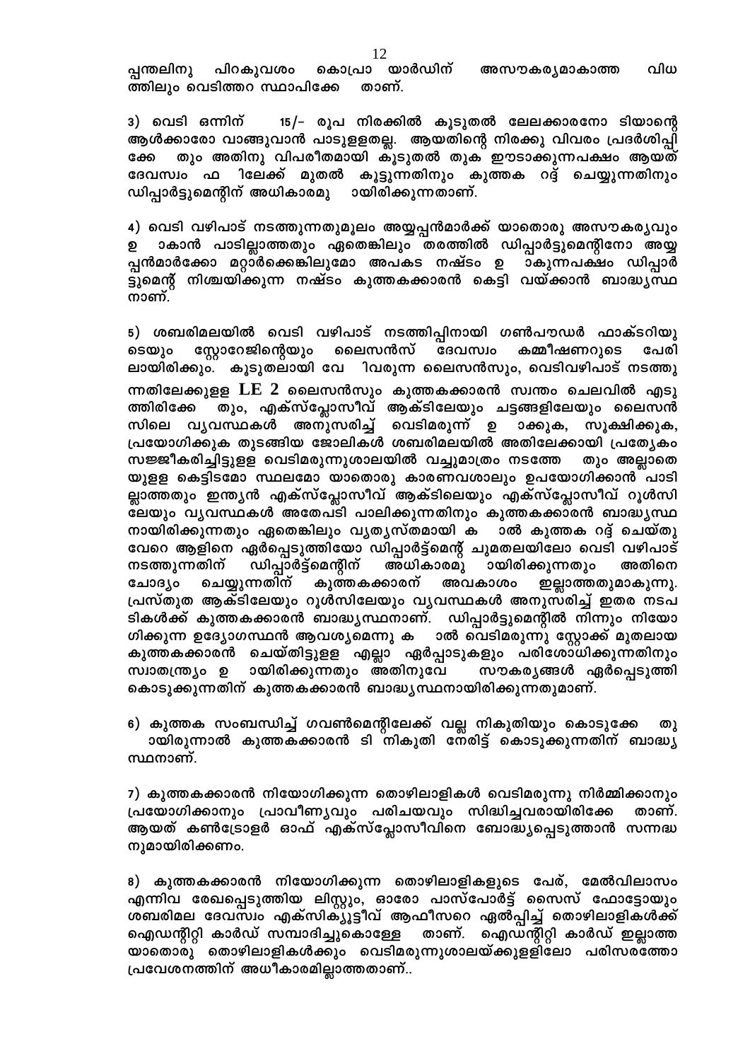പ്പന്തലിനു പിറകുവശം കൊപ്രാ യാർഡിന് അസൗകര്യമാകാത്ത വിധത്തിലും വെടിത്തറ സ്ഥാപിക്കേ താണ്.

3) വെടി ഒന്നിന് 15/- രൂപ നിരക്കിൽ കൂടുതൽ ലേലക്കാരനോ ടിയാന്റെ ആൾക്കാരോ വാങ്ങുവാൻ പാടുളളതല്ല. ആയതിന്റെ നിരക്കു വിവരം പ്രദർശിപ്പിക്കേ തും അതിനു വിപരീതമായി കൂടുതൽ തുക ഈടാക്കുന്നപക്ഷം ആയത് ദേവസ്വം ഫ ിലേക്ക് മുതൽ കൂട്ടുന്നതിനും കുത്തക റദ്ദ് ചെയ്യുന്നതിനും ഡിപ്പാർട്ടുമെന്റിന് അധികാരമു ായിരിക്കുന്നതാണ്.

4) വെടി വഴിപാട് നടത്തുന്നതുമൂലം അയ്യപ്പൻമാർക്ക് യാതൊരു അസൗകര്യവും ഉ ാകാൻ പാടില്ലാത്തതും ഏതെങ്കിലും തരത്തിൽ ഡിപ്പാർട്ടുമെന്റിനോ അയ്യപ്പൻമാർക്കോ മറ്റാർക്കെങ്കിലുമോ അപകട നഷ്ടം ഉ ാകുന്നപക്ഷം ഡിപ്പാർട്ടുമെന്റ് നിശ്ചയിക്കുന്ന നഷ്ടം കുത്തകക്കാരൻ കെട്ടി വയ്ക്കാൻ ബാദ്ധ്യസ്ഥനാണ്.

5) ശബരിമലയിൽ വെടി വഴിപാട് നടത്തിപ്പിനായി ഗൺപൗഡർ ഫാക്ടറിയുടെയും സ്റ്റോറേജിന്റെയും ലൈസൻസ് ദേവസ്വം കമ്മീഷണറുടെ പേരിലായിരിക്കും. കൂടുതലായി വേ ിവരുന്ന ലൈസൻസും, വെടിവഴിപാട് നടത്തുന്നതിലേക്കുളള LE 2 ലൈസൻസും കുത്തകക്കാരൻ സ്വന്തം ചെലവിൽ എടുത്തിരിക്കേ തും, എക്സ്പ്ലോസീവ് ആക്ടിലേയും ചട്ടങ്ങളിലേയും ലൈസൻസിലെ വ്യവസ്ഥകൾ അനുസരിച്ച് വെടിമരുന്ന് ഉ ാക്കുക, സൂക്ഷിക്കുക, പ്രയോഗിക്കുക തുടങ്ങിയ ജോലികൾ ശബരിമലയിൽ അതിലേക്കായി പ്രത്യേകം സജ്ജീകരിച്ചിട്ടുളള വെടിമരുന്നുശാലയിൽ വച്ചുമാത്രം നടത്തേ തും അല്ലാതെയുളള കെട്ടിടമോ സ്ഥലമോ യാതൊരു കാരണവശാലും ഉപയോഗിക്കാൻ പാടില്ലാത്തതും ഇന്ത്യൻ എക്സ്പ്ലോസീവ് ആക്ടിലെയും എക്സ്പ്ലോസീവ് റൂൾസിലേയും വ്യവസ്ഥകൾ അതേപടി പാലിക്കുന്നതിനും കുത്തകക്കാരൻ ബാദ്ധ്യസ്ഥനായിരിക്കുന്നതും ഏതെങ്കിലും വ്യത്യസ്തമായി ക ാൽ കുത്തക റദ്ദ് ചെയ്തു വേറെ ആളിനെ ഏർപ്പെടുത്തിയോ ഡിപ്പാർട്ട്മെന്റ് ചുമതലയിലോ വെടി വഴിപാട് നടത്തുന്നതിന് ഡിപ്പാർട്ട്മെന്റിന് അധികാരമു ായിരിക്കുന്നതും അതിനെ ചോദ്യം ചെയ്യുന്നതിന് കുത്തകക്കാരന് അവകാശം ഇല്ലാത്തതുമാകുന്നു. പ്രസ്തുത ആക്ടിലേയും റൂൾസിലേയും വ്യവസ്ഥകൾ അനുസരിച്ച് ഇതര നടപടികൾക്ക് കുത്തകക്കാരൻ ബാദ്ധ്യസ്ഥനാണ്. ഡിപ്പാർട്ടുമെന്റിൽ നിന്നും നിയോഗിക്കുന്ന ഉദ്യോഗസ്ഥൻ ആവശ്യമെന്നു ക ാൽ വെടിമരുന്നു സ്റ്റോക്ക് മുതലായ കുത്തകക്കാരൻ ചെയ്തിട്ടുളള എല്ലാ ഏർപ്പാടുകളും പരിശോധിക്കുന്നതിനും സ്വാതന്ത്ര്യം ഉ ായിരിക്കുന്നതും അതിനുവേ സൗകര്യങ്ങൾ ഏർപ്പെടുത്തി കൊടുക്കുന്നതിന് കുത്തകക്കാരൻ ബാദ്ധ്യസ്ഥനായിരിക്കുന്നതുമാണ്.

6) കുത്തക സംബന്ധിച്ച് ഗവൺമെന്റിലേക്ക് വല്ല നികുതിയും കൊടുക്കേ തു ായിരുന്നാൽ കുത്തകക്കാരൻ ടി നികുതി നേരിട്ട് കൊടുക്കുന്നതിന് ബാദ്ധ്യസ്ഥനാണ്.

7) കുത്തകക്കാരൻ നിയോഗിക്കുന്ന തൊഴിലാളികൾ വെടിമരുന്നു നിർമ്മിക്കാനും പ്രയോഗിക്കാനും പ്രാവീണ്യവും പരിചയവും സിദ്ധിച്ചവരായിരിക്കേ താണ്. ആയത് കൺട്രോളർ ഓഫ് എക്സ്പ്ലോസീവിനെ ബോദ്ധ്യപ്പെടുത്താൻ സന്നദ്ധനുമായിരിക്കണം.

8) കുത്തകക്കാരൻ നിയോഗിക്കുന്ന തൊഴിലാളികളുടെ പേര്, മേൽവിലാസം എന്നിവ രേഖപ്പെടുത്തിയ ലിസ്റ്റും, ഓരോ പാസ്പോർട്ട് സൈസ് ഫോട്ടോയും ശബരിമല ദേവസ്വം എക്സിക്യൂട്ടീവ് ആഫീസറെ ഏൽപ്പിച്ച് തൊഴിലാളികൾക്ക് ഐഡന്റിറ്റി കാർഡ് സമ്പാദിച്ചുകൊള്ളേ താണ്. ഐഡന്റിറ്റി കാർഡ് ഇല്ലാത്ത യാതൊരു തൊഴിലാളികൾക്കും വെടിമരുന്നുശാലയ്ക്കുളളിലോ പരിസരത്തോ പ്രവേശനത്തിന് അധികാരമില്ലാത്തതാണ്..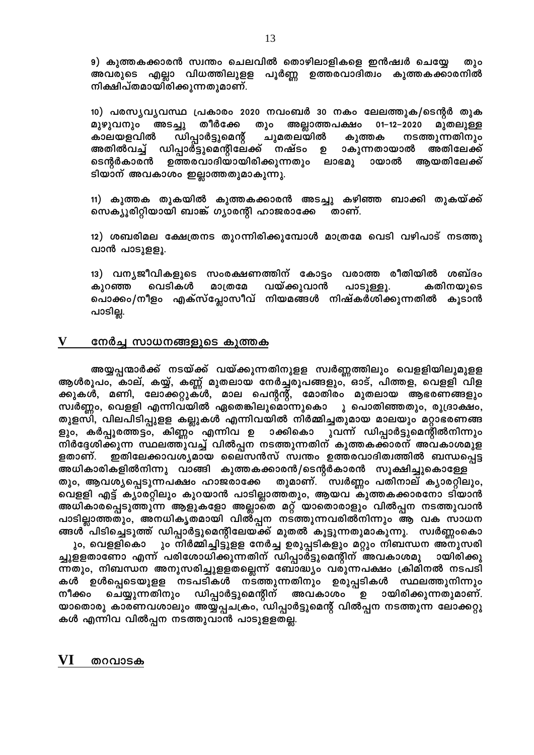9) കുത്തകക്കാരൻ സ്വന്തം ചെലവിൽ തൊഴിലാളികളെ ഇൻഷ്വർ ചെയ്യേ തും അവരുടെ എല്ലാ വിധത്തിലുള്ള പൂർണ്ണ ഉത്തരവാദിത്വം കുത്തകക്കാരനിൽ നിക്ഷിപ്തമായിരിക്കുന്നതുമാണ്.

10) പരസ്യവ്യവസ്ഥ പ്രകാരം 2020 നവംബർ 30 നകം ലേലത്തുക/ടെന്റർ തുക മുഴുവനും അടച്ചു തീർക്കേ തും അല്ലാത്തപക്ഷം 01-12-2020 മുതലുള്ള കാലയളവിൽ ഡിപ്പാർട്ടുമെന്റ് ചുമതലയിൽ കുത്തക നടത്തുന്നതിനും അതിൽവച്ച് ഡിപ്പാർട്ടുമെന്റിലേക്ക് നഷ്ടം ഉ ാകുന്നതായാൽ അതിലേക്ക് ടെന്റർകാരൻ ഉത്തരവാദിയായിരിക്കുന്നതും ലാഭമു ായാൽ ആയതിലേക്ക് ടിയാന് അവകാശം ഇല്ലാത്തതുമാകുന്നു.

11) കുത്തക തുകയിൽ കുത്തകക്കാരൻ അടച്ചു കഴിഞ്ഞ ബാക്കി തുകയ്ക്ക് സെക്യൂരിറ്റിയായി ബാങ്ക് ഗ്യാരന്റി ഹാജരാക്കേ താണ്.

12) ശബരിമല ക്ഷേത്രനട തുറന്നിരിക്കുമ്പോൾ മാത്രമേ വെടി വഴിപാട് നടത്തുവാൻ പാടുള്ളൂ.

13) വന്യജീവികളുടെ സംരക്ഷണത്തിന് കോട്ടം വരാത്ത രീതിയിൽ ശബ്ദം കുറഞ്ഞ വെടികൾ മാത്രമേ വയ്ക്കുവാൻ പാടുള്ളൂ. കതിനയുടെ പൊക്കം/നീളം എക്സ്പ്ലോസീവ് നിയമങ്ങൾ നിഷ്കർശിക്കുന്നതിൽ കൂടാൻ പാടില്ല.

## V നേർച്ച സാധനങ്ങളുടെ കുത്തക

അയ്യപ്പന്മാർക്ക് നടയ്ക്ക് വയ്ക്കുന്നതിനുളള സ്വർണ്ണത്തിലും വെള്ളിയിലുമുളള ആൾരൂപം, കാല്, കയ്യ്, കണ്ണ് മുതലായ നേർച്ചരൂപങ്ങളും, ഓട്, പിത്തള, വെള്ളി വിളക്കുകൾ, മണി, ലോക്കറ്റുകൾ, മാല പെന്റന്റ്, മോതിരം മുതലായ ആഭരണങ്ങളും സ്വർണ്ണം, വെള്ളി എന്നിവയിൽ ഏതെങ്കിലുമൊന്നുകൊ ു പൊതിഞ്ഞതും, രുദ്രാക്ഷം, തുളസി, വിലപിടിപ്പുള്ള കല്ലുകൾ എന്നിവയിൽ നിർമ്മിച്ചതുമായ മാലയും മറ്റാഭരണങ്ങളും, കർപ്പൂരത്തട്ടം, കിണ്ണം എന്നിവ ഉ ാക്കികൊ ുവന്ന് ഡിപ്പാർട്ടുമെന്റിൽനിന്നും നിർദ്ദേശിക്കുന്ന സ്ഥലത്തുവച്ച് വിൽപ്പന നടത്തുന്നതിന് കുത്തകക്കാരന് അവകാശമുള്ളതാണ്. ഇതിലേക്കാവശ്യമായ ലൈസൻസ് സ്വന്തം ഉത്തരവാദിത്വത്തിൽ ബന്ധപ്പെട്ട അധികാരികളിൽനിന്നു വാങ്ങി കുത്തകക്കാരൻ/ടെന്റർകാരൻ സൂക്ഷിച്ചുകൊള്ളേ തും, ആവശ്യപ്പെടുന്നപക്ഷം ഹാജരാക്കേ തുമാണ്. സ്വർണ്ണം പതിനാല് ക്യാരറ്റിലും, വെള്ളി എട്ട് ക്യാരറ്റിലും കുറയാൻ പാടില്ലാത്തതും, ആയവ കുത്തകക്കാരനോ ടിയാൻ അധികാരപ്പെടുത്തുന്ന ആളുകളോ അല്ലാതെ മറ്റ് യാതൊരാളും വിൽപ്പന നടത്തുവാൻ പാടില്ലാത്തതും, അനധികൃതമായി വിൽപ്പന നടത്തുന്നവരിൽനിന്നും ആ വക സാധനങ്ങൾ പിടിച്ചെടുത്ത് ഡിപ്പാർട്ടുമെന്റിലേയ്ക്ക് മുതൽ കൂട്ടുന്നതുമാകുന്നു. സ്വർണ്ണംകൊ ും, വെള്ളികൊ ും നിർമ്മിച്ചിട്ടുളള നേർച്ച ഉരുപ്പടികളും മറ്റും നിബന്ധന അനുസരിച്ചുളളതാണോ എന്ന് പരിശോധിക്കുന്നതിന് ഡിപ്പാർട്ടുമെന്റിന് അവകാശമു ായിരിക്കുന്നതും, നിബന്ധന അനുസരിച്ചുളളതല്ലെന്ന് ബോദ്ധ്യം വരുന്നപക്ഷം ക്രിമിനൽ നടപടികൾ ഉൾപ്പെടെയുളള നടപടികൾ നടത്തുന്നതിനും ഉരുപ്പടികൾ സ്ഥലത്തുനിന്നും നീക്കം ചെയ്യുന്നതിനും ഡിപ്പാർട്ടുമെന്റിന് അവകാശം ഉ ായിരിക്കുന്നതുമാണ്. യാതൊരു കാരണവശാലും അയ്യപ്പചക്രം, ഡിപ്പാർട്ടുമെന്റ് വിൽപ്പന നടത്തുന്ന ലോക്കറ്റുകൾ എന്നിവ വിൽപ്പന നടത്തുവാൻ പാടുളളതല്ല.

## VI തറവാടക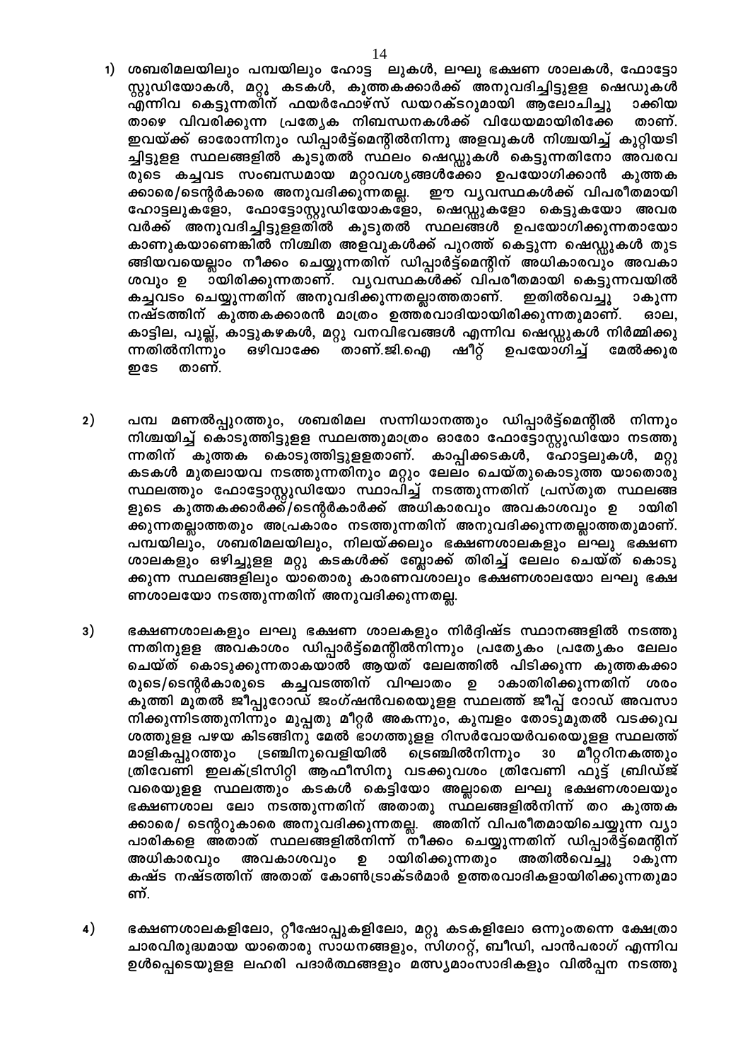1) ശബരിമലയിലും പമ്പയിലും ഹോട്ട ലുകൾ, ലഘു ഭക്ഷണ ശാലകൾ, ഫോട്ടോ സ്റ്റുഡിയോകൾ, മറ്റു കടകൾ, കുത്തകക്കാർക്ക് അനുവദിച്ചിട്ടുളള ഷെഡുകൾ എന്നിവ കെട്ടുന്നതിന് ഫയർഫോഴ്സ് ഡയറക്ടറുമായി ആലോചിച്ചു ാക്കിയ താഴെ വിവരിക്കുന്ന പ്രത്യേക നിബന്ധനകൾക്ക് വിധേയമായിരിക്കേ താണ്. ഇവയ്ക്ക് ഓരോന്നിനും ഡിപ്പാർട്ട്മെന്റിൽനിന്നു അളവുകൾ നിശ്ചയിച്ച് കുറ്റിയടി ച്ചിട്ടുളള സ്ഥലങ്ങളിൽ കൂടുതൽ സ്ഥലം ഷെഡ്ഡുകൾ കെട്ടുന്നതിനോ അവരവ രുടെ കച്ചവട സംബന്ധമായ മറ്റാവശ്യങ്ങൾക്കോ ഉപയോഗിക്കാൻ കുത്തക ക്കാരെ/ടെന്റർകാരെ അനുവദിക്കുന്നതല്ല. ഈ വ്യവസ്ഥകൾക്ക് വിപരീതമായി ഹോട്ടലുകളോ, ഫോട്ടോസ്റ്റുഡിയോകളോ, ഷെഡ്ഡുകളോ കെട്ടുകയോ അവര വർക്ക് അനുവദിച്ചിട്ടുളളതിൽ കൂടുതൽ സ്ഥലങ്ങൾ ഉപയോഗിക്കുന്നതായോ കാണുകയാണെങ്കിൽ നിശ്ചിത അളവുകൾക്ക് പുറത്ത് കെട്ടുന്ന ഷെഡ്ഡുകൾ തുട ങ്ങിയവയെല്ലാം നീക്കം ചെയ്യുന്നതിന് ഡിപ്പാർട്ട്മെന്റിന് അധികാരവും അവകാ ശവും ഉ ായിരിക്കുന്നതാണ്. വ്യവസ്ഥകൾക്ക് വിപരീതമായി കെട്ടുന്നവയിൽ കച്ചവടം ചെയ്യുന്നതിന് അനുവദിക്കുന്നതല്ലാത്തതാണ്. ഇതിൽവെച്ചു ാകുന്ന നഷ്ടത്തിന് കുത്തകക്കാരൻ മാത്രം ഉത്തരവാദിയായിരിക്കുന്നതുമാണ്. ഓല, കാട്ടില, പുല്ല്, കാട്ടുകഴകൾ, മറ്റു വനവിഭവങ്ങൾ എന്നിവ ഷെഡ്ഡുകൾ നിർമ്മിക്കു ന്നതിൽനിന്നും ഒഴിവാക്കേ താണ്.ജി.ഐ ഷീറ്റ് ഉപയോഗിച്ച് മേൽക്കൂര ഇടേ താണ്.

2) പമ്പ മണൽപ്പുറത്തും, ശബരിമല സന്നിധാനത്തും ഡിപ്പാർട്ട്മെന്റിൽ നിന്നും നിശ്ചയിച്ച് കൊടുത്തിട്ടുളള സ്ഥലത്തുമാത്രം ഓരോ ഫോട്ടോസ്റ്റുഡിയോ നടത്തു ന്നതിന് കുത്തക കൊടുത്തിട്ടുളളതാണ്. കാപ്പിക്കടകൾ, ഹോട്ടലുകൾ, മറ്റു കടകൾ മുതലായവ നടത്തുന്നതിനും മറ്റും ലേലം ചെയ്തുകൊടുത്ത യാതൊരു സ്ഥലത്തും ഫോട്ടോസ്റ്റുഡിയോ സ്ഥാപിച്ച് നടത്തുന്നതിന് പ്രസ്തുത സ്ഥലങ്ങ ളുടെ കുത്തകക്കാർക്ക്/ടെന്റർകാർക്ക് അധികാരവും അവകാശവും ഉ ായിരി ക്കുന്നതല്ലാത്തതും അപ്രകാരം നടത്തുന്നതിന് അനുവദിക്കുന്നതല്ലാത്തതുമാണ്. പമ്പയിലും, ശബരിമലയിലും, നിലയ്ക്കലും ഭക്ഷണശാലകളും ലഘു ഭക്ഷണ ശാലകളും ഒഴിച്ചുളള മറ്റു കടകൾക്ക് ബ്ലോക്ക് തിരിച്ച് ലേലം ചെയ്ത് കൊടു ക്കുന്ന സ്ഥലങ്ങളിലും യാതൊരു കാരണവശാലും ഭക്ഷണശാലയോ ലഘു ഭക്ഷ ണശാലയോ നടത്തുന്നതിന് അനുവദിക്കുന്നതല്ല.

3) ഭക്ഷണശാലകളും ലഘു ഭക്ഷണ ശാലകളും നിർദ്ദിഷ്ട സ്ഥാനങ്ങളിൽ നടത്തു ന്നതിനുളള അവകാശം ഡിപ്പാർട്ട്മെന്റിൽനിന്നും പ്രത്യേകം പ്രത്യേകം ലേലം ചെയ്ത് കൊടുക്കുന്നതാകയാൽ ആയത് ലേലത്തിൽ പിടിക്കുന്ന കുത്തകക്കാ രുടെ/ടെന്റർകാരുടെ കച്ചവടത്തിന് വിഘാതം ഉ ാകാതിരിക്കുന്നതിന് ശരം കുത്തി മുതൽ ജീപ്പുറോഡ് ജംഗ്ഷൻവരെയുളള സ്ഥലത്ത് ജീപ്പ് റോഡ് അവസാ നിക്കുന്നിടത്തുനിന്നും മുപ്പതു മീറ്റർ അകന്നും, കുമ്പളം തോടുമുതൽ വടക്കുവ ശത്തുളള പഴയ കിടങ്ങിനു മേൽ ഭാഗത്തുളള റിസർവോയർവരെയുളള സ്ഥലത്ത് മാളികപ്പുറത്തും ട്രഞ്ചിനുവെളിയിൽ ട്രെഞ്ചിൽനിന്നും 30 മീറ്ററിനകത്തും ത്രിവേണി ഇലക്ട്രിസിറ്റി ആഫീസിനു വടക്കുവശം ത്രിവേണി ഫുട്ട് ബ്രിഡ്ജ് വരെയുളള സ്ഥലത്തും കടകൾ കെട്ടിയോ അല്ലാതെ ലഘു ഭക്ഷണശാലയും ഭക്ഷണശാല ലോ നടത്തുന്നതിന് അതാതു സ്ഥലങ്ങളിൽനിന്ന് തറ കുത്തക ക്കാരെ/ ടെന്ററുകാരെ അനുവദിക്കുന്നതല്ല. അതിന് വിപരീതമായിചെയ്യുന്ന വ്യാ പാരികളെ അതാത് സ്ഥലങ്ങളിൽനിന്ന് നീക്കം ചെയ്യുന്നതിന് ഡിപ്പാർട്ട്മെന്റിന് അധികാരവും അവകാശവും ഉ ായിരിക്കുന്നതും അതിൽവെച്ചു ാകുന്ന കഷ്ട നഷ്ടത്തിന് അതാത് കോൺട്രാക്ടർമാർ ഉത്തരവാദികളായിരിക്കുന്നതുമാ ണ്.

4) ഭക്ഷണശാലകളിലോ, റ്റീഷോപ്പുകളിലോ, മറ്റു കടകളിലോ ഒന്നുംതന്നെ ക്ഷേത്രാ ചാരവിരുദ്ധമായ യാതൊരു സാധനങ്ങളും, സിഗററ്റ്, ബീഡി, പാൻപരാഗ് എന്നിവ ഉൾപ്പെടെയുളള ലഹരി പദാർത്ഥങ്ങളും മത്സ്യമാംസാദികളും വിൽപ്പന നടത്തു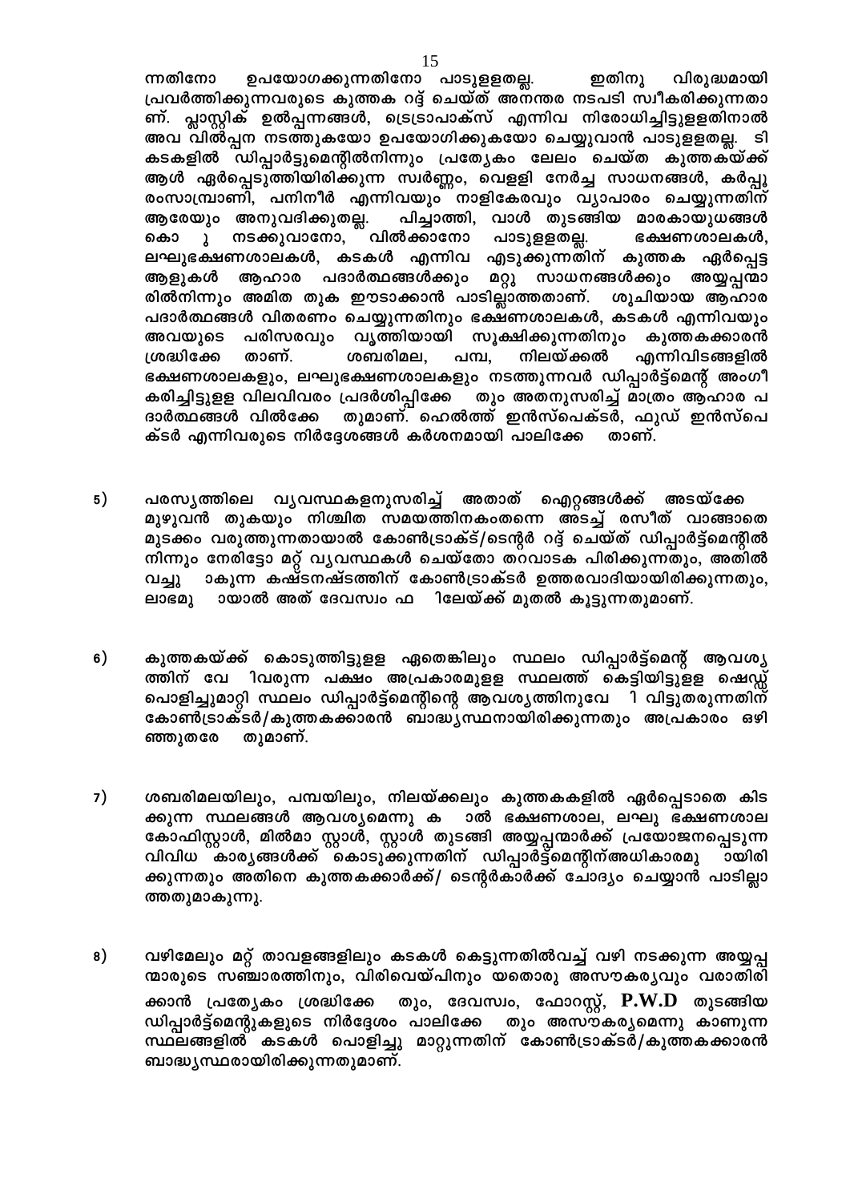ന്നതിനോ ഉപയോഗക്കുന്നതിനോ പാടുളളതല്ല. ഇതിനു വിരുദ്ധമായി പ്രവർത്തിക്കുന്നവരുടെ കുത്തക റദ്ദ് ചെയ്ത് അനന്തര നടപടി സ്വീകരിക്കുന്നതാണ്. പ്ലാസ്റ്റിക് ഉൽപ്പന്നങ്ങൾ, ട്രെട്രാപാക്സ് എന്നിവ നിരോധിച്ചിട്ടുളളതിനാൽ അവ വിൽപ്പന നടത്തുകയോ ഉപയോഗിക്കുകയോ ചെയ്യുവാൻ പാടുളളതല്ല. ടി കടകളിൽ ഡിപ്പാർട്ടുമെന്റിൽനിന്നും പ്രത്യേകം ലേലം ചെയ്ത കുത്തകയ്ക്ക് ആൾ ഏർപ്പെടുത്തിയിരിക്കുന്ന സ്വർണ്ണം, വെളളി നേർച്ച സാധനങ്ങൾ, കർപ്പൂരംസാമ്പ്രാണി, പനിനീർ എന്നിവയും നാളികേരവും വ്യാപാരം ചെയ്യുന്നതിന് ആരേയും അനുവദിക്കുതല്ല. പിച്ചാത്തി, വാൾ തുടങ്ങിയ മാരകായുധങ്ങൾ കൊ ു നടക്കുവാനോ, വിൽക്കാനോ പാടുളളതല്ല. ഭക്ഷണശാലകൾ, ലഘുഭക്ഷണശാലകൾ, കടകൾ എന്നിവ എടുക്കുന്നതിന് കുത്തക ഏർപ്പെട്ട ആളുകൾ ആഹാര പദാർത്ഥങ്ങൾക്കും മറ്റു സാധനങ്ങൾക്കും അയ്യപ്പന്മാരിൽനിന്നും അമിത തുക ഈടാക്കാൻ പാടില്ലാത്തതാണ്. ശുചിയായ ആഹാര പദാർത്ഥങ്ങൾ വിതരണം ചെയ്യുന്നതിനും ഭക്ഷണശാലകൾ, കടകൾ എന്നിവയും അവയുടെ പരിസരവും വൃത്തിയായി സൂക്ഷിക്കുന്നതിനും കുത്തകക്കാരൻ ശ്രദ്ധിക്കേ താണ്. ശബരിമല, പമ്പ, നിലയ്ക്കൽ എന്നിവിടങ്ങളിൽ ഭക്ഷണശാലകളും, ലഘുഭക്ഷണശാലകളും നടത്തുന്നവർ ഡിപ്പാർട്ട്മെന്റ് അംഗീകരിച്ചിട്ടുളള വിലവിവരം പ്രദർശിപ്പിക്കേ തും അതനുസരിച്ച് മാത്രം ആഹാര പദാർത്ഥങ്ങൾ വിൽക്കേ തുമാണ്. ഹെൽത്ത് ഇൻസ്പെക്ടർ, ഫുഡ് ഇൻസ്പെക്ടർ എന്നിവരുടെ നിർദ്ദേശങ്ങൾ കർശനമായി പാലിക്കേ താണ്.

5) പരസ്യത്തിലെ വ്യവസ്ഥകളനുസരിച്ച് അതാത് ഐറ്റങ്ങൾക്ക് അടയ്ക്കേ മുഴുവൻ തുകയും നിശ്ചിത സമയത്തിനകംതന്നെ അടച്ച് രസീത് വാങ്ങാതെ മുടക്കം വരുത്തുന്നതായാൽ കോൺട്രാക്ട്/ടെന്റർ റദ്ദ് ചെയ്ത് ഡിപ്പാർട്ട്മെന്റിൽ നിന്നും നേരിട്ടോ മറ്റ് വ്യവസ്ഥകൾ ചെയ്തോ തറവാടക പിരിക്കുന്നതും, അതിൽ വച്ചു ാകുന്ന കഷ്ടനഷ്ടത്തിന് കോൺട്രാക്ടർ ഉത്തരവാദിയായിരിക്കുന്നതും, ലാഭമു ായാൽ അത് ദേവസ്വം ഫ ിലേയ്ക്ക് മുതൽ കൂട്ടുന്നതുമാണ്.

6) കുത്തകയ്ക്ക് കൊടുത്തിട്ടുളള ഏതെങ്കിലും സ്ഥലം ഡിപ്പാർട്ട്മെന്റ് ആവശ്യത്തിന് വേ ിവരുന്ന പക്ഷം അപ്രകാരമുളള സ്ഥലത്ത് കെട്ടിയിട്ടുളള ഷെഡ്ഡ് പൊളിച്ചുമാറ്റി സ്ഥലം ഡിപ്പാർട്ട്മെന്റിന്റെ ആവശ്യത്തിനുവേ ി വിട്ടുതരുന്നതിന് കോൺട്രാക്ടർ/കുത്തകക്കാരൻ ബാദ്ധ്യസ്ഥനായിരിക്കുന്നതും അപ്രകാരം ഒഴിഞ്ഞുതരേ തുമാണ്.

7) ശബരിമലയിലും, പമ്പയിലും, നിലയ്ക്കലും കുത്തകകളിൽ ഏർപ്പെടാതെ കിടക്കുന്ന സ്ഥലങ്ങൾ ആവശ്യമെന്നു ക ാൽ ഭക്ഷണശാല, ലഘു ഭക്ഷണശാല കോഫിസ്റ്റാൾ, മിൽമാ സ്റ്റാൾ, സ്റ്റാൾ തുടങ്ങി അയ്യപ്പന്മാർക്ക് പ്രയോജനപ്പെടുന്ന വിവിധ കാര്യങ്ങൾക്ക് കൊടുക്കുന്നതിന് ഡിപ്പാർട്ട്മെന്റിന്അധികാരമു ായിരിക്കുന്നതും അതിനെ കുത്തകക്കാർക്ക്/ ടെന്റർകാർക്ക് ചോദ്യം ചെയ്യാൻ പാടില്ലാത്തതുമാകുന്നു.

8) വഴിമേലും മറ്റ് താവളങ്ങളിലും കടകൾ കെട്ടുന്നതിൽവച്ച് വഴി നടക്കുന്ന അയ്യപ്പന്മാരുടെ സഞ്ചാരത്തിനും, വിരിവെയ്പിനും യതൊരു അസൗകര്യവും വരാതിരിക്കാൻ പ്രത്യേകം ശ്രദ്ധിക്കേ തും, ദേവസ്വം, ഫോറസ്റ്റ്, P.W.D തുടങ്ങിയ ഡിപ്പാർട്ട്മെന്റുകളുടെ നിർദ്ദേശം പാലിക്കേ തും അസൗകര്യമെന്നു കാണുന്ന സ്ഥലങ്ങളിൽ കടകൾ പൊളിച്ചു മാറ്റുന്നതിന് കോൺട്രാക്ടർ/കുത്തകക്കാരൻ ബാദ്ധ്യസ്ഥരായിരിക്കുന്നതുമാണ്.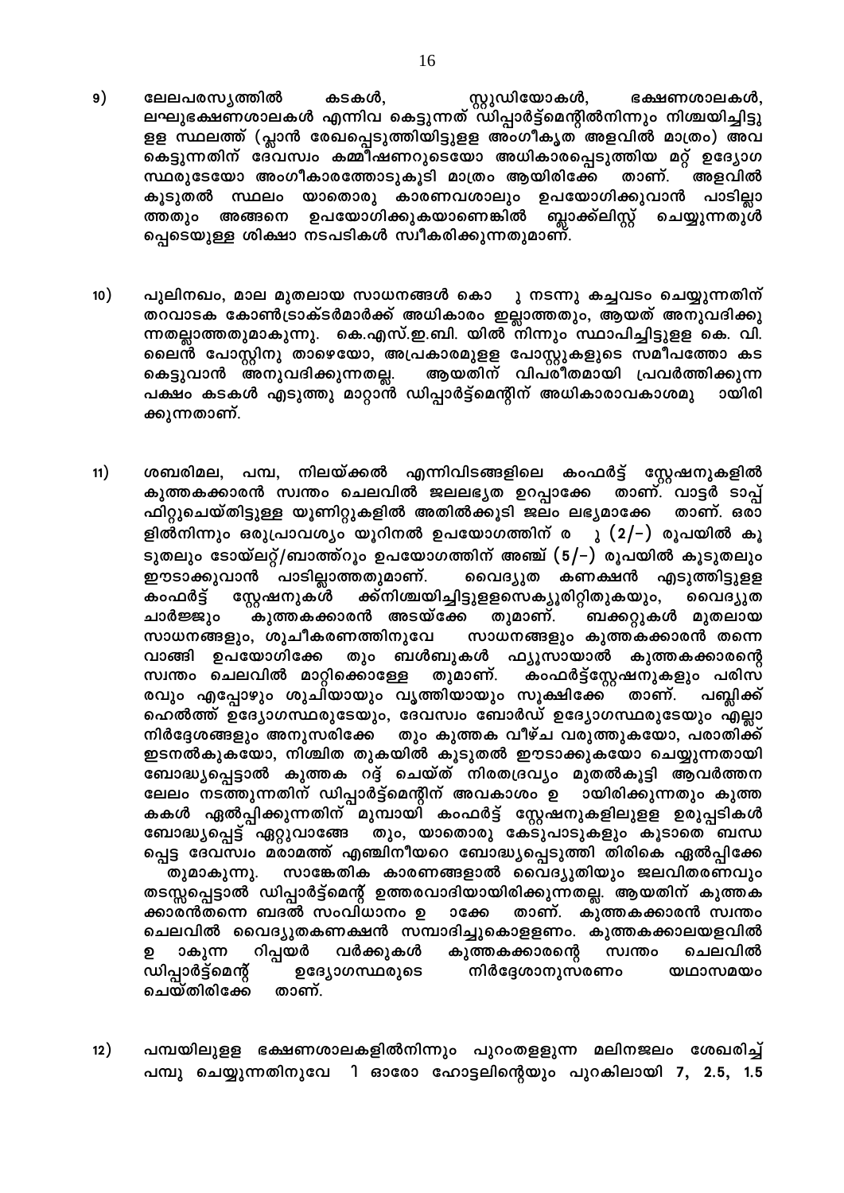9) ലേലപരസ്യത്തിൽ കടകൾ, സ്റ്റുഡിയോകൾ, ഭക്ഷണശാലകൾ, ലഘുഭക്ഷണശാലകൾ എന്നിവ കെട്ടുന്നത് ഡിപ്പാർട്ട്മെന്റിൽനിന്നും നിശ്ചയിച്ചിട്ടുള്ള സ്ഥലത്ത് (പ്ലാൻ രേഖപ്പെടുത്തിയിട്ടുള്ള അംഗീകൃത അളവിൽ മാത്രം) അവ കെട്ടുന്നതിന് ദേവസ്വം കമ്മീഷണറുടെയോ അധികാരപ്പെടുത്തിയ മറ്റ് ഉദ്യോഗസ്ഥരുടേയോ അംഗീകാരത്തോടുകൂടി മാത്രം ആയിരിക്കേ താണ്. അളവിൽ കൂടുതൽ സ്ഥലം യാതൊരു കാരണവശാലും ഉപയോഗിക്കുവാൻ പാടില്ലാത്തതും അങ്ങനെ ഉപയോഗിക്കുകയാണെങ്കിൽ ബ്ലാക്ക്ലിസ്റ്റ് ചെയ്യുന്നതുൾപ്പെടെയുള്ള ശിക്ഷാ നടപടികൾ സ്വീകരിക്കുന്നതുമാണ്.

10) പുലിനഖം, മാല മുതലായ സാധനങ്ങൾ കൊ ു നടന്നു കച്ചവടം ചെയ്യുന്നതിന് തറവാടക കോൺട്രാക്ടർമാർക്ക് അധികാരം ഇല്ലാത്തതും, ആയത് അനുവദിക്കുന്നതല്ലാത്തതുമാകുന്നു. കെ.എസ്.ഇ.ബി. യിൽ നിന്നും സ്ഥാപിച്ചിട്ടുള്ള കെ. വി. ലൈൻ പോസ്റ്റിനു താഴെയോ, അപ്രകാരമുള്ള പോസ്റ്റുകളുടെ സമീപത്തോ കട കെട്ടുവാൻ അനുവദിക്കുന്നതല്ല. ആയതിന് വിപരീതമായി പ്രവർത്തിക്കുന്ന പക്ഷം കടകൾ എടുത്തു മാറ്റാൻ ഡിപ്പാർട്ട്മെന്റിന് അധികാരാവകാശമു ായിരിക്കുന്നതാണ്.

11) ശബരിമല, പമ്പ, നിലയ്ക്കൽ എന്നിവിടങ്ങളിലെ കംഫർട്ട് സ്റ്റേഷനുകളിൽ കുത്തകക്കാരൻ സ്വന്തം ചെലവിൽ ജലലഭ്യത ഉറപ്പാക്കേ താണ്. വാട്ടർ ടാപ്പ് ഫിറ്റുചെയ്തിട്ടുള്ള യൂണിറ്റുകളിൽ അതിൽക്കൂടി ജലം ലഭ്യമാക്കേ താണ്. ഒരാളിൽനിന്നും ഒരുപ്രാവശ്യം യൂറിനൽ ഉപയോഗത്തിന് ര ു (2/-) രൂപയിൽ കൂടുതലും ടോയ്‌ലറ്റ്/ബാത്ത്റൂം ഉപയോഗത്തിന് അഞ്ച് (5/-) രൂപയിൽ കൂടുതലും ഈടാക്കുവാൻ പാടില്ലാത്തതുമാണ്. വൈദ്യുത കണക്ഷൻ എടുത്തിട്ടുള്ള കംഫർട്ട് സ്റ്റേഷനുകൾ ക്ക്നിശ്ചയിച്ചിട്ടുള്ളസെക്യൂരിറ്റിതുകയും, വൈദ്യുത ചാർജ്ജും കുത്തകക്കാരൻ അടയ്ക്കേ തുമാണ്. ബക്കറ്റുകൾ മുതലായ സാധനങ്ങളും, ശുചീകരണത്തിനുവേ സാധനങ്ങളും കുത്തകക്കാരൻ തന്നെ വാങ്ങി ഉപയോഗിക്കേ തും ബൾബുകൾ ഫ്യൂസായാൽ കുത്തകക്കാരന്റെ സ്വന്തം ചെലവിൽ മാറ്റിക്കൊള്ളേ തുമാണ്. കംഫർട്ട്സ്റ്റേഷനുകളും പരിസരവും എപ്പോഴും ശുചിയായും വൃത്തിയായും സൂക്ഷിക്കേ താണ്. പബ്ലിക്ക് ഹെൽത്ത് ഉദ്യോഗസ്ഥരുടേയും, ദേവസ്വം ബോർഡ് ഉദ്യോഗസ്ഥരുടേയും എല്ലാ നിർദ്ദേശങ്ങളും അനുസരിക്കേ തും കുത്തക വീഴ്ച വരുത്തുകയോ, പരാതിക്ക് ഇടനൽകുകയോ, നിശ്ചിത തുകയിൽ കൂടുതൽ ഈടാക്കുകയോ ചെയ്യുന്നതായി ബോദ്ധ്യപ്പെട്ടാൽ കുത്തക റദ്ദ് ചെയ്ത് നിരതദ്രവ്യം മുതൽകൂട്ടി ആവർത്തന ലേലം നടത്തുന്നതിന് ഡിപ്പാർട്ട്മെന്റിന് അവകാശം ഉ ായിരിക്കുന്നതും കുത്തകകൾ ഏൽപ്പിക്കുന്നതിന് മുമ്പായി കംഫർട്ട് സ്റ്റേഷനുകളിലുള്ള ഉരുപ്പടികൾ ബോദ്ധ്യപ്പെട്ട് ഏറ്റുവാങ്ങേ തും, യാതൊരു കേടുപാടുകളും കൂടാതെ ബന്ധപ്പെട്ട ദേവസ്വം മരാമത്ത് എഞ്ചിനീയറെ ബോദ്ധ്യപ്പെടുത്തി തിരികെ ഏൽപ്പിക്കേ തുമാകുന്നു. സാങ്കേതിക കാരണങ്ങളാൽ വൈദ്യുതിയും ജലവിതരണവും തടസ്സപ്പെട്ടാൽ ഡിപ്പാർട്ട്മെന്റ് ഉത്തരവാദിയായിരിക്കുന്നതല്ല. ആയതിന് കുത്തകക്കാരൻതന്നെ ബദൽ സംവിധാനം ഉ ാക്കേ താണ്. കുത്തകക്കാരൻ സ്വന്തം ചെലവിൽ വൈദ്യുതകണക്ഷൻ സമ്പാദിച്ചുകൊള്ളണം. കുത്തകക്കാലയളവിൽ ഉ ാകുന്ന റിപ്പയർ വർക്കുകൾ കുത്തകക്കാരന്റെ സ്വന്തം ചെലവിൽ ഡിപ്പാർട്ട്മെന്റ് ഉദ്യോഗസ്ഥരുടെ നിർദ്ദേശാനുസരണം യഥാസമയം ചെയ്തിരിക്കേ താണ്.

12) പമ്പയിലുള്ള ഭക്ഷണശാലകളിൽനിന്നും പുറംതള്ളുന്ന മലിനജലം ശേഖരിച്ച് പമ്പു ചെയ്യുന്നതിനുവേ ി ഓരോ ഹോട്ടലിന്റെയും പുറകിലായി 7, 2.5, 1.5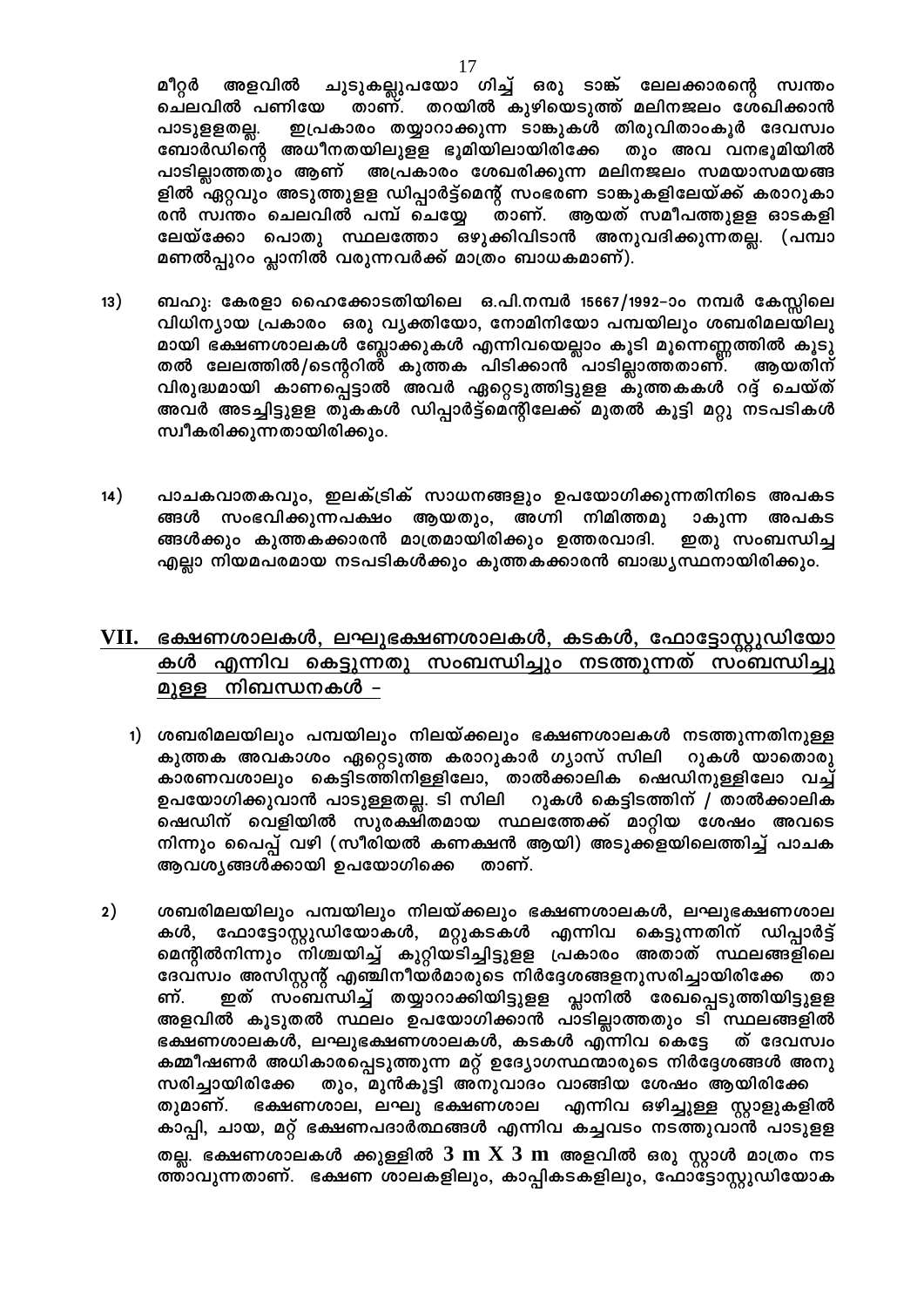മീറ്റർ അളവിൽ ചുടുകല്ലുപയോ ഗിച്ച് ഒരു ടാങ്ക് ലേലക്കാരന്റെ സ്വന്തം ചെലവിൽ പണിയേ താണ്. തറയിൽ കുഴിയെടുത്ത് മലിനജലം ശേഖിക്കാൻ പാടുളളതല്ല. ഇപ്രകാരം തയ്യാറാക്കുന്ന ടാങ്കുകൾ തിരുവിതാംകൂർ ദേവസ്വം ബോർഡിന്റെ അധീനതയിലുളള ഭൂമിയിലായിരിക്കേ തും അവ വനഭൂമിയിൽ പാടില്ലാത്തതും ആണ് അപ്രകാരം ശേഖരിക്കുന്ന മലിനജലം സമയാസമയങ്ങ ളിൽ ഏറ്റവും അടുത്തുളള ഡിപ്പാർട്ട്മെന്റ് സംഭരണ ടാങ്കുകളിലേയ്ക്ക് കരാറുകാ രൻ സ്വന്തം ചെലവിൽ പമ്പ് ചെയ്യേ താണ്. ആയത് സമീപത്തുളള ഓടകളി ലേയ്ക്കോ പൊതു സ്ഥലത്തോ ഒഴുക്കിവിടാൻ അനുവദിക്കുന്നതല്ല. (പമ്പാ മണൽപ്പുറം പ്ലാനിൽ വരുന്നവർക്ക് മാത്രം ബാധകമാണ്).

13) ബഹു: കേരളാ ഹൈക്കോടതിയിലെ ഒ.പി.നമ്പർ 15667/1992–ാം നമ്പർ കേസ്സിലെ വിധിന്യായ പ്രകാരം ഒരു വ്യക്തിയോ, നോമിനിയോ പമ്പയിലും ശബരിമലയിലു മായി ഭക്ഷണശാലകൾ ബ്ലോക്കുകൾ എന്നിവയെല്ലാം കൂടി മൂന്നെണ്ണത്തിൽ കൂടു തൽ ലേലത്തിൽ/ടെന്ററിൽ കുത്തക പിടിക്കാൻ പാടില്ലാത്തതാണ്. ആയതിന് വിരുദ്ധമായി കാണപ്പെട്ടാൽ അവർ ഏറ്റെടുത്തിട്ടുളള കുത്തകകൾ റദ്ദ് ചെയ്ത് അവർ അടച്ചിട്ടുളള തുകകൾ ഡിപ്പാർട്ട്മെന്റിലേക്ക് മുതൽ കൂട്ടി മറ്റു നടപടികൾ സ്വീകരിക്കുന്നതായിരിക്കും.

14) പാചകവാതകവും, ഇലക്ട്രിക് സാധനങ്ങളും ഉപയോഗിക്കുന്നതിനിടെ അപകട ങ്ങൾ സംഭവിക്കുന്നപക്ഷം ആയതും, അഗ്നി നിമിത്തമു ാകുന്ന അപകട ങ്ങൾക്കും കുത്തകക്കാരൻ മാത്രമായിരിക്കും ഉത്തരവാദി. ഇതു സംബന്ധിച്ച എല്ലാ നിയമപരമായ നടപടികൾക്കും കുത്തകക്കാരൻ ബാദ്ധ്യസ്ഥനായിരിക്കും.

## VII. ഭക്ഷണശാലകൾ, ലഘുഭക്ഷണശാലകൾ, കടകൾ, ഫോട്ടോസ്റ്റുഡിയോ കൾ എന്നിവ കെട്ടുന്നതു സംബന്ധിച്ചും നടത്തുന്നത് സംബന്ധിച്ചു മുളള നിബന്ധനകൾ –

1) ശബരിമലയിലും പമ്പയിലും നിലയ്ക്കലും ഭക്ഷണശാലകൾ നടത്തുന്നതിനുളള കുത്തക അവകാശം ഏറ്റെടുത്ത കരാറുകാർ ഗ്യാസ് സിലി റുകൾ യാതൊരു കാരണവശാലും കെട്ടിടത്തിനിള്ളിലോ, താൽക്കാലിക ഷെഡിനുള്ളിലോ വച്ച് ഉപയോഗിക്കുവാൻ പാടുള്ളതല്ല. ടി സിലി റുകൾ കെട്ടിടത്തിന് / താൽക്കാലിക ഷെഡിന് വെളിയിൽ സുരക്ഷിതമായ സ്ഥലത്തേക്ക് മാറ്റിയ ശേഷം അവടെ നിന്നും പൈപ്പ് വഴി (സീരിയൽ കണക്ഷൻ ആയി) അടുക്കളയിലെത്തിച്ച് പാചക ആവശ്യങ്ങൾക്കായി ഉപയോഗിക്കെ താണ്.

2) ശബരിമലയിലും പമ്പയിലും നിലയ്ക്കലും ഭക്ഷണശാലകൾ, ലഘുഭക്ഷണശാല കൾ, ഫോട്ടോസ്റ്റുഡിയോകൾ, മറ്റുകടകൾ എന്നിവ കെട്ടുന്നതിന് ഡിപ്പാർട്ട് മെന്റിൽനിന്നും നിശ്ചയിച്ച് കുറ്റിയടിച്ചിട്ടുളള പ്രകാരം അതാത് സ്ഥലങ്ങളിലെ ദേവസ്വം അസിസ്റ്റന്റ് എഞ്ചിനീയർമാരുടെ നിർദ്ദേശങ്ങളനുസരിച്ചായിരിക്കേ താ ണ്. ഇത് സംബന്ധിച്ച് തയ്യാറാക്കിയിട്ടുളള പ്ലാനിൽ രേഖപ്പെടുത്തിയിട്ടുളള അളവിൽ കൂടുതൽ സ്ഥലം ഉപയോഗിക്കാൻ പാടില്ലാത്തതും ടി സ്ഥലങ്ങളിൽ ഭക്ഷണശാലകൾ, ലഘുഭക്ഷണശാലകൾ, കടകൾ എന്നിവ കെട്ടേ ത് ദേവസ്വം കമ്മീഷണർ അധികാരപ്പെടുത്തുന്ന മറ്റ് ഉദ്യോഗസ്ഥന്മാരുടെ നിർദ്ദേശങ്ങൾ അനു സരിച്ചായിരിക്കേ തും, മുൻകൂട്ടി അനുവാദം വാങ്ങിയ ശേഷം ആയിരിക്കേ തുമാണ്. ഭക്ഷണശാല, ലഘു ഭക്ഷണശാല എന്നിവ ഒഴിച്ചുളള സ്റ്റാളുകളിൽ കാപ്പി, ചായ, മറ്റ് ഭക്ഷണപദാർത്ഥങ്ങൾ എന്നിവ കച്ചവടം നടത്തുവാൻ പാടുളള തല്ല. ഭക്ഷണശാലകൾ ക്കുള്ളിൽ 3 m X 3 m അളവിൽ ഒരു സ്റ്റാൾ മാത്രം നട ത്താവുന്നതാണ്. ഭക്ഷണ ശാലകളിലും, കാപ്പികടകളിലും, ഫോട്ടോസ്റ്റുഡിയോക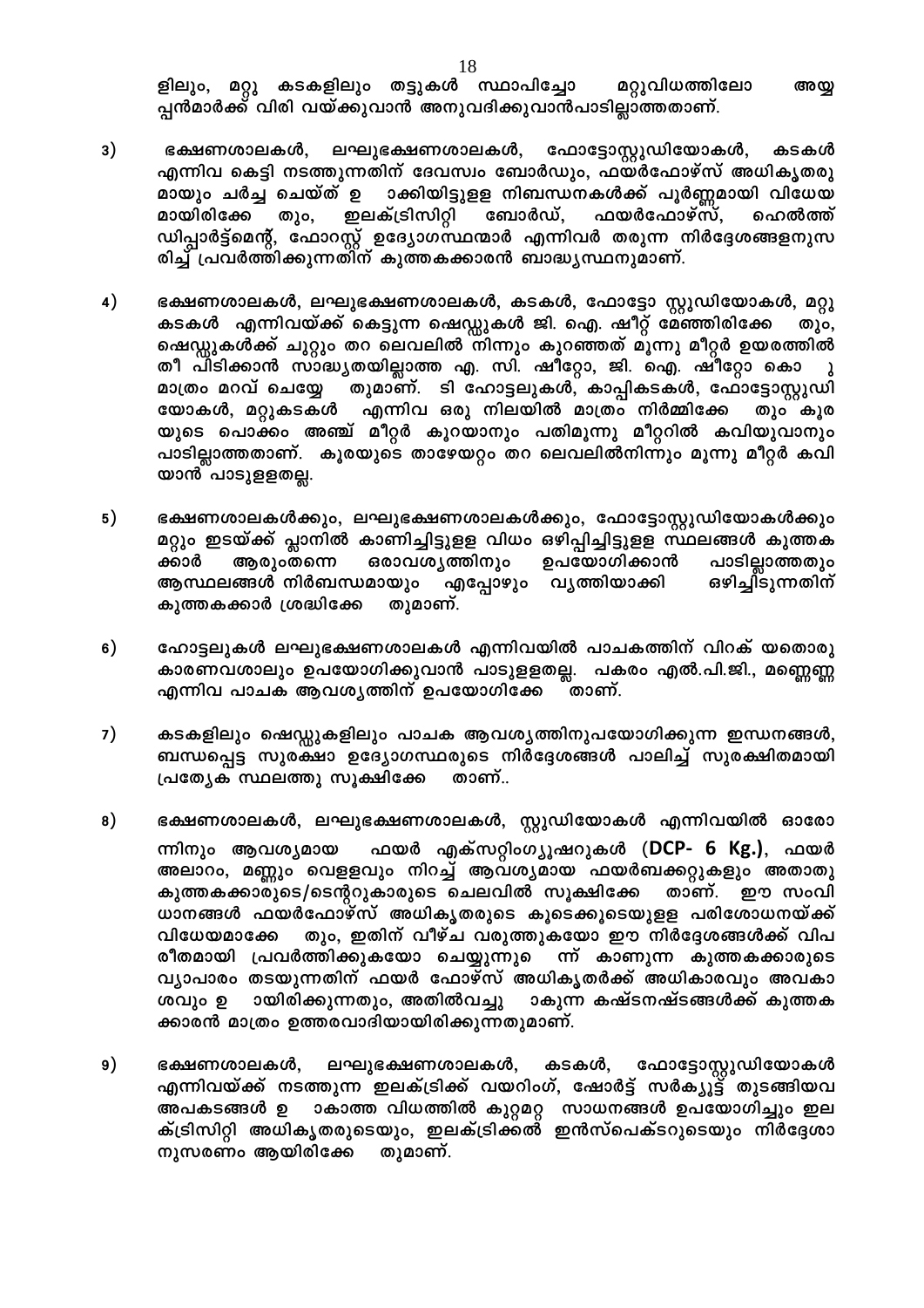ളിലും, മറ്റു കടകളിലും തട്ടുകൾ സ്ഥാപിച്ചോ മറ്റുവിധത്തിലോ അയ്യപ്പൻമാർക്ക് വിരി വയ്ക്കുവാൻ അനുവദിക്കുവാൻപാടില്ലാത്തതാണ്.

3) ഭക്ഷണശാലകൾ, ലഘുഭക്ഷണശാലകൾ, ഫോട്ടോസ്റ്റുഡിയോകൾ, കടകൾ എന്നിവ കെട്ടി നടത്തുന്നതിന് ദേവസ്വം ബോർഡും, ഫയർഫോഴ്സ് അധികൃതരുമായും ചർച്ച ചെയ്ത് ഉ ാക്കിയിട്ടുളള നിബന്ധനകൾക്ക് പൂർണ്ണമായി വിധേയമായിരിക്കേ തും, ഇലക്ട്രിസിറ്റി ബോർഡ്, ഫയർഫോഴ്സ്, ഹെൽത്ത് ഡിപ്പാർട്ട്മെന്റ്, ഫോറസ്റ്റ് ഉദ്യോഗസ്ഥന്മാർ എന്നിവർ തരുന്ന നിർദ്ദേശങ്ങളനുസരിച്ച് പ്രവർത്തിക്കുന്നതിന് കുത്തകക്കാരൻ ബാദ്ധ്യസ്ഥനുമാണ്.

4) ഭക്ഷണശാലകൾ, ലഘുഭക്ഷണശാലകൾ, കടകൾ, ഫോട്ടോ സ്റ്റുഡിയോകൾ, മറ്റു കടകൾ എന്നിവയ്ക്ക് കെട്ടുന്ന ഷെഡ്ഡുകൾ ജി. ഐ. ഷീറ്റ് മേഞ്ഞിരിക്കേ തും, ഷെഡ്ഡുകൾക്ക് ചുറ്റും തറ ലെവലിൽ നിന്നും കുറഞ്ഞത് മൂന്നു മീറ്റർ ഉയരത്തിൽ തീ പിടിക്കാൻ സാദ്ധ്യതയില്ലാത്ത എ. സി. ഷീറ്റോ, ജി. ഐ. ഷീറ്റോ കൊ ു മാത്രം മറവ് ചെയ്യേ തുമാണ്. ടി ഹോട്ടലുകൾ, കാപ്പികടകൾ, ഫോട്ടോസ്റ്റുഡിയോകൾ, മറ്റുകടകൾ എന്നിവ ഒരു നിലയിൽ മാത്രം നിർമ്മിക്കേ തും കൂരയുടെ പൊക്കം അഞ്ച് മീറ്റർ കൂറയാനും പതിമൂന്നു മീറ്ററിൽ കവിയുവാനും പാടില്ലാത്തതാണ്. കൂരയുടെ താഴേയറ്റം തറ ലെവലിൽനിന്നും മൂന്നു മീറ്റർ കവിയാൻ പാടുളളതല്ല.

5) ഭക്ഷണശാലകൾക്കും, ലഘുഭക്ഷണശാലകൾക്കും, ഫോട്ടോസ്റ്റുഡിയോകൾക്കും മറ്റും ഇടയ്ക്ക് പ്ലാനിൽ കാണിച്ചിട്ടുളള വിധം ഒഴിപ്പിച്ചിട്ടുളള സ്ഥലങ്ങൾ കുത്തകക്കാർ ആരുംതന്നെ ഒരാവശ്യത്തിനും ഉപയോഗിക്കാൻ പാടില്ലാത്തതും ആസ്ഥലങ്ങൾ നിർബന്ധമായും എപ്പോഴും വൃത്തിയാക്കി ഒഴിച്ചിടുന്നതിന് കുത്തകക്കാർ ശ്രദ്ധിക്കേ തുമാണ്.

6) ഹോട്ടലുകൾ ലഘുഭക്ഷണശാലകൾ എന്നിവയിൽ പാചകത്തിന് വിറക് യതൊരു കാരണവശാലും ഉപയോഗിക്കുവാൻ പാടുളളതല്ല. പകരം എൽ.പി.ജി., മണ്ണെണ്ണ എന്നിവ പാചക ആവശ്യത്തിന് ഉപയോഗിക്കേ താണ്.

7) കടകളിലും ഷെഡ്ഡുകളിലും പാചക ആവശ്യത്തിനുപയോഗിക്കുന്ന ഇന്ധനങ്ങൾ, ബന്ധപ്പെട്ട സുരക്ഷാ ഉദ്യോഗസ്ഥരുടെ നിർദ്ദേശങ്ങൾ പാലിച്ച് സുരക്ഷിതമായി പ്രത്യേക സ്ഥലത്തു സൂക്ഷിക്കേ താണ്..

8) ഭക്ഷണശാലകൾ, ലഘുഭക്ഷണശാലകൾ, സ്റ്റുഡിയോകൾ എന്നിവയിൽ ഓരോന്നിനും ആവശ്യമായ ഫയർ എക്സ്റ്റിംഗ്യൂഷറുകൾ (**DCP- 6 Kg.**), ഫയർ അലാറം, മണ്ണും വെളളവും നിറച്ച് ആവശ്യമായ ഫയർബക്കറ്റുകളും അതാതു കുത്തകക്കാരുടെ/ടെന്ററുകാരുടെ ചെലവിൽ സൂക്ഷിക്കേ താണ്. ഈ സംവിധാനങ്ങൾ ഫയർഫോഴ്സ് അധികൃതരുടെ കൂടെക്കൂടെയുളള പരിശോധനയ്ക്ക് വിധേയമാക്കേ തും, ഇതിന് വീഴ്ച വരുത്തുകയോ ഈ നിർദ്ദേശങ്ങൾക്ക് വിപരീതമായി പ്രവർത്തിക്കുകയോ ചെയ്യുന്നുെ ന്ന് കാണുന്ന കുത്തകക്കാരുടെ വ്യാപാരം തടയുന്നതിന് ഫയർ ഫോഴ്സ് അധികൃതർക്ക് അധികാരവും അവകാശവും ഉ ായിരിക്കുന്നതും, അതിൽവച്ചു ാകുന്ന കഷ്ടനഷ്ടങ്ങൾക്ക് കുത്തകക്കാരൻ മാത്രം ഉത്തരവാദിയായിരിക്കുന്നതുമാണ്.

9) ഭക്ഷണശാലകൾ, ലഘുഭക്ഷണശാലകൾ, കടകൾ, ഫോട്ടോസ്റ്റുഡിയോകൾ എന്നിവയ്ക്ക് നടത്തുന്ന ഇലക്ട്രിക്ക് വയറിംഗ്, ഷോർട്ട് സർക്യൂട്ട് തുടങ്ങിയവ അപകടങ്ങൾ ഉ ാകാത്ത വിധത്തിൽ കുറ്റമറ്റ സാധനങ്ങൾ ഉപയോഗിച്ചും ഇലക്ട്രിസിറ്റി അധികൃതരുടെയും, ഇലക്ട്രിക്കൽ ഇൻസ്പെക്ടറുടെയും നിർദ്ദേശാനുസരണം ആയിരിക്കേ തുമാണ്.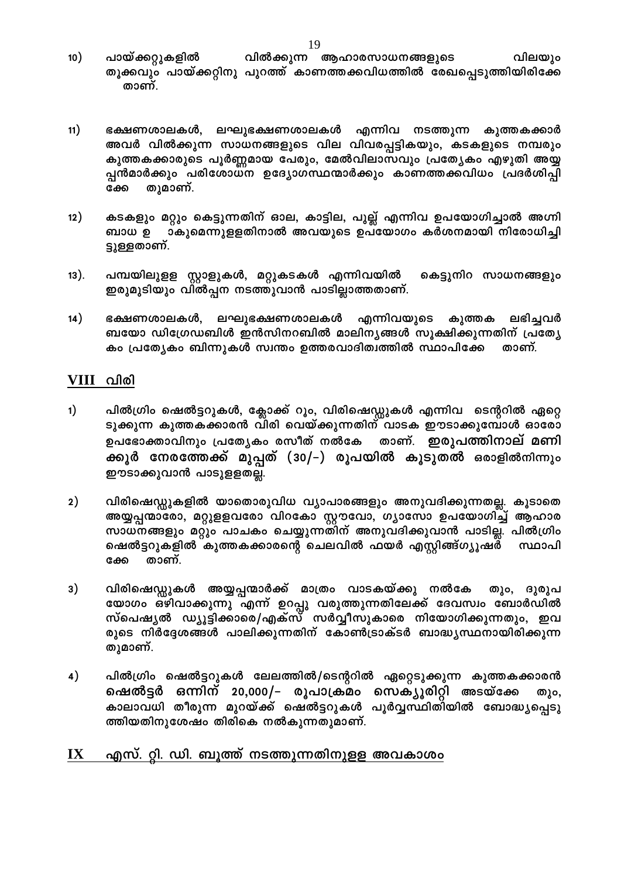10) പായ്ക്കറ്റുകളിൽ വിൽക്കുന്ന ആഹാരസാധനങ്ങളുടെ വിലയും തൂക്കവും പായ്ക്കറ്റിനു പുറത്ത് കാണത്തക്കവിധത്തിൽ രേഖപ്പെടുത്തിയിരിക്കേതാണ്.

11) ഭക്ഷണശാലകൾ, ലഘുഭക്ഷണശാലകൾ എന്നിവ നടത്തുന്ന കുത്തകക്കാർ അവർ വിൽക്കുന്ന സാധനങ്ങളുടെ വില വിവരപ്പട്ടികയും, കടകളുടെ നമ്പരും കുത്തകക്കാരുടെ പൂർണ്ണമായ പേരും, മേൽവിലാസവും പ്രത്യേകം എഴുതി അയ്യപ്പൻമാർക്കും പരിശോധന ഉദ്യോഗസ്ഥന്മാർക്കും കാണത്തക്കവിധം പ്രദർശിപ്പിക്കേ തുമാണ്.

12) കടകളും മറ്റും കെട്ടുന്നതിന് ഓല, കാട്ടില, പുല്ല് എന്നിവ ഉപയോഗിച്ചാൽ അഗ്നിബാധ ഉ ാകുമെന്നുളളതിനാൽ അവയുടെ ഉപയോഗം കർശനമായി നിരോധിച്ചിട്ടുള്ളതാണ്.

13). പമ്പയിലുളള സ്റ്റാളുകൾ, മറ്റുകടകൾ എന്നിവയിൽ കെട്ടുനിറ സാധനങ്ങളും ഇരുമുടിയും വിൽപ്പന നടത്തുവാൻ പാടില്ലാത്തതാണ്.

14) ഭക്ഷണശാലകൾ, ലഘുഭക്ഷണശാലകൾ എന്നിവയുടെ കുത്തക ലഭിച്ചവർ ബയോ ഡിഗ്രേഡബിൾ ഇൻസിനറബിൽ മാലിന്യങ്ങൾ സൂക്ഷിക്കുന്നതിന് പ്രത്യേകം പ്രത്യേകം ബിന്നുകൾ സ്വന്തം ഉത്തരവാദിത്വത്തിൽ സ്ഥാപിക്കേ താണ്.

## VIII വിരി

1) പിൽഗ്രിം ഷെൽട്ടറുകൾ, ക്ലോക്ക് റൂം, വിരിഷെഡ്ഡുകൾ എന്നിവ ടെന്ററിൽ ഏറ്റെടുക്കുന്ന കുത്തകക്കാരൻ വിരി വെയ്ക്കുന്നതിന് വാടക ഈടാക്കുമ്പോൾ ഓരോ ഉപഭോക്താവിനും പ്രത്യേകം രസീത് നൽകേ താണ്. **ഇരുപത്തിനാല് മണിക്കൂർ നേരത്തേക്ക് മുപ്പത് (30/-) രൂപയിൽ കൂടുതൽ** ഒരാളിൽനിന്നും ഈടാക്കുവാൻ പാടുളളതല്ല.

2) വിരിഷെഡ്ഡുകളിൽ യാതൊരുവിധ വ്യാപാരങ്ങളും അനുവദിക്കുന്നതല്ല. കൂടാതെ അയ്യപ്പന്മാരോ, മറ്റുളളവരോ വിറകോ സ്റ്റൗവോ, ഗ്യാസോ ഉപയോഗിച്ച് ആഹാര സാധനങ്ങളും മറ്റും പാചകം ചെയ്യുന്നതിന് അനുവദിക്കുവാൻ പാടില്ല. പിൽഗ്രിം ഷെൽട്ടറുകളിൽ കുത്തകക്കാരന്റെ ചെലവിൽ ഫയർ എസ്റ്റിങ്ങ്ഗ്യൂഷർ സ്ഥാപിക്കേ താണ്.

3) വിരിഷെഡ്ഡുകൾ അയ്യപ്പന്മാർക്ക് മാത്രം വാടകയ്ക്കു നൽകേ തും, ദുരുപയോഗം ഒഴിവാക്കുന്നു എന്ന് ഉറപ്പു വരുത്തുന്നതിലേക്ക് ദേവസ്വം ബോർഡിൽ സ്പെഷ്യൽ ഡ്യൂട്ടിക്കാരെ/എക്സ് സർവ്വീസുകാരെ നിയോഗിക്കുന്നതും, ഇവരുടെ നിർദ്ദേശങ്ങൾ പാലിക്കുന്നതിന് കോൺട്രാക്ടർ ബാദ്ധ്യസ്ഥനായിരിക്കുന്നതുമാണ്.

4) പിൽഗ്രിം ഷെൽട്ടറുകൾ ലേലത്തിൽ/ടെന്ററിൽ ഏറ്റെടുക്കുന്ന കുത്തകക്കാരൻ **ഷെൽട്ടർ ഒന്നിന് 20,000/- രൂപാക്രമം സെക്യൂരിറ്റി** അടയ്ക്കേ തും, കാലാവധി തീരുന്ന മുറയ്ക്ക് ഷെൽട്ടറുകൾ പൂർവ്വസ്ഥിതിയിൽ ബോദ്ധ്യപ്പെടുത്തിയതിനുശേഷം തിരികെ നൽകുന്നതുമാണ്.

## IX എസ്. റ്റി. ഡി. ബൂത്ത് നടത്തുന്നതിനുളള അവകാശം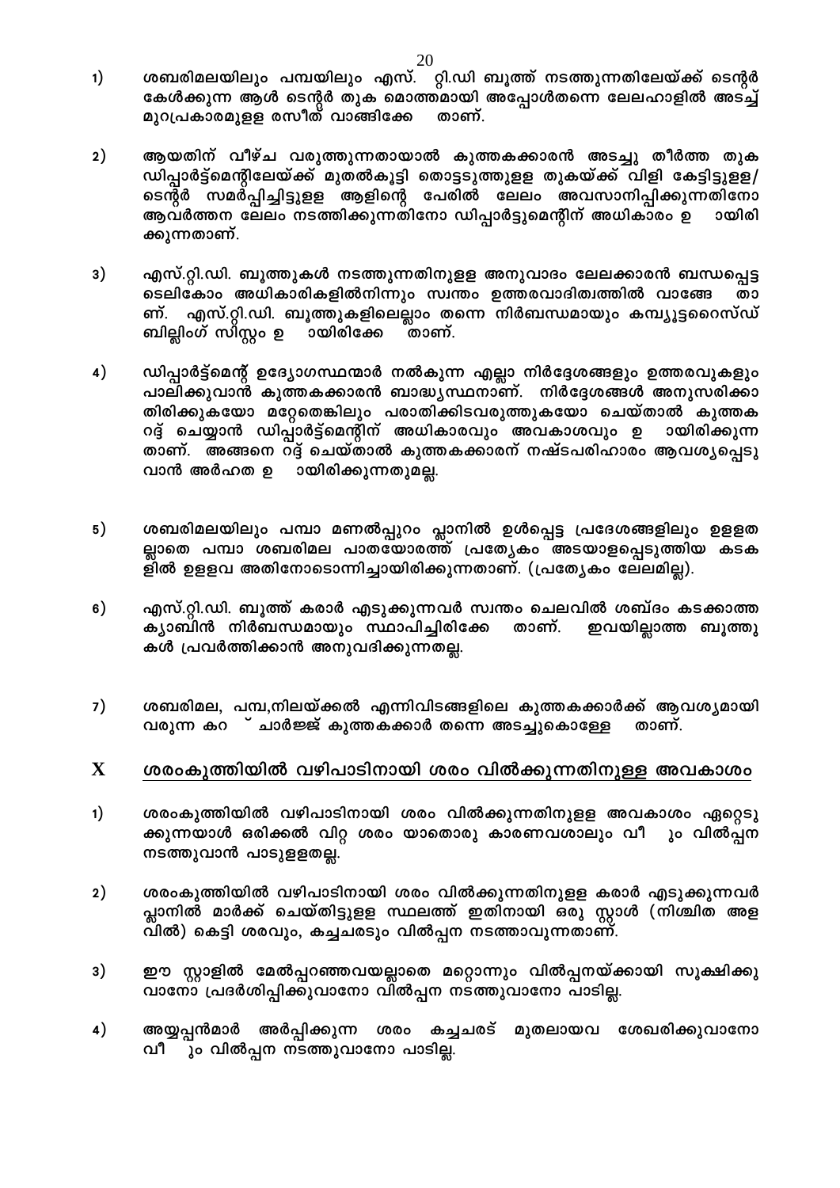1) ശബരിമലയിലും പമ്പയിലും എസ്. റ്റി.ഡി ബൂത്ത് നടത്തുന്നതിലേയ്ക്ക് ടെന്റർ കേൾക്കുന്ന ആൾ ടെന്റർ തുക മൊത്തമായി അപ്പോൾതന്നെ ലേലഹാളിൽ അടച്ച് മുറപ്രകാരമുളള രസീത് വാങ്ങിക്കേ താണ്.

2) ആയതിന് വീഴ്ച വരുത്തുന്നതായാൽ കുത്തകക്കാരൻ അടച്ചു തീർത്ത തുക ഡിപ്പാർട്ട്മെന്റിലേയ്ക്ക് മുതൽകൂട്ടി തൊട്ടടുത്തുളള തുകയ്ക്ക് വിളി കേട്ടിട്ടുളള/ ടെന്റർ സമർപ്പിച്ചിട്ടുളള ആളിന്റെ പേരിൽ ലേലം അവസാനിപ്പിക്കുന്നതിനോ ആവർത്തന ലേലം നടത്തിക്കുന്നതിനോ ഡിപ്പാർട്ടുമെന്റിന് അധികാരം ഉ ായിരിക്കുന്നതാണ്.

3) എസ്.റ്റി.ഡി. ബൂത്തുകൾ നടത്തുന്നതിനുളള അനുവാദം ലേലക്കാരൻ ബന്ധപ്പെട്ട ടെലികോം അധികാരികളിൽനിന്നും സ്വന്തം ഉത്തരവാദിത്വത്തിൽ വാങ്ങേ താണ്. എസ്.റ്റി.ഡി. ബൂത്തുകളിലെല്ലാം തന്നെ നിർബന്ധമായും കമ്പ്യൂട്ടറൈസ്ഡ് ബില്ലിംഗ് സിസ്റ്റം ഉ ായിരിക്കേ താണ്.

4) ഡിപ്പാർട്ട്മെന്റ് ഉദ്യോഗസ്ഥന്മാർ നൽകുന്ന എല്ലാ നിർദ്ദേശങ്ങളും ഉത്തരവുകളും പാലിക്കുവാൻ കുത്തകക്കാരൻ ബാദ്ധ്യസ്ഥനാണ്. നിർദ്ദേശങ്ങൾ അനുസരിക്കാതിരിക്കുകയോ മറ്റേതെങ്കിലും പരാതിക്കിടവരുത്തുകയോ ചെയ്താൽ കുത്തക റദ്ദ് ചെയ്യാൻ ഡിപ്പാർട്ട്മെന്റിന് അധികാരവും അവകാശവും ഉ ായിരിക്കുന്നതാണ്. അങ്ങനെ റദ്ദ് ചെയ്താൽ കുത്തകക്കാരന് നഷ്ടപരിഹാരം ആവശ്യപ്പെടുവാൻ അർഹത ഉ ായിരിക്കുന്നതുമല്ല.

5) ശബരിമലയിലും പമ്പാ മണൽപ്പുറം പ്ലാനിൽ ഉൾപ്പെട്ട പ്രദേശങ്ങളിലും ഉളളതല്ലാതെ പമ്പാ ശബരിമല പാതയോരത്ത് പ്രത്യേകം അടയാളപ്പെടുത്തിയ കടകളിൽ ഉളളവ അതിനോടൊന്നിച്ചായിരിക്കുന്നതാണ്. (പ്രത്യേകം ലേലമില്ല).

6) എസ്.റ്റി.ഡി. ബൂത്ത് കരാർ എടുക്കുന്നവർ സ്വന്തം ചെലവിൽ ശബ്ദം കടക്കാത്ത ക്യാബിൻ നിർബന്ധമായും സ്ഥാപിച്ചിരിക്കേ താണ്. ഇവയില്ലാത്ത ബൂത്തുകൾ പ്രവർത്തിക്കാൻ അനുവദിക്കുന്നതല്ല.

7) ശബരിമല, പമ്പ,നിലയ്ക്കൽ എന്നിവിടങ്ങളിലെ കുത്തകക്കാർക്ക് ആവശ്യമായി വരുന്ന കറ ് ചാർജ്ജ് കുത്തകക്കാർ തന്നെ അടച്ചുകൊളളേ താണ്.

## X ശരംകുത്തിയിൽ വഴിപാടിനായി ശരം വിൽക്കുന്നതിനുളള അവകാശം

1) ശരംകുത്തിയിൽ വഴിപാടിനായി ശരം വിൽക്കുന്നതിനുളള അവകാശം ഏറ്റെടുക്കുന്നയാൾ ഒരിക്കൽ വിറ്റ ശരം യാതൊരു കാരണവശാലും വീ ും വിൽപ്പന നടത്തുവാൻ പാടുളളതല്ല.

2) ശരംകുത്തിയിൽ വഴിപാടിനായി ശരം വിൽക്കുന്നതിനുളള കരാർ എടുക്കുന്നവർ പ്ലാനിൽ മാർക്ക് ചെയ്തിട്ടുളള സ്ഥലത്ത് ഇതിനായി ഒരു സ്റ്റാൾ (നിശ്ചിത അളവിൽ) കെട്ടി ശരവും, കച്ചചരടും വിൽപ്പന നടത്താവുന്നതാണ്.

3) ഈ സ്റ്റാളിൽ മേൽപ്പറഞ്ഞവയല്ലാതെ മറ്റൊന്നും വിൽപ്പനയ്ക്കായി സൂക്ഷിക്കുവാനോ പ്രദർശിപ്പിക്കുവാനോ വിൽപ്പന നടത്തുവാനോ പാടില്ല.

4) അയ്യപ്പൻമാർ അർപ്പിക്കുന്ന ശരം കച്ചചരട് മുതലായവ ശേഖരിക്കുവാനോ വീ ും വിൽപ്പന നടത്തുവാനോ പാടില്ല.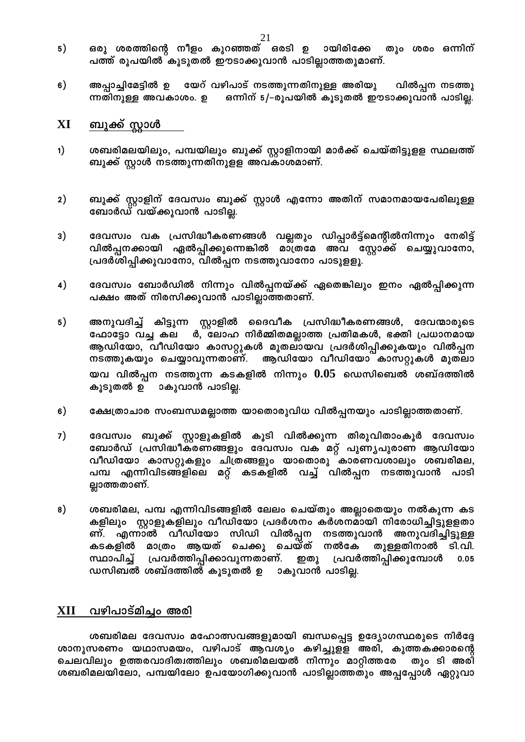5) ഒരു ശരത്തിന്റെ നീളം കുറഞ്ഞത് ഒരടി ഉ ായിരിക്കേ തും ശരം ഒന്നിന് പത്ത് രൂപയിൽ കൂടുതൽ ഈടാക്കുവാൻ പാടില്ലാത്തതുമാണ്.

6) അപ്പാച്ചിമേട്ടിൽ ഉ യേറ് വഴിപാട് നടത്തുന്നതിനുള്ള അരിയു വിൽപ്പന നടത്തുന്നതിനുള്ള അവകാശം. ഉ ഒന്നിന് 5/-രൂപയിൽ കൂടുതൽ ഈടാക്കുവാൻ പാടില്ല.

## XI ബുക്ക് സ്റ്റാൾ

1) ശബരിമലയിലും, പമ്പയിലും ബുക്ക് സ്റ്റാളിനായി മാർക്ക് ചെയ്തിട്ടുളള സ്ഥലത്ത് ബുക്ക് സ്റ്റാൾ നടത്തുന്നതിനുളള അവകാശമാണ്.

2) ബുക്ക് സ്റ്റാളിന് ദേവസ്വം ബുക്ക് സ്റ്റാൾ എന്നോ അതിന് സമാനമായപേരിലുള്ള ബോർഡ് വയ്ക്കുവാൻ പാടില്ല.

3) ദേവസ്വം വക പ്രസിദ്ധീകരണങ്ങൾ വല്ലതും ഡിപ്പാർട്ട്മെന്റിൽനിന്നും നേരിട്ട് വിൽപ്പനക്കായി ഏൽപ്പിക്കുന്നെങ്കിൽ മാത്രമേ അവ സ്റ്റോക്ക് ചെയ്യുവാനോ, പ്രദർശിപ്പിക്കുവാനോ, വിൽപ്പന നടത്തുവാനോ പാടുളളൂ.

4) ദേവസ്വം ബോർഡിൽ നിന്നും വിൽപ്പനയ്ക്ക് ഏതെങ്കിലും ഇനം ഏൽപ്പിക്കുന്ന പക്ഷം അത് നിരസിക്കുവാൻ പാടില്ലാത്തതാണ്.

5) അനുവദിച്ച് കിട്ടുന്ന സ്റ്റാളിൽ ദൈവീക പ്രസിദ്ധീകരണങ്ങൾ, ദേവന്മാരുടെ ഫോട്ടോ വച്ച കല ർ, ലോഹ നിർമ്മിതമല്ലാത്ത പ്രതിമകൾ, ഭക്തി പ്രധാനമായ ആഡിയോ, വീഡിയോ കാസറ്റുകൾ മുതലായവ പ്രദർശിപ്പിക്കുകയും വിൽപ്പന നടത്തുകയും ചെയ്യാവുന്നതാണ്. ആഡിയോ വീഡിയോ കാസറ്റുകൾ മുതലായവ വിൽപ്പന നടത്തുന്ന കടകളിൽ നിന്നും 0.05 ഡെസിബെൽ ശബ്ദത്തിൽ കൂടുതൽ ഉ ാകുവാൻ പാടില്ല.

6) ക്ഷേത്രാചാര സംബന്ധമല്ലാത്ത യാതൊരുവിധ വിൽപ്പനയും പാടില്ലാത്തതാണ്.

7) ദേവസ്വം ബുക്ക് സ്റ്റാളുകളിൽ കൂടി വിൽക്കുന്ന തിരുവിതാംകൂർ ദേവസ്വം ബോർഡ് പ്രസിദ്ധീകരണങ്ങളും ദേവസ്വം വക മറ്റ് പുണ്യപുരാണ ആഡിയോ വീഡിയോ കാസറ്റുകളും ചിത്രങ്ങളും യാതൊരു കാരണവശാലും ശബരിമല, പമ്പ എന്നിവിടങ്ങളിലെ മറ്റ് കടകളിൽ വച്ച് വിൽപ്പന നടത്തുവാൻ പാടില്ലാത്തതാണ്.

8) ശബരിമല, പമ്പ എന്നിവിടങ്ങളിൽ ലേലം ചെയ്തും അല്ലാതെയും നൽകുന്ന കടകളിലും സ്റ്റാളുകളിലും വീഡിയോ പ്രദർശനം കർശനമായി നിരോധിച്ചിട്ടുളളതാണ്. എന്നാൽ വീഡിയോ സിഡി വിൽപ്പന നടത്തുവാൻ അനുവദിച്ചിട്ടുള്ള കടകളിൽ മാത്രം ആയത് ചെക്കു ചെയ്ത് നൽകേ തുള്ളതിനാൽ ടി.വി. സ്ഥാപിച്ച് പ്രവർത്തിപ്പിക്കാവുന്നതാണ്. ഇതു പ്രവർത്തിപ്പിക്കുമ്പോൾ 0.05 ഡസിബൽ ശബ്ദത്തിൽ കൂടുതൽ ഉ ാകുവാൻ പാടില്ല.

## XII വഴിപാട്മിച്ചം അരി

ശബരിമല ദേവസ്വം മഹോത്സവങ്ങളുമായി ബന്ധപ്പെട്ട ഉദ്യോഗസ്ഥരുടെ നിർദ്ദേശാനുസരണം യഥാസമയം, വഴിപാട് ആവശ്യം കഴിച്ചുളള അരി, കുത്തകക്കാരന്റെ ചെലവിലും ഉത്തരവാദിത്വത്തിലും ശബരിമലയൽ നിന്നും മാറ്റിത്തരേ തും ടി അരി ശബരിമലയിലോ, പമ്പയിലോ ഉപയോഗിക്കുവാൻ പാടില്ലാത്തതും അപ്പപ്പോൾ ഏറ്റുവാ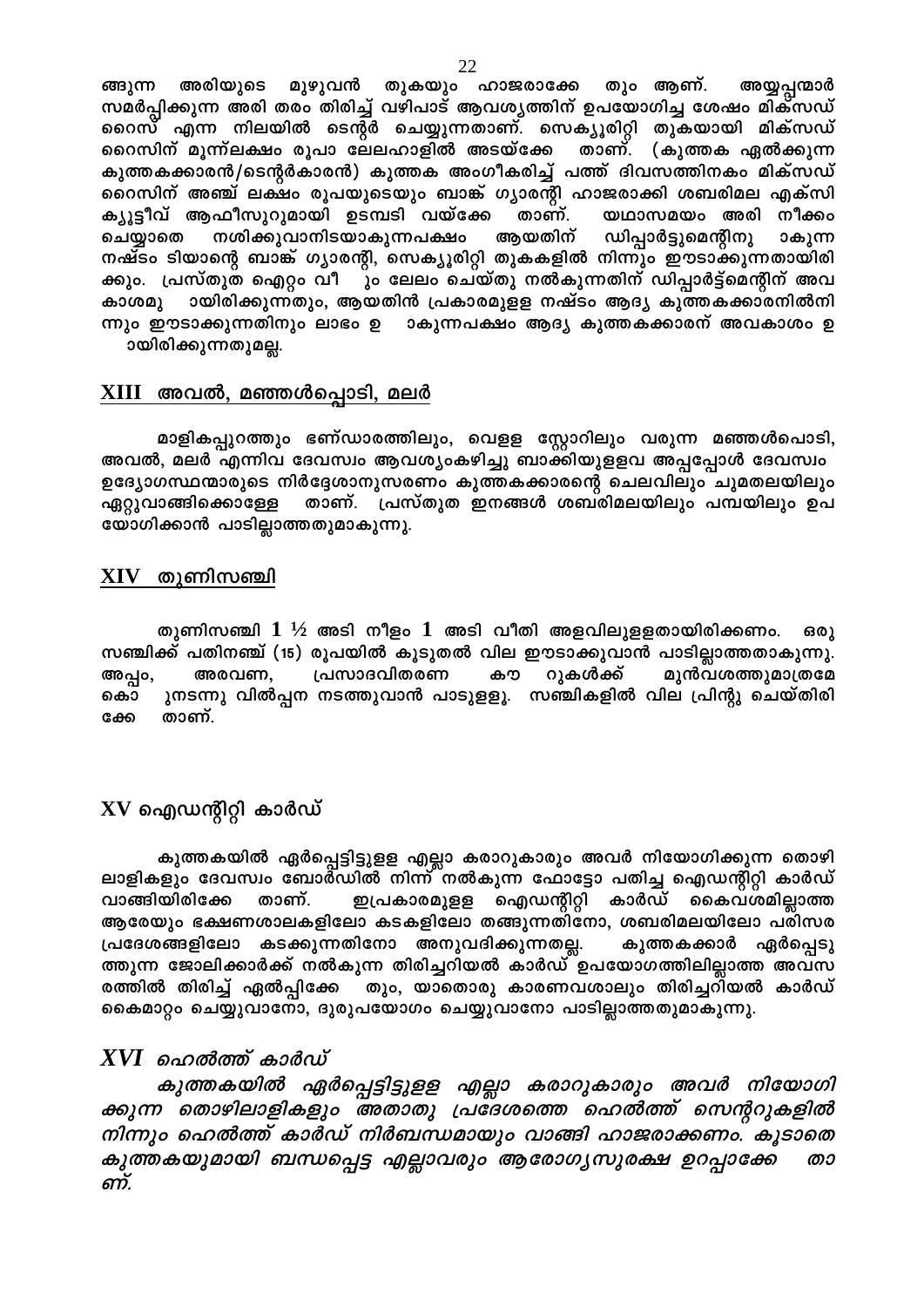ങ്ങുന്ന അരിയുടെ മുഴുവൻ തുകയും ഹാജരാക്കേ തും ആണ്. അയ്യപ്പന്മാർ സമർപ്പിക്കുന്ന അരി തരം തിരിച്ച് വഴിപാട് ആവശ്യത്തിന് ഉപയോഗിച്ച ശേഷം മിക്സഡ് റൈസ് എന്ന നിലയിൽ ടെന്റർ ചെയ്യുന്നതാണ്. സെക്യൂരിറ്റി തുകയായി മിക്സഡ് റൈസിന് മൂന്ന്ലക്ഷം രൂപാ ലേലഹാളിൽ അടയ്ക്കേ താണ്. (കുത്തക ഏൽക്കുന്ന കുത്തകക്കാരൻ/ടെന്റർകാരൻ) കുത്തക അംഗീകരിച്ച് പത്ത് ദിവസത്തിനകം മിക്സഡ് റൈസിന് അഞ്ച് ലക്ഷം രൂപയുടെയും ബാങ്ക് ഗ്യാരന്റി ഹാജരാക്കി ശബരിമല എക്സി ക്യൂട്ടീവ് ആഫീസുറുമായി ഉടമ്പടി വയ്ക്കേ താണ്. യഥാസമയം അരി നീക്കം ചെയ്യാതെ നശിക്കുവാനിടയാകുന്നപക്ഷം ആയതിന് ഡിപ്പാർട്ടുമെന്റിനു ാകുന്ന നഷ്ടം ടിയാന്റെ ബാങ്ക് ഗ്യാരന്റി, സെക്യൂരിറ്റി തുകകളിൽ നിന്നും ഈടാക്കുന്നതായിരിക്കും. പ്രസ്തുത ഐറ്റം വീ ും ലേലം ചെയ്തു നൽകുന്നതിന് ഡിപ്പാർട്ട്മെന്റിന് അവകാശമു ായിരിക്കുന്നതും, ആയതിൻ പ്രകാരമുള്ള നഷ്ടം ആദ്യ കുത്തകക്കാരനിൽനിന്നും ഈടാക്കുന്നതിനും ലാഭം ഉ ാകുന്നപക്ഷം ആദ്യ കുത്തകക്കാരന് അവകാശം ഉ ായിരിക്കുന്നതുമല്ല.

## XIII അവൽ, മഞ്ഞൾപ്പൊടി, മലർ

മാളികപ്പുറത്തും ഭണ്ഡാരത്തിലും, വെളള സ്റ്റോറിലും വരുന്ന മഞ്ഞൾപൊടി, അവൽ, മലർ എന്നിവ ദേവസ്വം ആവശ്യംകഴിച്ചു ബാക്കിയുളളവ അപ്പപ്പോൾ ദേവസ്വം ഉദ്യോഗസ്ഥന്മാരുടെ നിർദ്ദേശാനുസരണം കുത്തകക്കാരന്റെ ചെലവിലും ചുമതലയിലും ഏറ്റുവാങ്ങിക്കൊള്ളേ താണ്. പ്രസ്തുത ഇനങ്ങൾ ശബരിമലയിലും പമ്പയിലും ഉപയോഗിക്കാൻ പാടില്ലാത്തതുമാകുന്നു.

## XIV തുണിസഞ്ചി

തുണിസഞ്ചി $1 \frac{1}{2}$ അടി നീളം $1$ അടി വീതി അളവിലുളളതായിരിക്കണം. ഒരു സഞ്ചിക്ക് പതിനഞ്ച് (15) രൂപയിൽ കൂടുതൽ വില ഈടാക്കുവാൻ പാടില്ലാത്തതാകുന്നു. അപ്പം, അരവണ, പ്രസാദവിതരണ കൗ റുകൾക്ക് മുൻവശത്തുമാത്രമേ കൊ ുനടന്നു വിൽപ്പന നടത്തുവാൻ പാടുളളൂ. സഞ്ചികളിൽ വില പ്രിന്റു ചെയ്തിരിക്കേ താണ്.

## XV ഐഡന്റിറ്റി കാർഡ്

കുത്തകയിൽ ഏർപ്പെട്ടിട്ടുളള എല്ലാ കരാറുകാരും അവർ നിയോഗിക്കുന്ന തൊഴിലാളികളും ദേവസ്വം ബോർഡിൽ നിന്ന് നൽകുന്ന ഫോട്ടോ പതിച്ച ഐഡന്റിറ്റി കാർഡ് വാങ്ങിയിരിക്കേ താണ്. ഇപ്രകാരമുളള ഐഡന്റിറ്റി കാർഡ് കൈവശമില്ലാത്ത ആരേയും ഭക്ഷണശാലകളിലോ കടകളിലോ തങ്ങുന്നതിനോ, ശബരിമലയിലോ പരിസര പ്രദേശങ്ങളിലോ കടക്കുന്നതിനോ അനുവദിക്കുന്നതല്ല. കുത്തകക്കാർ ഏർപ്പെടുത്തുന്ന ജോലിക്കാർക്ക് നൽകുന്ന തിരിച്ചറിയൽ കാർഡ് ഉപയോഗത്തിലില്ലാത്ത അവസരത്തിൽ തിരിച്ച് ഏൽപ്പിക്കേ തും, യാതൊരു കാരണവശാലും തിരിച്ചറിയൽ കാർഡ് കൈമാറ്റം ചെയ്യുവാനോ, ദുരുപയോഗം ചെയ്യുവാനോ പാടില്ലാത്തതുമാകുന്നു.

## *XVI ഹെൽത്ത് കാർഡ്*

*കുത്തകയിൽ ഏർപ്പെട്ടിട്ടുളള എല്ലാ കരാറുകാരും അവർ നിയോഗിക്കുന്ന തൊഴിലാളികളും അതാതു പ്രദേശത്തെ ഹെൽത്ത് സെന്ററുകളിൽ നിന്നും ഹെൽത്ത് കാർഡ് നിർബന്ധമായും വാങ്ങി ഹാജരാക്കണം. കൂടാതെ കുത്തകയുമായി ബന്ധപ്പെട്ട എല്ലാവരും ആരോഗ്യസുരക്ഷ ഉറപ്പാക്കേ താണ്.*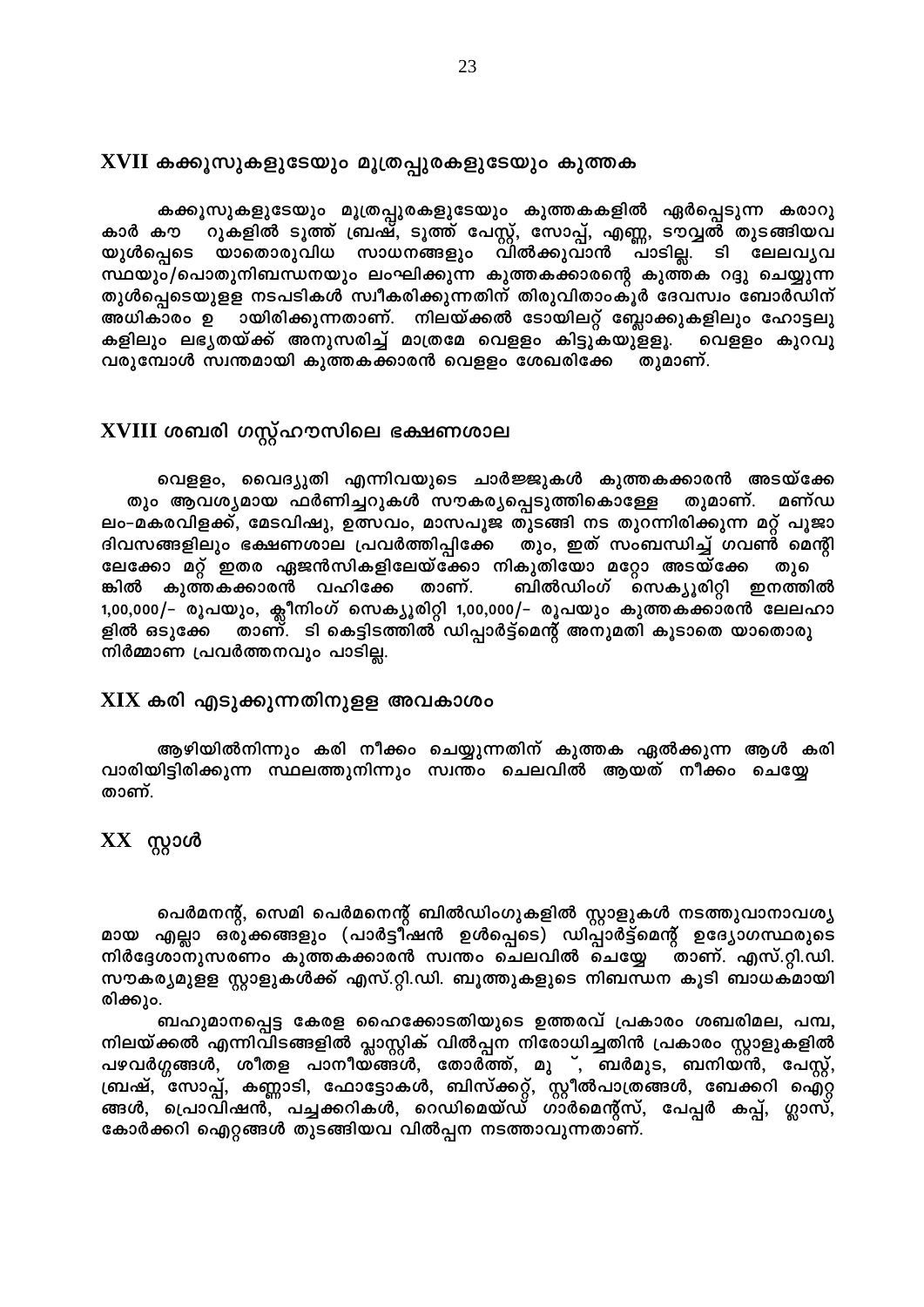## XVII കക്കൂസുകളുടേയും മൂത്രപ്പുരകളുടേയും കുത്തക

കക്കൂസുകളുടേയും മൂത്രപ്പുരകളുടേയും കുത്തകകളിൽ ഏർപ്പെടുന്ന കരാറുകാർ കൗണ്ടറുകളിൽ ടൂത്ത് ബ്രഷ്, ടൂത്ത് പേസ്റ്റ്, സോപ്പ്, എണ്ണ, ടൗവ്വൽ തുടങ്ങിയവയുൾപ്പെടെ യാതൊരുവിധ സാധനങ്ങളും വിൽക്കുവാൻ പാടില്ല. ടി ലേലവ്യവസ്ഥയും/പൊതുനിബന്ധനയും ലംഘിക്കുന്ന കുത്തകക്കാരന്റെ കുത്തക റദ്ദു ചെയ്യുന്നതുൾപ്പെടെയുളള നടപടികൾ സ്വീകരിക്കുന്നതിന് തിരുവിതാംകൂർ ദേവസ്വം ബോർഡിന് അധികാരം ഉണ്ടായിരിക്കുന്നതാണ്. നിലയ്ക്കൽ ടോയിലറ്റ് ബ്ലോക്കുകളിലും ഹോട്ടലുകളിലും ലഭ്യതയ്ക്ക് അനുസരിച്ച് മാത്രമേ വെളളം കിട്ടുകയുളളൂ. വെളളം കുറവു വരുമ്പോൾ സ്വന്തമായി കുത്തകക്കാരൻ വെളളം ശേഖരിക്കേണ്ടതുമാണ്.

## XVIII ശബരി ഗസ്റ്റ്ഹൗസിലെ ഭക്ഷണശാല

വെളളം, വൈദ്യുതി എന്നിവയുടെ ചാർജ്ജുകൾ കുത്തകക്കാരൻ അടയ്ക്കേണ്ടതും ആവശ്യമായ ഫർണിച്ചറുകൾ സൗകര്യപ്പെടുത്തികൊള്ളേണ്ടതുമാണ്. മണ്ഡലം-മകരവിളക്ക്, മേടവിഷു, ഉത്സവം, മാസപൂജ തുടങ്ങി നട തുറന്നിരിക്കുന്ന മറ്റ് പൂജാ ദിവസങ്ങളിലും ഭക്ഷണശാല പ്രവർത്തിപ്പിക്കേണ്ടതും, ഇത് സംബന്ധിച്ച് ഗവൺ മെന്റിലേക്കോ മറ്റ് ഇതര ഏജൻസികളിലേയ്ക്കോ നികുതിയോ മറ്റോ അടയ്ക്കേണ്ടതുണ്ടെങ്കിൽ കുത്തകക്കാരൻ വഹിക്കേണ്ടതാണ്. ബിൽഡിംഗ് സെക്യൂരിറ്റി ഇനത്തിൽ 1,00,000/- രൂപയും, ക്ലീനിംഗ് സെക്യൂരിറ്റി 1,00,000/- രൂപയും കുത്തകക്കാരൻ ലേലഹാളിൽ ഒടുക്കേണ്ടതാണ്. ടി കെട്ടിടത്തിൽ ഡിപ്പാർട്ട്മെന്റ് അനുമതി കൂടാതെ യാതൊരു നിർമ്മാണ പ്രവർത്തനവും പാടില്ല.

## XIX കരി എടുക്കുന്നതിനുളള അവകാശം

ആഴിയിൽനിന്നും കരി നീക്കം ചെയ്യുന്നതിന് കുത്തക ഏൽക്കുന്ന ആൾ കരി വാരിയിട്ടിരിക്കുന്ന സ്ഥലത്തുനിന്നും സ്വന്തം ചെലവിൽ ആയത് നീക്കം ചെയ്യേണ്ടതാണ്.

## XX സ്റ്റാൾ

പെർമനന്റ്, സെമി പെർമനെന്റ് ബിൽഡിംഗുകളിൽ സ്റ്റാളുകൾ നടത്തുവാനാവശ്യമായ എല്ലാ ഒരുക്കങ്ങളും (പാർട്ടീഷൻ ഉൾപ്പെടെ) ഡിപ്പാർട്ട്മെന്റ് ഉദ്യോഗസ്ഥരുടെ നിർദ്ദേശാനുസരണം കുത്തകക്കാരൻ സ്വന്തം ചെലവിൽ ചെയ്യേണ്ടതാണ്. എസ്.റ്റി.ഡി. സൗകര്യമുളള സ്റ്റാളുകൾക്ക് എസ്.റ്റി.ഡി. ബൂത്തുകളുടെ നിബന്ധന കൂടി ബാധകമായിരിക്കും.

ബഹുമാനപ്പെട്ട കേരള ഹൈക്കോടതിയുടെ ഉത്തരവ് പ്രകാരം ശബരിമല, പമ്പ, നിലയ്ക്കൽ എന്നിവിടങ്ങളിൽ പ്ലാസ്റ്റിക് വിൽപ്പന നിരോധിച്ചതിൻ പ്രകാരം സ്റ്റാളുകളിൽ പഴവർഗ്ഗങ്ങൾ, ശീതള പാനീയങ്ങൾ, തോർത്ത്, മുണ്ട്, ബർമുട, ബനിയൻ, പേസ്റ്റ്, ബ്രഷ്, സോപ്പ്, കണ്ണാടി, ഫോട്ടോകൾ, ബിസ്ക്കറ്റ്, സ്റ്റീൽപാത്രങ്ങൾ, ബേക്കറി ഐറ്റങ്ങൾ, പ്രൊവിഷൻ, പച്ചക്കറികൾ, റെഡിമെയ്ഡ് ഗാർമെന്റ്സ്, പേപ്പർ കപ്പ്, ഗ്ലാസ്, കോർക്കറി ഐറ്റങ്ങൾ തുടങ്ങിയവ വിൽപ്പന നടത്താവുന്നതാണ്.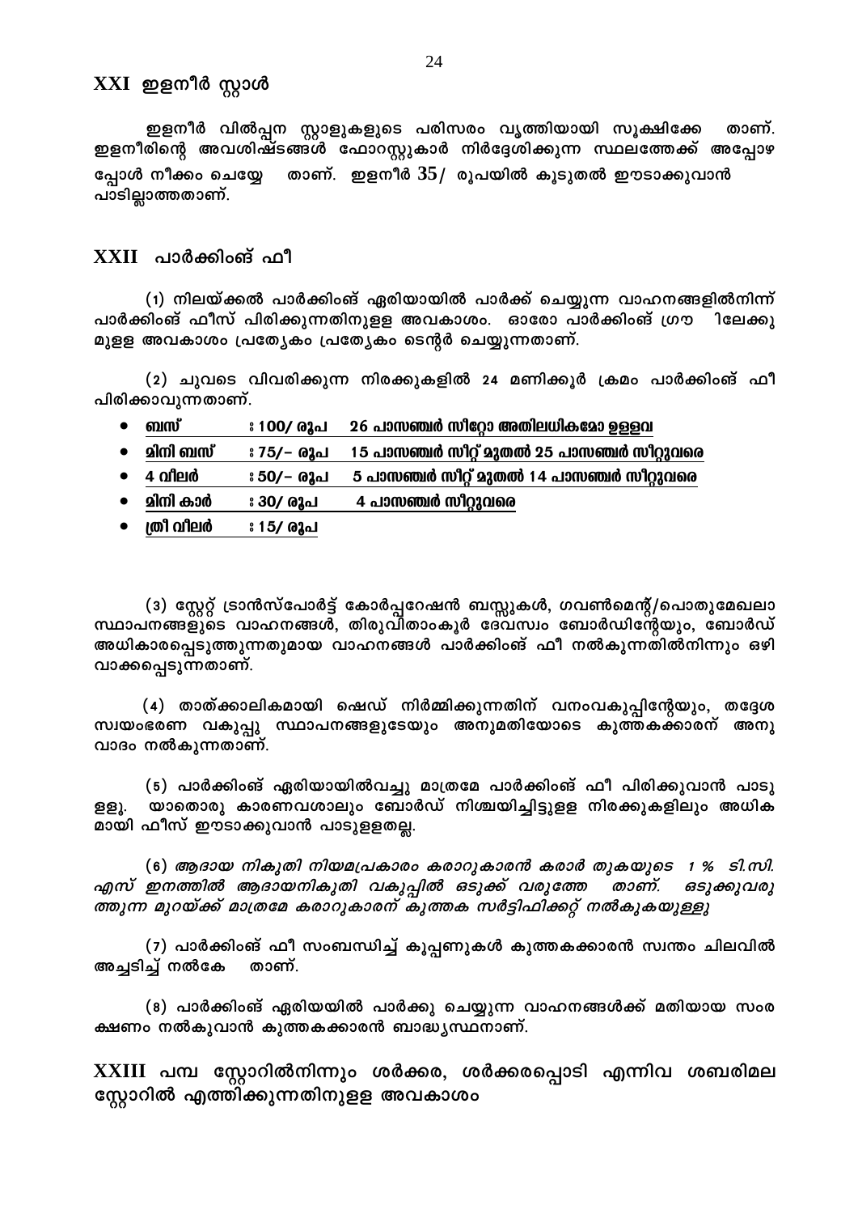## XXI ഇളനീർ സ്റ്റാൾ

ഇളനീർ വിൽപ്പന സ്റ്റാളുകളുടെ പരിസരം വൃത്തിയായി സൂക്ഷിക്കേ താണ്. ഇളനീരിന്റെ അവശിഷ്ടങ്ങൾ ഫോറസ്റ്റുകാർ നിർദ്ദേശിക്കുന്ന സ്ഥലത്തേക്ക് അപ്പോഴപ്പോൾ നീക്കം ചെയ്യേ താണ്. ഇളനീർ 35/ രൂപയിൽ കൂടുതൽ ഈടാക്കുവാൻ പാടില്ലാത്തതാണ്.

## XXII പാർക്കിംങ് ഫീ

(1) നിലയ്ക്കൽ പാർക്കിംങ് ഏരിയായിൽ പാർക്ക് ചെയ്യുന്ന വാഹനങ്ങളിൽനിന്ന് പാർക്കിംങ് ഫീസ് പിരിക്കുന്നതിനുള്ള അവകാശം. ഓരോ പാർക്കിംങ് ഗ്രൗ ിലേക്കുമുളള അവകാശം പ്രത്യേകം പ്രത്യേകം ടെന്റർ ചെയ്യുന്നതാണ്.

(2) ചുവടെ വിവരിക്കുന്ന നിരക്കുകളിൽ 24 മണിക്കൂർ ക്രമം പാർക്കിംങ് ഫീ പിരിക്കാവുന്നതാണ്.

- ബസ് : 100/ രൂപ 26 പാസഞ്ചർ സീറ്റോ അതിലധികമോ ഉളളവ
- മിനി ബസ് : 75/– രൂപ 15 പാസഞ്ചർ സീറ്റ് മുതൽ 25 പാസഞ്ചർ സീറ്റുവരെ
- 4 വീലർ : 50/– രൂപ 5 പാസഞ്ചർ സീറ്റ് മുതൽ 14 പാസഞ്ചർ സീറ്റുവരെ
- മിനി കാർ : 30/ രൂപ 4 പാസഞ്ചർ സീറ്റുവരെ
- ത്രീ വീലർ : 15/ രൂപ

(3) സ്റ്റേറ്റ് ട്രാൻസ്പോർട്ട് കോർപ്പറേഷൻ ബസ്സുകൾ, ഗവൺമെന്റ്/പൊതുമേഖലാ സ്ഥാപനങ്ങളുടെ വാഹനങ്ങൾ, തിരുവിതാംകൂർ ദേവസ്വം ബോർഡിന്റേയും, ബോർഡ് അധികാരപ്പെടുത്തുന്നതുമായ വാഹനങ്ങൾ പാർക്കിംങ് ഫീ നൽകുന്നതിൽനിന്നും ഒഴിവാക്കപ്പെടുന്നതാണ്.

(4) താത്ക്കാലികമായി ഷെഡ് നിർമ്മിക്കുന്നതിന് വനംവകുപ്പിന്റേയും, തദ്ദേശ സ്വയംഭരണ വകുപ്പു സ്ഥാപനങ്ങളുടേയും അനുമതിയോടെ കുത്തകക്കാരന് അനുവാദം നൽകുന്നതാണ്.

(5) പാർക്കിംങ് ഏരിയായിൽവച്ചു മാത്രമേ പാർക്കിംങ് ഫീ പിരിക്കുവാൻ പാടുളളൂ. യാതൊരു കാരണവശാലും ബോർഡ് നിശ്ചയിച്ചിട്ടുളള നിരക്കുകളിലും അധികമായി ഫീസ് ഈടാക്കുവാൻ പാടുളളതല്ല.

(6) *ആദായ നികുതി നിയമപ്രകാരം കരാറുകാരൻ കരാർ തുകയുടെ 1 % ടി.സി. എസ് ഇനത്തിൽ ആദായനികുതി വകുപ്പിൽ ഒടുക്ക് വരുത്തേ താണ്. ഒടുക്കുവരുത്തുന്ന മുറയ്ക്ക് മാത്രമേ കരാറുകാരന് കുത്തക സർട്ടിഫിക്കറ്റ് നൽകുകയുള്ളൂ*

(7) പാർക്കിംങ് ഫീ സംബന്ധിച്ച് കൂപ്പണുകൾ കുത്തകക്കാരൻ സ്വന്തം ചിലവിൽ അച്ചടിച്ച് നൽകേ താണ്.

(8) പാർക്കിംങ് ഏരിയയിൽ പാർക്കു ചെയ്യുന്ന വാഹനങ്ങൾക്ക് മതിയായ സംരക്ഷണം നൽകുവാൻ കുത്തകക്കാരൻ ബാദ്ധ്യസ്ഥനാണ്.

## XXIII പമ്പ സ്റ്റോറിൽനിന്നും ശർക്കര, ശർക്കരപ്പൊടി എന്നിവ ശബരിമല സ്റ്റോറിൽ എത്തിക്കുന്നതിനുളള അവകാശം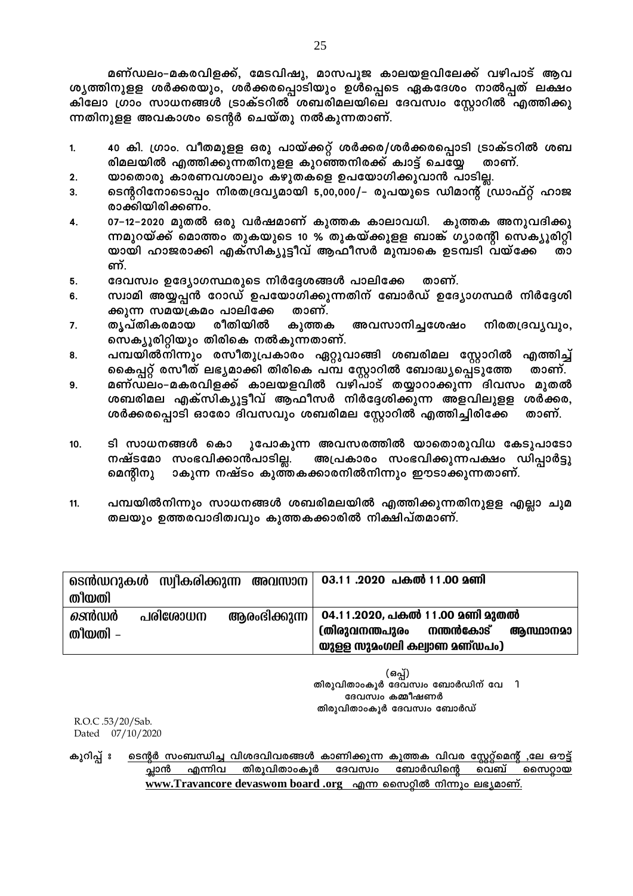മണ്ഡലം-മകരവിളക്ക്, മേടവിഷു, മാസപൂജ കാലയളവിലേക്ക് വഴിപാട് ആവശ്യത്തിനുള്ള ശർക്കരയും, ശർക്കരപ്പൊടിയും ഉൾപ്പെടെ ഏകദേശം നാൽപ്പത് ലക്ഷം കിലോ ഗ്രാം സാധനങ്ങൾ ട്രാക്ടറിൽ ശബരിമലയിലെ ദേവസ്വം സ്റ്റോറിൽ എത്തിക്കുന്നതിനുള്ള അവകാശം ടെന്റർ ചെയ്തു നൽകുന്നതാണ്.

1. 40 കി. ഗ്രാം. വീതമുള്ള ഒരു പായ്ക്കറ്റ് ശർക്കര/ശർക്കരപ്പൊടി ട്രാക്ടറിൽ ശബരിമലയിൽ എത്തിക്കുന്നതിനുള്ള കുറഞ്ഞനിരക്ക് ക്വാട്ട് ചെയ്യേ താണ്.
2. യാതൊരു കാരണവശാലും കഴുതകളെ ഉപയോഗിക്കുവാൻ പാടില്ല.
3. ടെന്ററിനോടൊപ്പം നിരതദ്രവ്യമായി 5,00,000/- രൂപയുടെ ഡിമാന്റ് ഡ്രാഫ്റ്റ് ഹാജരാക്കിയിരിക്കണം.
4. 07-12-2020 മുതൽ ഒരു വർഷമാണ് കുത്തക കാലാവധി. കുത്തക അനുവദിക്കുന്നമുറയ്ക്ക് മൊത്തം തുകയുടെ 10 % തുകയ്ക്കുള്ള ബാങ്ക് ഗ്യാരന്റി സെക്യൂരിറ്റിയായി ഹാജരാക്കി എക്സിക്യൂട്ടീവ് ആഫീസർ മുമ്പാകെ ഉടമ്പടി വയ്ക്കേ താണ്.
5. ദേവസ്വം ഉദ്യോഗസ്ഥരുടെ നിർദ്ദേശങ്ങൾ പാലിക്കേ താണ്.
6. സ്വാമി അയ്യപ്പൻ റോഡ് ഉപയോഗിക്കുന്നതിന് ബോർഡ് ഉദ്യോഗസ്ഥർ നിർദ്ദേശിക്കുന്ന സമയക്രമം പാലിക്കേ താണ്.
7. തൃപ്തികരമായ രീതിയിൽ കുത്തക അവസാനിച്ചശേഷം നിരതദ്രവ്യവും, സെക്യൂരിറ്റിയും തിരികെ നൽകുന്നതാണ്.
8. പമ്പയിൽനിന്നും രസീതുപ്രകാരം ഏറ്റുവാങ്ങി ശബരിമല സ്റ്റോറിൽ എത്തിച്ച് കൈപ്പറ്റ് രസീത് ലഭ്യമാക്കി തിരികെ പമ്പ സ്റ്റോറിൽ ബോദ്ധ്യപ്പെടുത്തേ താണ്.
9. മണ്ഡലം-മകരവിളക്ക് കാലയളവിൽ വഴിപാട് തയ്യാറാക്കുന്ന ദിവസം മുതൽ ശബരിമല എക്സിക്യൂട്ടീവ് ആഫീസർ നിർദ്ദേശിക്കുന്ന അളവിലുള്ള ശർക്കര, ശർക്കരപ്പൊടി ഓരോ ദിവസവും ശബരിമല സ്റ്റോറിൽ എത്തിച്ചിരിക്കേ താണ്.
10. ടി സാധനങ്ങൾ കൊ ുപോകുന്ന അവസരത്തിൽ യാതൊരുവിധ കേടുപാടോ നഷ്ടമോ സംഭവിക്കാൻപാടില്ല. അപ്രകാരം സംഭവിക്കുന്നപക്ഷം ഡിപ്പാർട്ടുമെന്റിനു ാകുന്ന നഷ്ടം കുത്തകക്കാരനിൽനിന്നും ഈടാക്കുന്നതാണ്.
11. പമ്പയിൽനിന്നും സാധനങ്ങൾ ശബരിമലയിൽ എത്തിക്കുന്നതിനുള്ള എല്ലാ ചുമതലയും ഉത്തരവാദിത്വവും കുത്തകക്കാരിൽ നിക്ഷിപ്തമാണ്.

| ടെൻഡറുകൾ സ്വീകരിക്കുന്ന അവസാന തീയതി | **03.11 .2020 പകൽ 11.00 മണി** |
|---|---|
| ടെൻഡർ പരിശോധന ആരംഭിക്കുന്ന തീയതി - | **04.11.2020, പകൽ 11.00 മണി മുതൽ (തിരുവനന്തപുരം നന്തൻകോട് ആസ്ഥാനമായുള്ള സുമംഗലി കല്യാണ മണ്ഡപം)** |

(ഒപ്പ്)
തിരുവിതാംകൂർ ദേവസ്വം ബോർഡിന് വേ ി
ദേവസ്വം കമ്മീഷണർ
തിരുവിതാംകൂർ ദേവസ്വം ബോർഡ്

R.O.C .53/20/Sab.
Dated 07/10/2020

കുറിപ്പ് : <u>ടെന്റർ സംബന്ധിച്ച വിശദവിവരങ്ങൾ കാണിക്കുന്ന കുത്തക വിവര സ്റ്റേറ്റ്മെന്റ് ,ലേ ഔട്ട് പ്ലാൻ എന്നിവ തിരുവിതാംകൂർ ദേവസ്വം ബോർഡിന്റെ വെബ് സൈറ്റായ **www.Travancore devaswom board .org** എന്ന സൈറ്റിൽ നിന്നും ലഭ്യമാണ്.</u>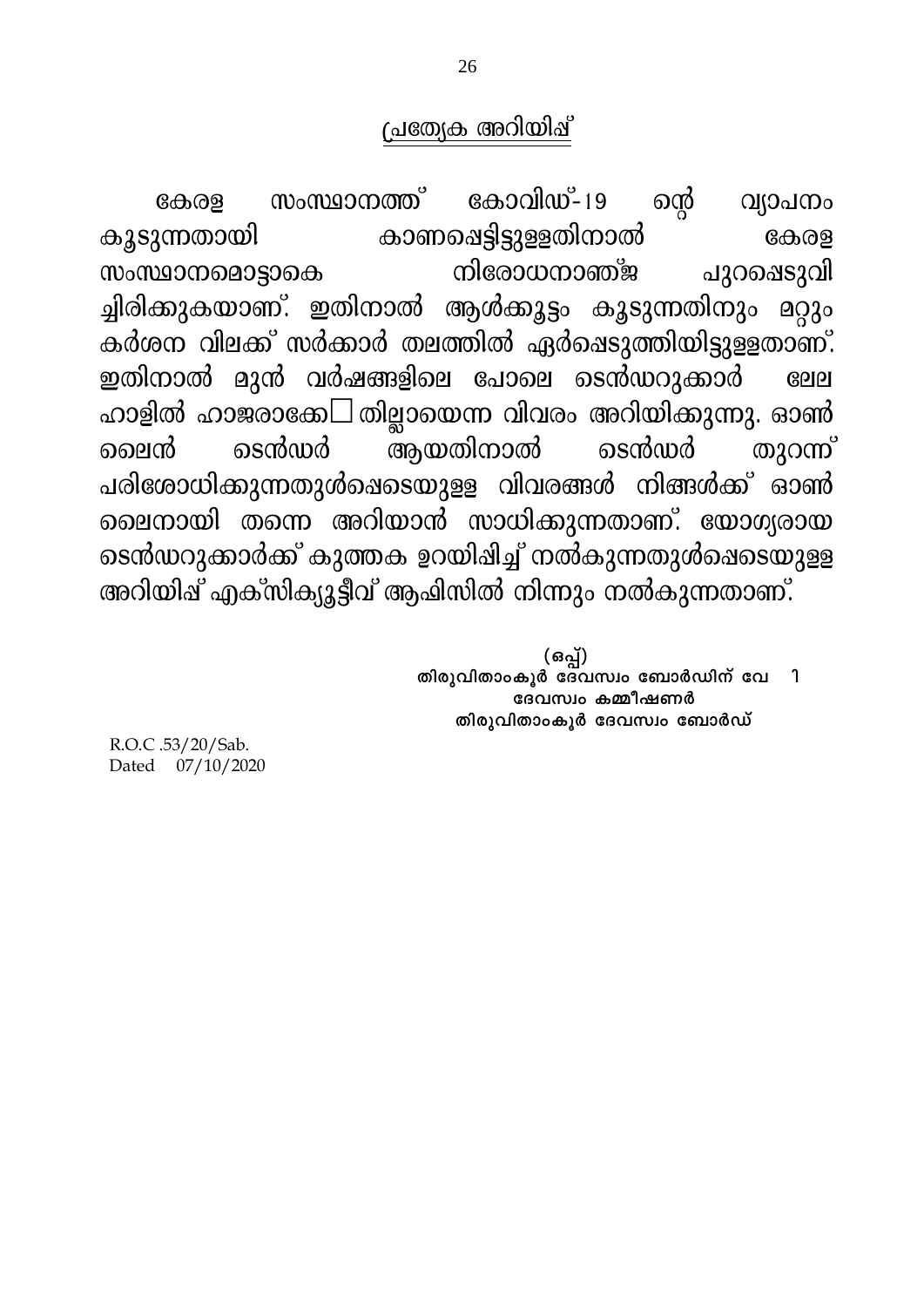## പ്രത്യേക അറിയിപ്പ്

കേരള സംസ്ഥാനത്ത് കോവിഡ്-19 ന്റെ വ്യാപനം കൂടുന്നതായി കാണപ്പെട്ടിട്ടുള്ളതിനാൽ കേരള സംസ്ഥാനമൊട്ടാകെ നിരോധനാജ്ഞ പുറപ്പെടുവിച്ചിരിക്കുകയാണ്. ഇതിനാൽ ആൾക്കൂട്ടം കൂടുന്നതിനും മറ്റും കർശന വിലക്ക് സർക്കാർ തലത്തിൽ ഏർപ്പെടുത്തിയിട്ടുള്ളതാണ്. ഇതിനാൽ മുൻ വർഷങ്ങളിലെ പോലെ ടെൻഡറുക്കാർ ലേല ഹാളിൽ ഹാജരാക്കേ□തില്ലായെന്ന വിവരം അറിയിക്കുന്നു. ഓൺ ലൈൻ ടെൻഡർ ആയതിനാൽ ടെൻഡർ തുറന്ന് പരിശോധിക്കുന്നതുൾപ്പെടെയുള്ള വിവരങ്ങൾ നിങ്ങൾക്ക് ഓൺ ലൈനായി തന്നെ അറിയാൻ സാധിക്കുന്നതാണ്. യോഗ്യരായ ടെൻഡറുക്കാർക്ക് കുത്തക ഉറയിപ്പിച്ച് നൽകുന്നതുൾപ്പെടെയുള്ള അറിയിപ്പ് എക്സിക്യൂട്ടീവ് ആഫിസിൽ നിന്നും നൽകുന്നതാണ്.

(ഒപ്പ്)
തിരുവിതാംകൂർ ദേവസ്വം ബോർഡിന് വേ 1
ദേവസ്വം കമ്മീഷണർ
തിരുവിതാംകൂർ ദേവസ്വം ബോർഡ്

R.O.C .53/20/Sab.
Dated 07/10/2020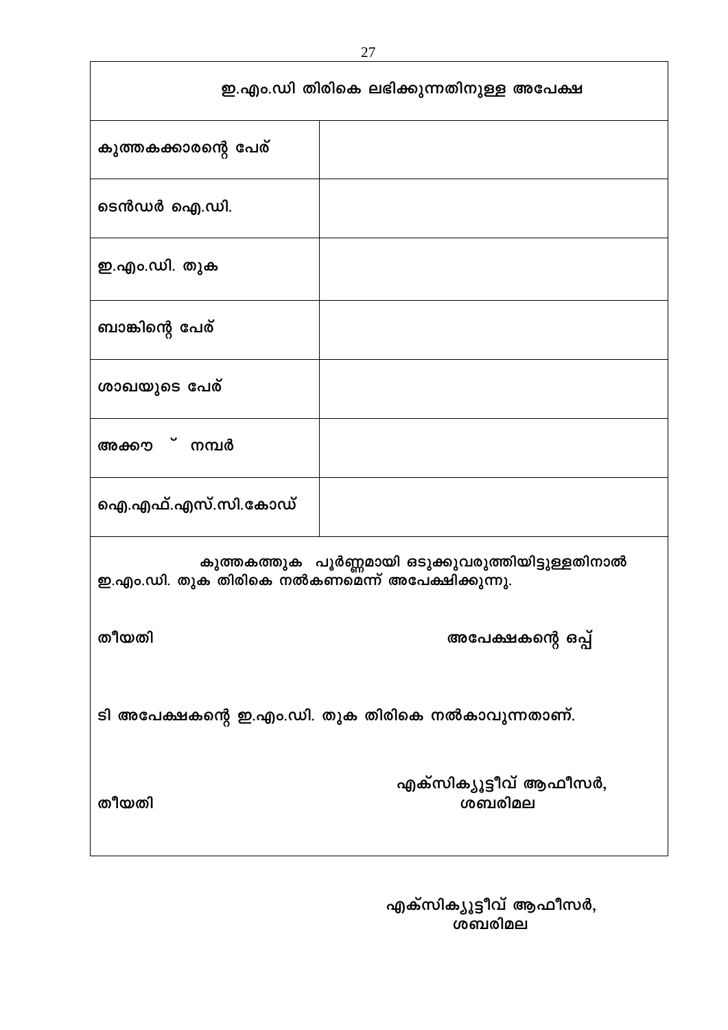| ഇ.എം.ഡി തിരികെ ലഭിക്കുന്നതിനുള്ള അപേക്ഷ | |
|---|---|
| കുത്തകക്കാരന്റെ പേര് | |
| ടെൻഡർ ഐ.ഡി. | |
| ഇ.എം.ഡി. തുക | |
| ബാങ്കിന്റെ പേര് | |
| ശാഖയുടെ പേര് | |
| അക്കൗ ് നമ്പർ | |
| ഐ.എഫ്.എസ്.സി.കോഡ് | |

കുത്തകത്തുക പൂർണ്ണമായി ഒടുക്കുവരുത്തിയിട്ടുള്ളതിനാൽ ഇ.എം.ഡി. തുക തിരികെ നൽകണമെന്ന് അപേക്ഷിക്കുന്നു.

തീയതി

അപേക്ഷകന്റെ ഒപ്പ്

ടി അപേക്ഷകന്റെ ഇ.എം.ഡി. തുക തിരികെ നൽകാവുന്നതാണ്.

തീയതി

എക്സിക്യൂട്ടീവ് ആഫീസർ,
ശബരിമല

എക്സിക്യൂട്ടീവ് ആഫീസർ,
ശബരിമല